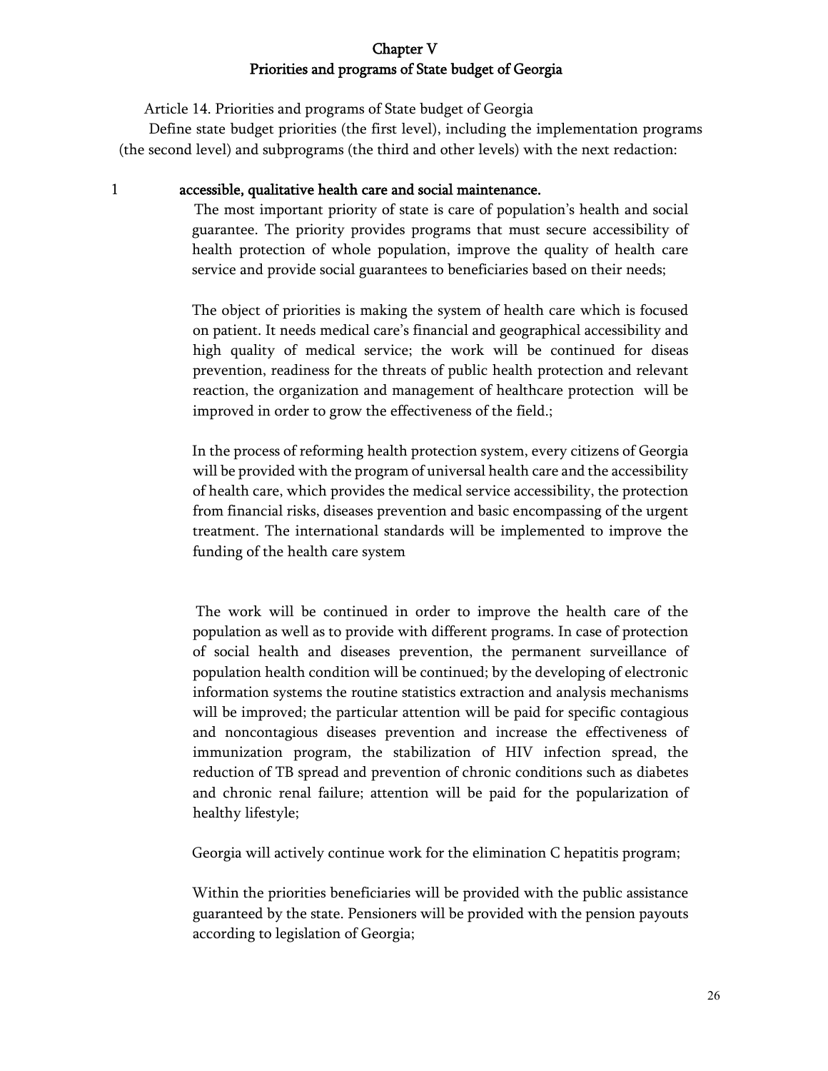# Chapter V
# Priorities and programs of State budget of Georgia

Article 14. Priorities and programs of State budget of Georgia

Define state budget priorities (the first level), including the implementation programs (the second level) and subprograms (the third and other levels) with the next redaction:

1 **accessible, qualitative health care and social maintenance.**

The most important priority of state is care of population's health and social guarantee. The priority provides programs that must secure accessibility of health protection of whole population, improve the quality of health care service and provide social guarantees to beneficiaries based on their needs;

The object of priorities is making the system of health care which is focused on patient. It needs medical care's financial and geographical accessibility and high quality of medical service; the work will be continued for diseas prevention, readiness for the threats of public health protection and relevant reaction, the organization and management of healthcare protection will be improved in order to grow the effectiveness of the field.;

In the process of reforming health protection system, every citizens of Georgia will be provided with the program of universal health care and the accessibility of health care, which provides the medical service accessibility, the protection from financial risks, diseases prevention and basic encompassing of the urgent treatment. The international standards will be implemented to improve the funding of the health care system

The work will be continued in order to improve the health care of the population as well as to provide with different programs. In case of protection of social health and diseases prevention, the permanent surveillance of population health condition will be continued; by the developing of electronic information systems the routine statistics extraction and analysis mechanisms will be improved; the particular attention will be paid for specific contagious and noncontagious diseases prevention and increase the effectiveness of immunization program, the stabilization of HIV infection spread, the reduction of TB spread and prevention of chronic conditions such as diabetes and chronic renal failure; attention will be paid for the popularization of healthy lifestyle;

Georgia will actively continue work for the elimination C hepatitis program;

Within the priorities beneficiaries will be provided with the public assistance guaranteed by the state. Pensioners will be provided with the pension payouts according to legislation of Georgia;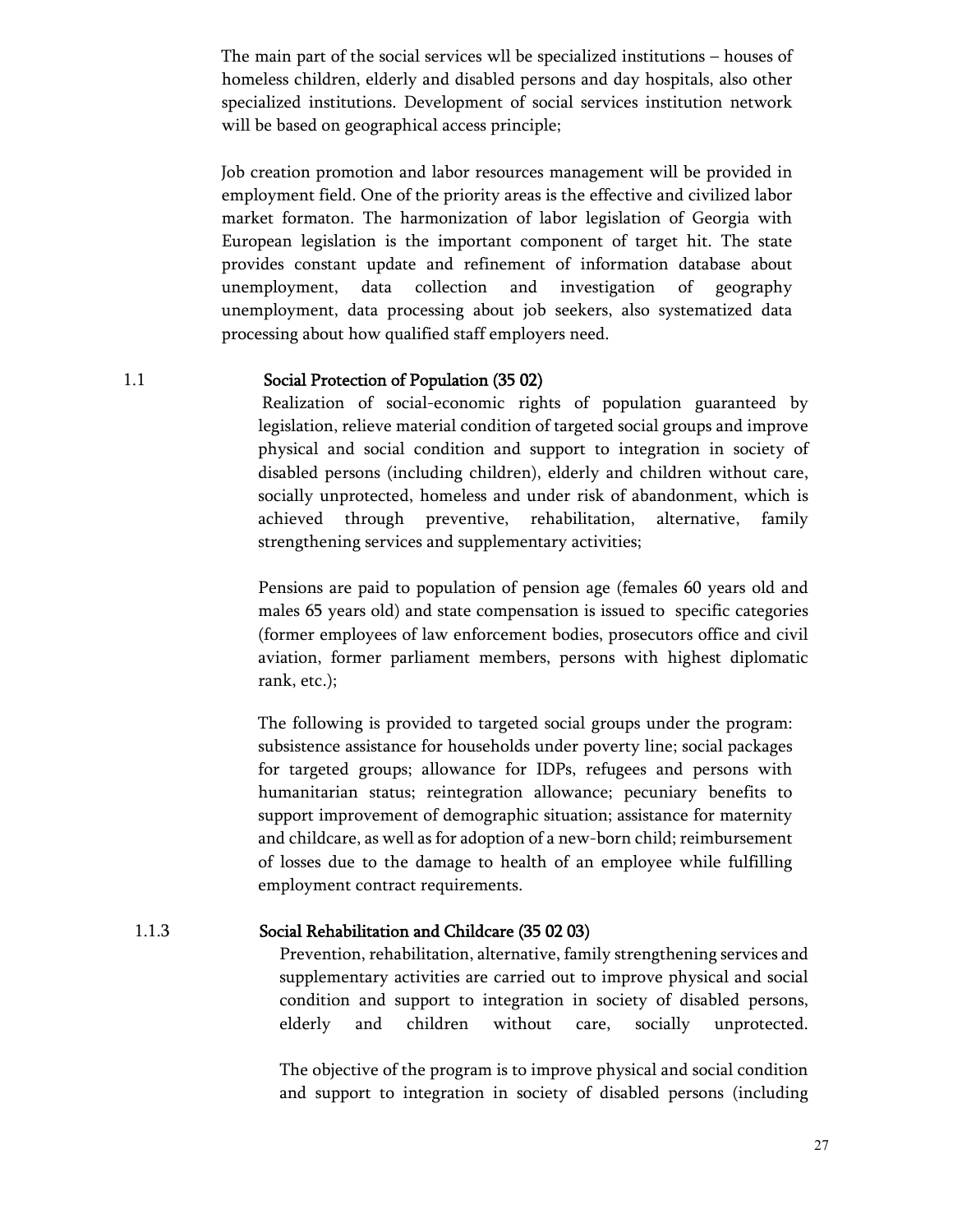The main part of the social services wll be specialized institutions – houses of homeless children, elderly and disabled persons and day hospitals, also other specialized institutions. Development of social services institution network will be based on geographical access principle;

Job creation promotion and labor resources management will be provided in employment field. One of the priority areas is the effective and civilized labor market formaton. The harmonization of labor legislation of Georgia with European legislation is the important component of target hit. The state provides constant update and refinement of information database about unemployment, data collection and investigation of geography unemployment, data processing about job seekers, also systematized data processing about how qualified staff employers need.

## 1.1 Social Protection of Population (35 02)

Realization of social-economic rights of population guaranteed by legislation, relieve material condition of targeted social groups and improve physical and social condition and support to integration in society of disabled persons (including children), elderly and children without care, socially unprotected, homeless and under risk of abandonment, which is achieved through preventive, rehabilitation, alternative, family strengthening services and supplementary activities;

Pensions are paid to population of pension age (females 60 years old and males 65 years old) and state compensation is issued to specific categories (former employees of law enforcement bodies, prosecutors office and civil aviation, former parliament members, persons with highest diplomatic rank, etc.);

The following is provided to targeted social groups under the program: subsistence assistance for households under poverty line; social packages for targeted groups; allowance for IDPs, refugees and persons with humanitarian status; reintegration allowance; pecuniary benefits to support improvement of demographic situation; assistance for maternity and childcare, as well as for adoption of a new-born child; reimbursement of losses due to the damage to health of an employee while fulfilling employment contract requirements.

### 1.1.3 Social Rehabilitation and Childcare (35 02 03)

Prevention, rehabilitation, alternative, family strengthening services and supplementary activities are carried out to improve physical and social condition and support to integration in society of disabled persons, elderly and children without care, socially unprotected.

The objective of the program is to improve physical and social condition and support to integration in society of disabled persons (including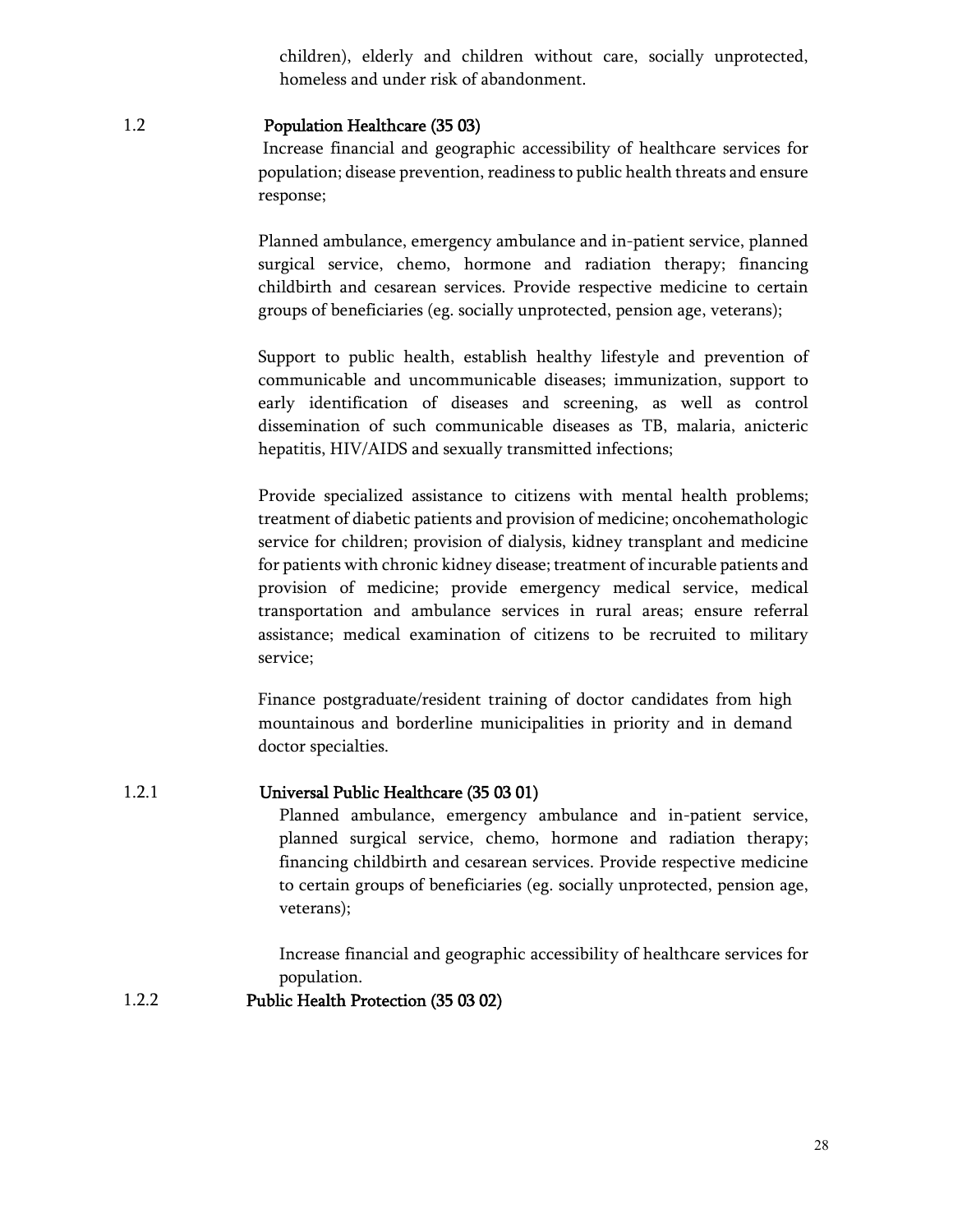children), elderly and children without care, socially unprotected, homeless and under risk of abandonment.

### 1.2 Population Healthcare (35 03)

Increase financial and geographic accessibility of healthcare services for population; disease prevention, readiness to public health threats and ensure response;

Planned ambulance, emergency ambulance and in-patient service, planned surgical service, chemo, hormone and radiation therapy; financing childbirth and cesarean services. Provide respective medicine to certain groups of beneficiaries (eg. socially unprotected, pension age, veterans);

Support to public health, establish healthy lifestyle and prevention of communicable and uncommunicable diseases; immunization, support to early identification of diseases and screening, as well as control dissemination of such communicable diseases as TB, malaria, anicteric hepatitis, HIV/AIDS and sexually transmitted infections;

Provide specialized assistance to citizens with mental health problems; treatment of diabetic patients and provision of medicine; oncohematologic service for children; provision of dialysis, kidney transplant and medicine for patients with chronic kidney disease; treatment of incurable patients and provision of medicine; provide emergency medical service, medical transportation and ambulance services in rural areas; ensure referral assistance; medical examination of citizens to be recruited to military service;

Finance postgraduate/resident training of doctor candidates from high mountainous and borderline municipalities in priority and in demand doctor specialties.

#### 1.2.1 Universal Public Healthcare (35 03 01)

Planned ambulance, emergency ambulance and in-patient service, planned surgical service, chemo, hormone and radiation therapy; financing childbirth and cesarean services. Provide respective medicine to certain groups of beneficiaries (eg. socially unprotected, pension age, veterans);

Increase financial and geographic accessibility of healthcare services for population.

#### 1.2.2 Public Health Protection (35 03 02)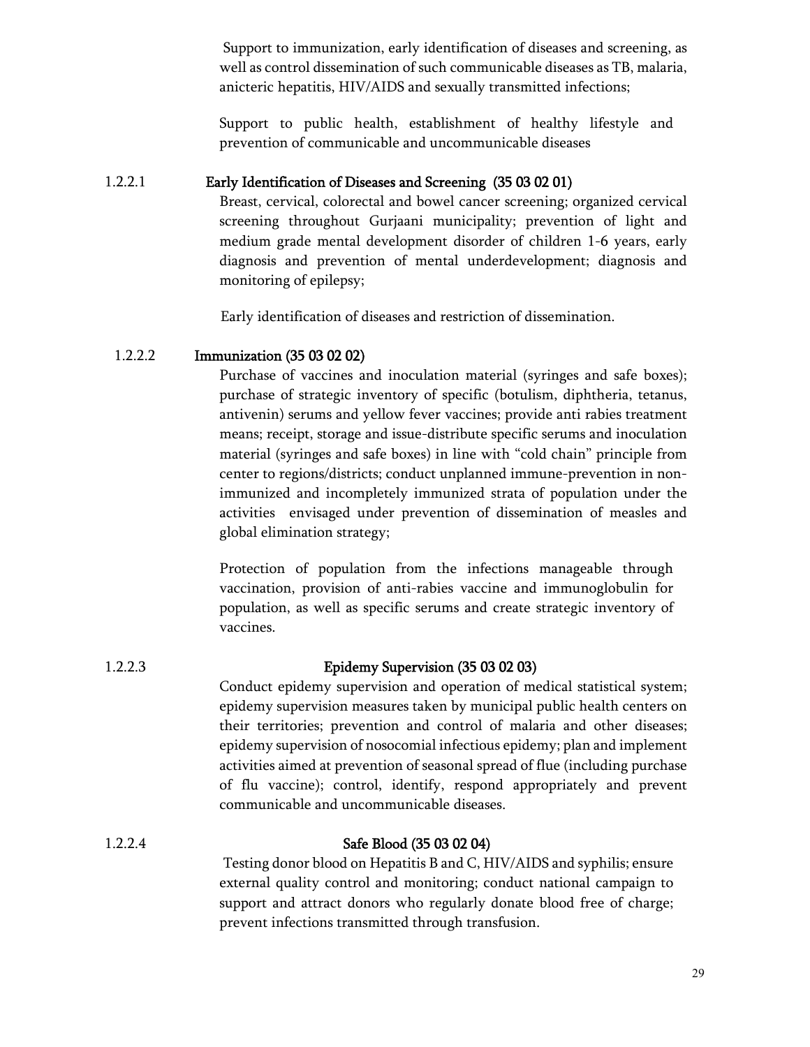Support to immunization, early identification of diseases and screening, as well as control dissemination of such communicable diseases as TB, malaria, anicteric hepatitis, HIV/AIDS and sexually transmitted infections;

Support to public health, establishment of healthy lifestyle and prevention of communicable and uncommunicable diseases

#### 1.2.2.1 Early Identification of Diseases and Screening (35 03 02 01)

Breast, cervical, colorectal and bowel cancer screening; organized cervical screening throughout Gurjaani municipality; prevention of light and medium grade mental development disorder of children 1-6 years, early diagnosis and prevention of mental underdevelopment; diagnosis and monitoring of epilepsy;

Early identification of diseases and restriction of dissemination.

#### 1.2.2.2 Immunization (35 03 02 02)

Purchase of vaccines and inoculation material (syringes and safe boxes); purchase of strategic inventory of specific (botulism, diphtheria, tetanus, antivenin) serums and yellow fever vaccines; provide anti rabies treatment means; receipt, storage and issue-distribute specific serums and inoculation material (syringes and safe boxes) in line with "cold chain" principle from center to regions/districts; conduct unplanned immune-prevention in non-immunized and incompletely immunized strata of population under the activities envisaged under prevention of dissemination of measles and global elimination strategy;

Protection of population from the infections manageable through vaccination, provision of anti-rabies vaccine and immunoglobulin for population, as well as specific serums and create strategic inventory of vaccines.

#### 1.2.2.3 Epidemy Supervision (35 03 02 03)

Conduct epidemy supervision and operation of medical statistical system; epidemy supervision measures taken by municipal public health centers on their territories; prevention and control of malaria and other diseases; epidemy supervision of nosocomial infectious epidemy; plan and implement activities aimed at prevention of seasonal spread of flue (including purchase of flu vaccine); control, identify, respond appropriately and prevent communicable and uncommunicable diseases.

#### 1.2.2.4 Safe Blood (35 03 02 04)

Testing donor blood on Hepatitis B and C, HIV/AIDS and syphilis; ensure external quality control and monitoring; conduct national campaign to support and attract donors who regularly donate blood free of charge; prevent infections transmitted through transfusion.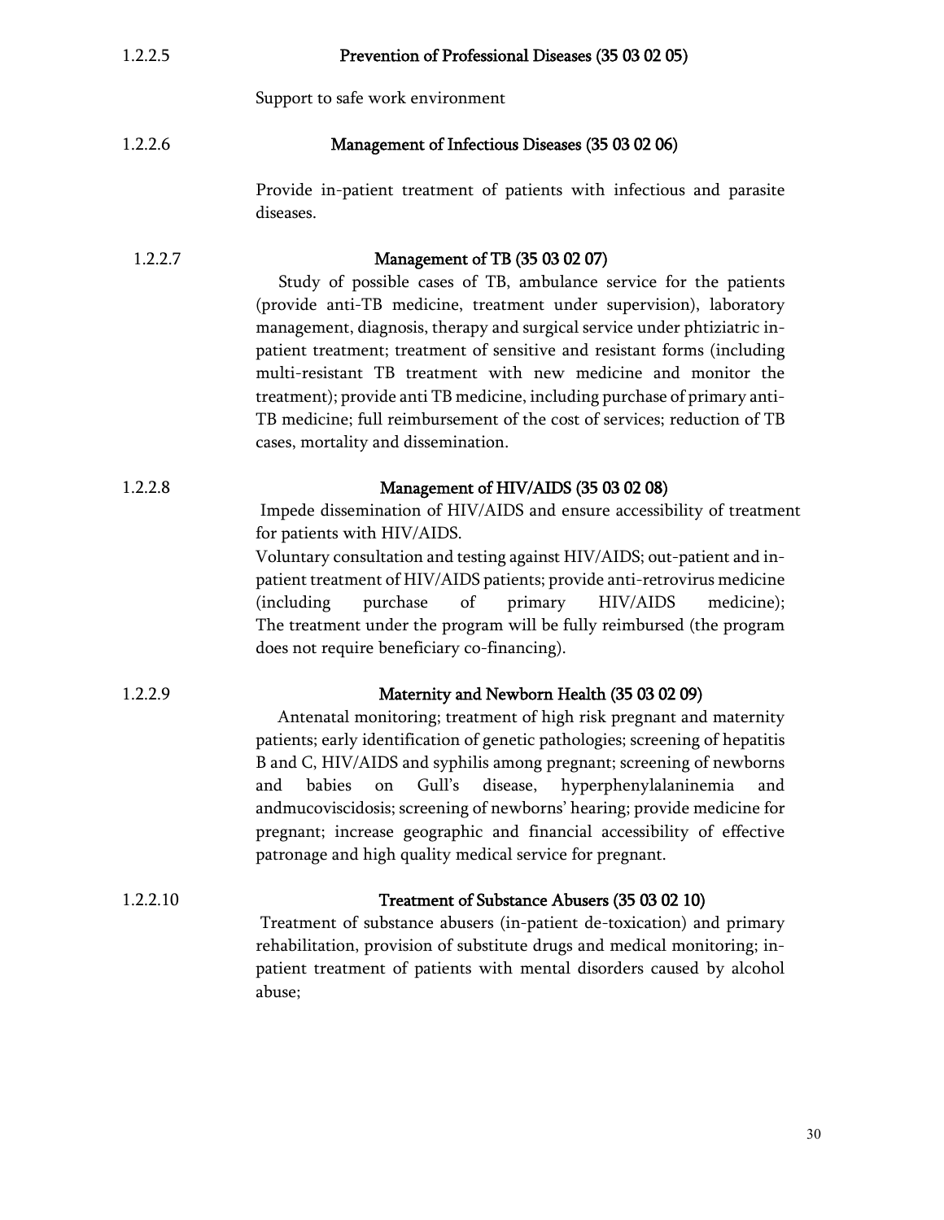#### 1.2.2.5 Prevention of Professional Diseases (35 03 02 05)

Support to safe work environment

#### 1.2.2.6 Management of Infectious Diseases (35 03 02 06)

Provide in-patient treatment of patients with infectious and parasite diseases.

#### 1.2.2.7 Management of TB (35 03 02 07)

Study of possible cases of TB, ambulance service for the patients (provide anti-TB medicine, treatment under supervision), laboratory management, diagnosis, therapy and surgical service under phtiziatric in-patient treatment; treatment of sensitive and resistant forms (including multi-resistant TB treatment with new medicine and monitor the treatment); provide anti TB medicine, including purchase of primary anti-TB medicine; full reimbursement of the cost of services; reduction of TB cases, mortality and dissemination.

#### 1.2.2.8 Management of HIV/AIDS (35 03 02 08)

Impede dissemination of HIV/AIDS and ensure accessibility of treatment for patients with HIV/AIDS.

Voluntary consultation and testing against HIV/AIDS; out-patient and in-patient treatment of HIV/AIDS patients; provide anti-retrovirus medicine (including purchase of primary HIV/AIDS medicine); The treatment under the program will be fully reimbursed (the program does not require beneficiary co-financing).

#### 1.2.2.9 Maternity and Newborn Health (35 03 02 09)

Antenatal monitoring; treatment of high risk pregnant and maternity patients; early identification of genetic pathologies; screening of hepatitis B and C, HIV/AIDS and syphilis among pregnant; screening of newborns and babies on Gull's disease, hyperphenylalaninemia and andmucoviscidosis; screening of newborns' hearing; provide medicine for pregnant; increase geographic and financial accessibility of effective patronage and high quality medical service for pregnant.

#### 1.2.2.10 Treatment of Substance Abusers (35 03 02 10)

Treatment of substance abusers (in-patient de-toxication) and primary rehabilitation, provision of substitute drugs and medical monitoring; in-patient treatment of patients with mental disorders caused by alcohol abuse;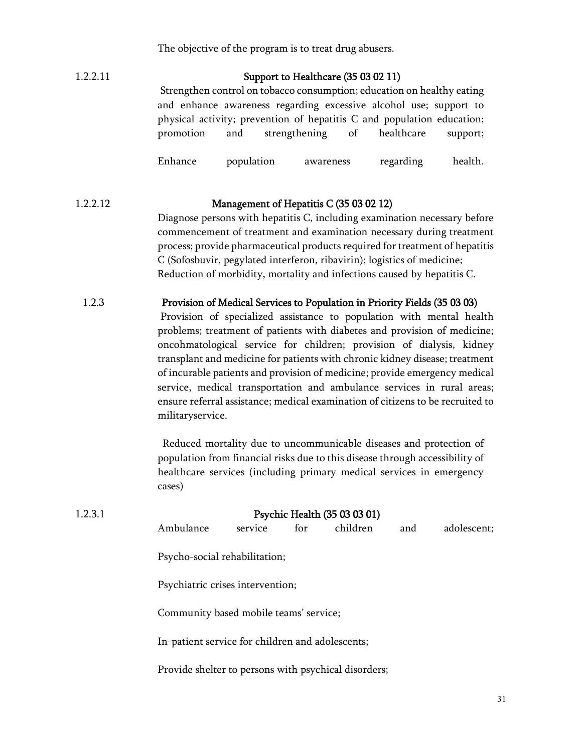The objective of the program is to treat drug abusers.

1.2.2.11 **Support to Healthcare (35 03 02 11)**

Strengthen control on tobacco consumption; education on healthy eating and enhance awareness regarding excessive alcohol use; support to physical activity; prevention of hepatitis C and population education; promotion and strengthening of healthcare support;

Enhance population awareness regarding health.

1.2.2.12 **Management of Hepatitis C (35 03 02 12)**

Diagnose persons with hepatitis C, including examination necessary before commencement of treatment and examination necessary during treatment process; provide pharmaceutical products required for treatment of hepatitis C (Sofosbuvir, pegylated interferon, ribavirin); logistics of medicine; Reduction of morbidity, mortality and infections caused by hepatitis C.

1.2.3 **Provision of Medical Services to Population in Priority Fields (35 03 03)**

Provision of specialized assistance to population with mental health problems; treatment of patients with diabetes and provision of medicine; oncohmatological service for children; provision of dialysis, kidney transplant and medicine for patients with chronic kidney disease; treatment of incurable patients and provision of medicine; provide emergency medical service, medical transportation and ambulance services in rural areas; ensure referral assistance; medical examination of citizens to be recruited to militaryservice.

Reduced mortality due to uncommunicable diseases and protection of population from financial risks due to this disease through accessibility of healthcare services (including primary medical services in emergency cases)

1.2.3.1 **Psychic Health (35 03 03 01)**

Ambulance service for children and adolescent;

Psycho-social rehabilitation;

Psychiatric crises intervention;

Community based mobile teams' service;

In-patient service for children and adolescents;

Provide shelter to persons with psychical disorders;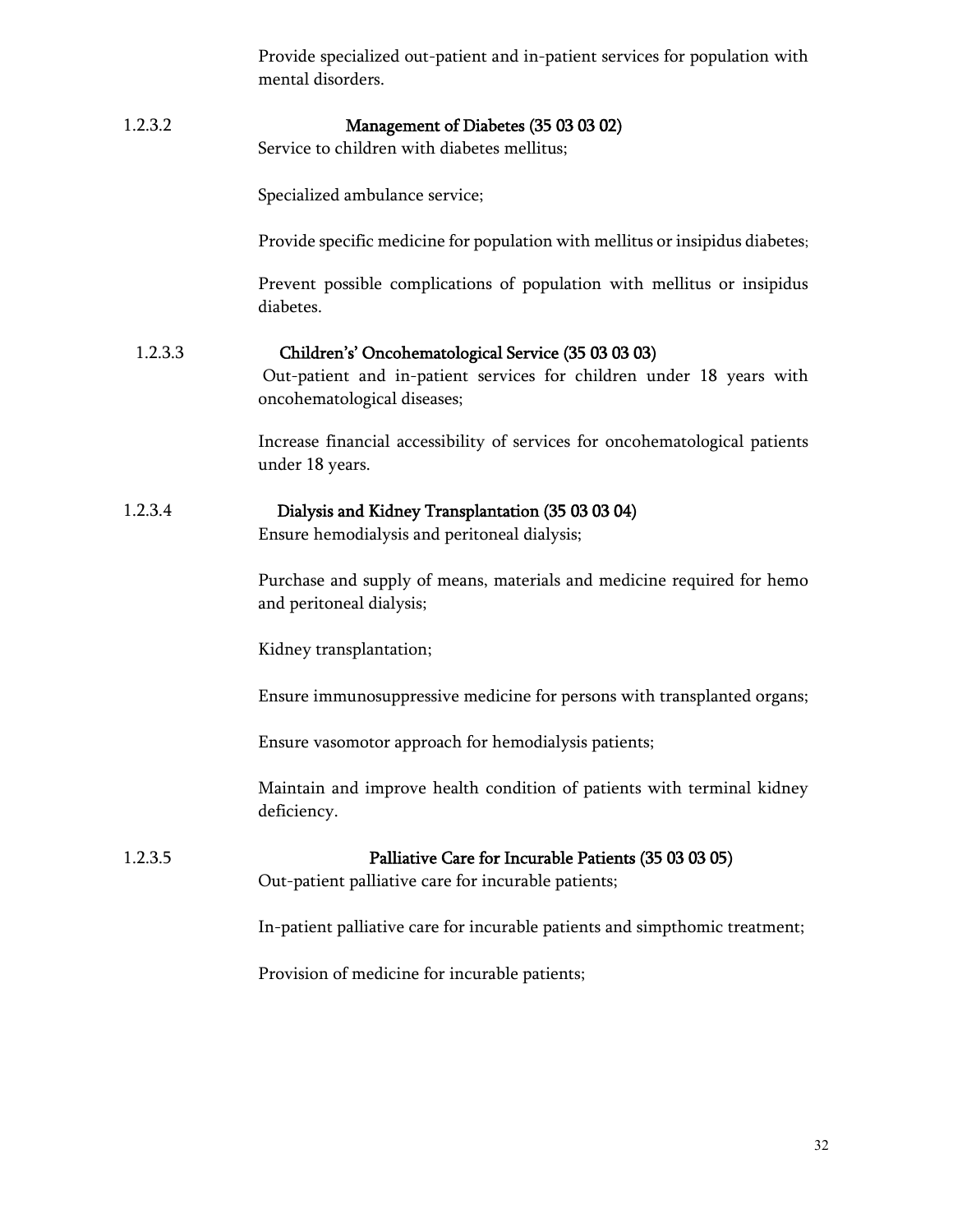Provide specialized out-patient and in-patient services for population with mental disorders.

#### 1.2.3.2 Management of Diabetes (35 03 03 02)

Service to children with diabetes mellitus;

Specialized ambulance service;

Provide specific medicine for population with mellitus or insipidus diabetes;

Prevent possible complications of population with mellitus or insipidus diabetes.

#### 1.2.3.3 Children's' Oncohematological Service (35 03 03 03)

Out-patient and in-patient services for children under 18 years with oncohematological diseases;

Increase financial accessibility of services for oncohematological patients under 18 years.

#### 1.2.3.4 Dialysis and Kidney Transplantation (35 03 03 04)

Ensure hemodialysis and peritoneal dialysis;

Purchase and supply of means, materials and medicine required for hemo and peritoneal dialysis;

Kidney transplantation;

Ensure immunosuppressive medicine for persons with transplanted organs;

Ensure vasomotor approach for hemodialysis patients;

Maintain and improve health condition of patients with terminal kidney deficiency.

#### 1.2.3.5 Palliative Care for Incurable Patients (35 03 03 05)

Out-patient palliative care for incurable patients;

In-patient palliative care for incurable patients and simpthomic treatment;

Provision of medicine for incurable patients;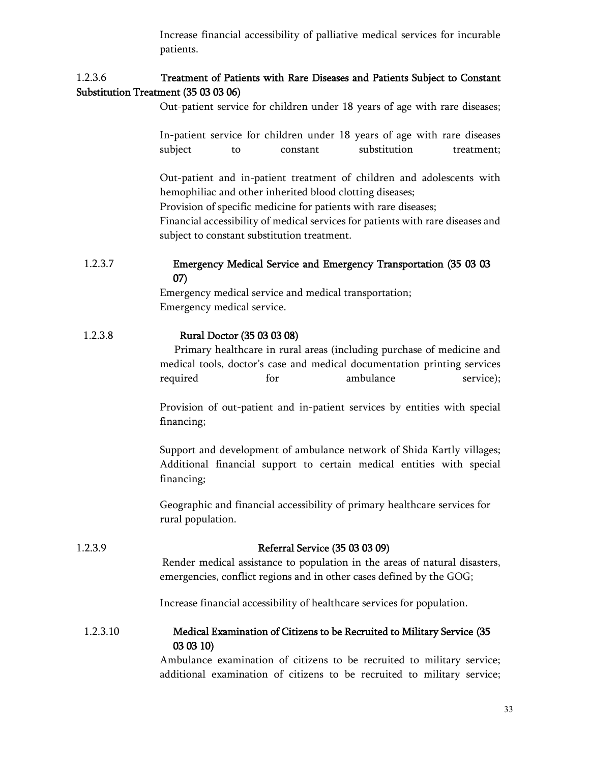Increase financial accessibility of palliative medical services for incurable patients.

#### 1.2.3.6 Treatment of Patients with Rare Diseases and Patients Subject to Constant Substitution Treatment (35 03 03 06)

Out-patient service for children under 18 years of age with rare diseases;

In-patient service for children under 18 years of age with rare diseases subject to constant substitution treatment;

Out-patient and in-patient treatment of children and adolescents with hemophiliac and other inherited blood clotting diseases;
Provision of specific medicine for patients with rare diseases;
Financial accessibility of medical services for patients with rare diseases and subject to constant substitution treatment.

#### 1.2.3.7 Emergency Medical Service and Emergency Transportation (35 03 03 07)

Emergency medical service and medical transportation;
Emergency medical service.

#### 1.2.3.8 Rural Doctor (35 03 03 08)

Primary healthcare in rural areas (including purchase of medicine and medical tools, doctor's case and medical documentation printing services required for ambulance service);

Provision of out-patient and in-patient services by entities with special financing;

Support and development of ambulance network of Shida Kartly villages;
Additional financial support to certain medical entities with special financing;

Geographic and financial accessibility of primary healthcare services for rural population.

#### 1.2.3.9 Referral Service (35 03 03 09)

Render medical assistance to population in the areas of natural disasters, emergencies, conflict regions and in other cases defined by the GOG;

Increase financial accessibility of healthcare services for population.

#### 1.2.3.10 Medical Examination of Citizens to be Recruited to Military Service (35 03 03 10)

Ambulance examination of citizens to be recruited to military service; additional examination of citizens to be recruited to military service;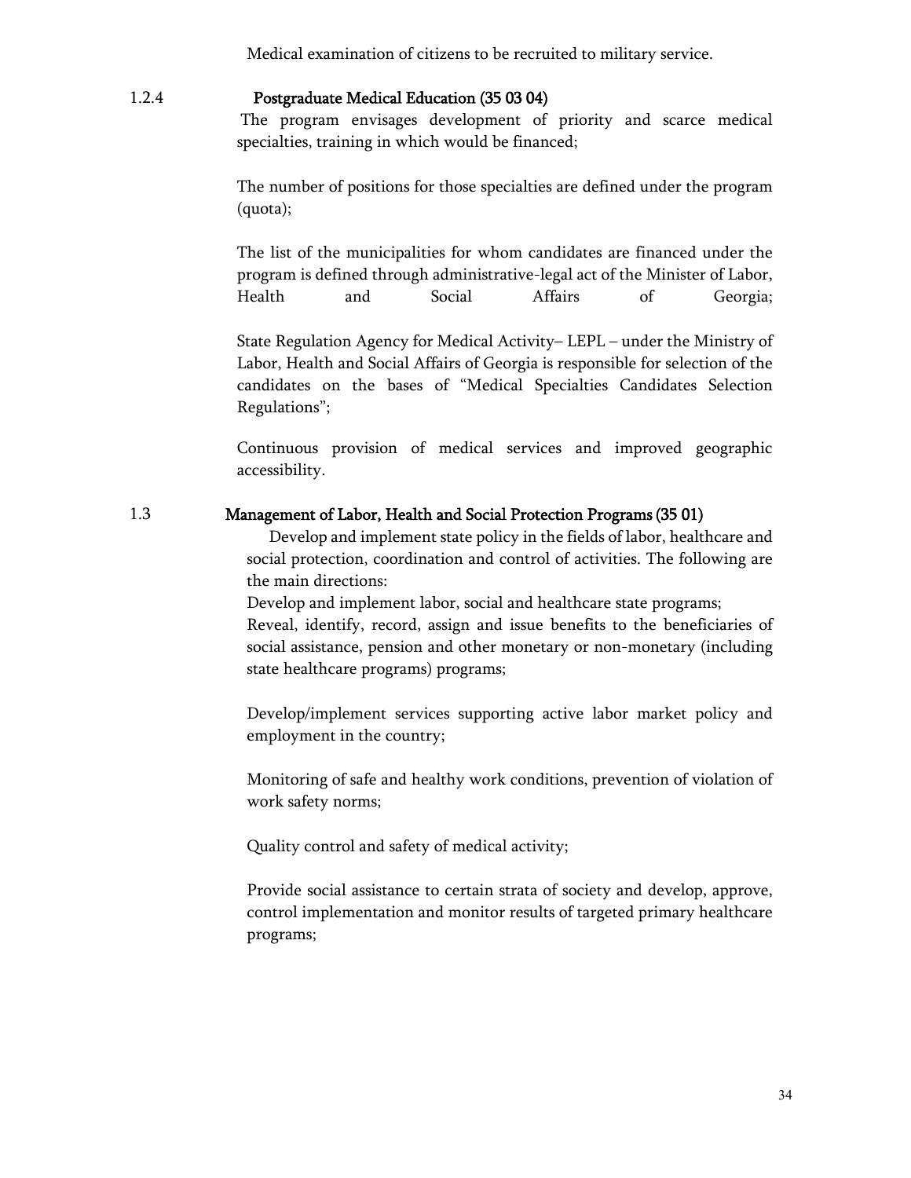Medical examination of citizens to be recruited to military service.

### 1.2.4 Postgraduate Medical Education (35 03 04)

The program envisages development of priority and scarce medical specialties, training in which would be financed;

The number of positions for those specialties are defined under the program (quota);

The list of the municipalities for whom candidates are financed under the program is defined through administrative-legal act of the Minister of Labor, Health and Social Affairs of Georgia;

State Regulation Agency for Medical Activity– LEPL – under the Ministry of Labor, Health and Social Affairs of Georgia is responsible for selection of the candidates on the bases of "Medical Specialties Candidates Selection Regulations";

Continuous provision of medical services and improved geographic accessibility.

## 1.3 Management of Labor, Health and Social Protection Programs (35 01)

Develop and implement state policy in the fields of labor, healthcare and social protection, coordination and control of activities. The following are the main directions:

Develop and implement labor, social and healthcare state programs;

Reveal, identify, record, assign and issue benefits to the beneficiaries of social assistance, pension and other monetary or non-monetary (including state healthcare programs) programs;

Develop/implement services supporting active labor market policy and employment in the country;

Monitoring of safe and healthy work conditions, prevention of violation of work safety norms;

Quality control and safety of medical activity;

Provide social assistance to certain strata of society and develop, approve, control implementation and monitor results of targeted primary healthcare programs;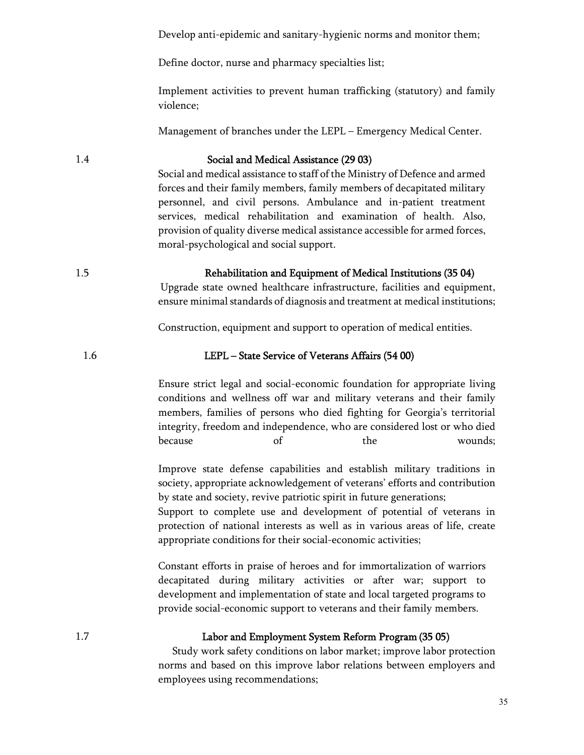Develop anti-epidemic and sanitary-hygienic norms and monitor them;

Define doctor, nurse and pharmacy specialties list;

Implement activities to prevent human trafficking (statutory) and family violence;

Management of branches under the LEPL – Emergency Medical Center.

1.4 **Social and Medical Assistance (29 03)**

Social and medical assistance to staff of the Ministry of Defence and armed forces and their family members, family members of decapitated military personnel, and civil persons. Ambulance and in-patient treatment services, medical rehabilitation and examination of health. Also, provision of quality diverse medical assistance accessible for armed forces, moral-psychological and social support.

1.5 **Rehabilitation and Equipment of Medical Institutions (35 04)**

Upgrade state owned healthcare infrastructure, facilities and equipment, ensure minimal standards of diagnosis and treatment at medical institutions;

Construction, equipment and support to operation of medical entities.

1.6 **LEPL – State Service of Veterans Affairs (54 00)**

Ensure strict legal and social-economic foundation for appropriate living conditions and wellness off war and military veterans and their family members, families of persons who died fighting for Georgia's territorial integrity, freedom and independence, who are considered lost or who died because of the wounds;

Improve state defense capabilities and establish military traditions in society, appropriate acknowledgement of veterans' efforts and contribution by state and society, revive patriotic spirit in future generations;

Support to complete use and development of potential of veterans in protection of national interests as well as in various areas of life, create appropriate conditions for their social-economic activities;

Constant efforts in praise of heroes and for immortalization of warriors decapitated during military activities or after war; support to development and implementation of state and local targeted programs to provide social-economic support to veterans and their family members.

1.7 **Labor and Employment System Reform Program (35 05)**

Study work safety conditions on labor market; improve labor protection norms and based on this improve labor relations between employers and employees using recommendations;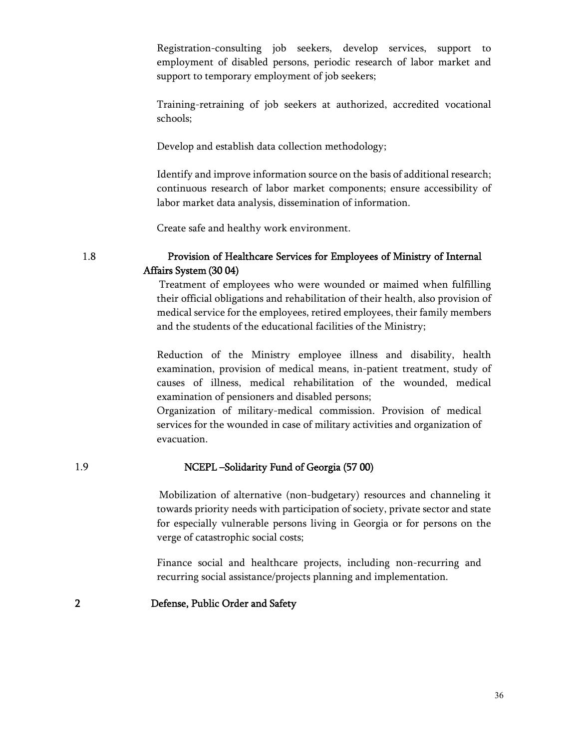Registration-consulting job seekers, develop services, support to employment of disabled persons, periodic research of labor market and support to temporary employment of job seekers;

Training-retraining of job seekers at authorized, accredited vocational schools;

Develop and establish data collection methodology;

Identify and improve information source on the basis of additional research; continuous research of labor market components; ensure accessibility of labor market data analysis, dissemination of information.

Create safe and healthy work environment.

### 1.8 Provision of Healthcare Services for Employees of Ministry of Internal Affairs System (30 04)

Treatment of employees who were wounded or maimed when fulfilling their official obligations and rehabilitation of their health, also provision of medical service for the employees, retired employees, their family members and the students of the educational facilities of the Ministry;

Reduction of the Ministry employee illness and disability, health examination, provision of medical means, in-patient treatment, study of causes of illness, medical rehabilitation of the wounded, medical examination of pensioners and disabled persons;
Organization of military-medical commission. Provision of medical services for the wounded in case of military activities and organization of evacuation.

### 1.9 NCEPL –Solidarity Fund of Georgia (57 00)

Mobilization of alternative (non-budgetary) resources and channeling it towards priority needs with participation of society, private sector and state for especially vulnerable persons living in Georgia or for persons on the verge of catastrophic social costs;

Finance social and healthcare projects, including non-recurring and recurring social assistance/projects planning and implementation.

## 2 Defense, Public Order and Safety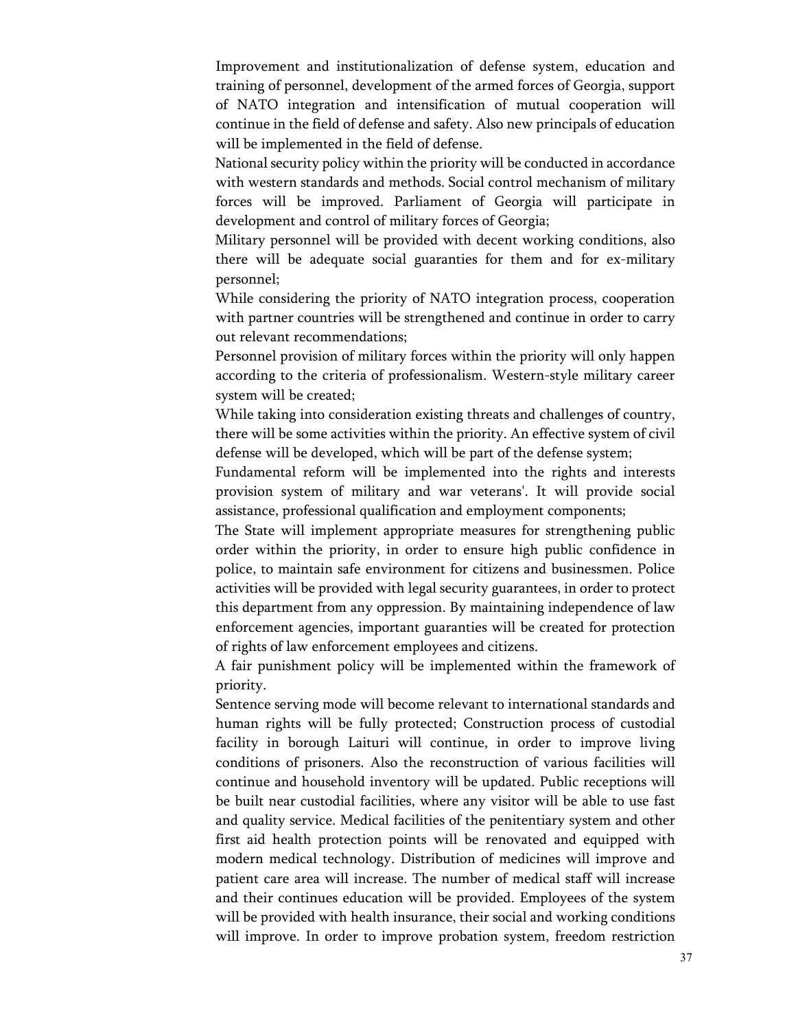Improvement and institutionalization of defense system, education and training of personnel, development of the armed forces of Georgia, support of NATO integration and intensification of mutual cooperation will continue in the field of defense and safety. Also new principals of education will be implemented in the field of defense.

National security policy within the priority will be conducted in accordance with western standards and methods. Social control mechanism of military forces will be improved. Parliament of Georgia will participate in development and control of military forces of Georgia;

Military personnel will be provided with decent working conditions, also there will be adequate social guaranties for them and for ex-military personnel;

While considering the priority of NATO integration process, cooperation with partner countries will be strengthened and continue in order to carry out relevant recommendations;

Personnel provision of military forces within the priority will only happen according to the criteria of professionalism. Western-style military career system will be created;

While taking into consideration existing threats and challenges of country, there will be some activities within the priority. An effective system of civil defense will be developed, which will be part of the defense system;

Fundamental reform will be implemented into the rights and interests provision system of military and war veterans'. It will provide social assistance, professional qualification and employment components;

The State will implement appropriate measures for strengthening public order within the priority, in order to ensure high public confidence in police, to maintain safe environment for citizens and businessmen. Police activities will be provided with legal security guarantees, in order to protect this department from any oppression. By maintaining independence of law enforcement agencies, important guaranties will be created for protection of rights of law enforcement employees and citizens.

A fair punishment policy will be implemented within the framework of priority.

Sentence serving mode will become relevant to international standards and human rights will be fully protected; Construction process of custodial facility in borough Laituri will continue, in order to improve living conditions of prisoners. Also the reconstruction of various facilities will continue and household inventory will be updated. Public receptions will be built near custodial facilities, where any visitor will be able to use fast and quality service. Medical facilities of the penitentiary system and other first aid health protection points will be renovated and equipped with modern medical technology. Distribution of medicines will improve and patient care area will increase. The number of medical staff will increase and their continues education will be provided. Employees of the system will be provided with health insurance, their social and working conditions will improve. In order to improve probation system, freedom restriction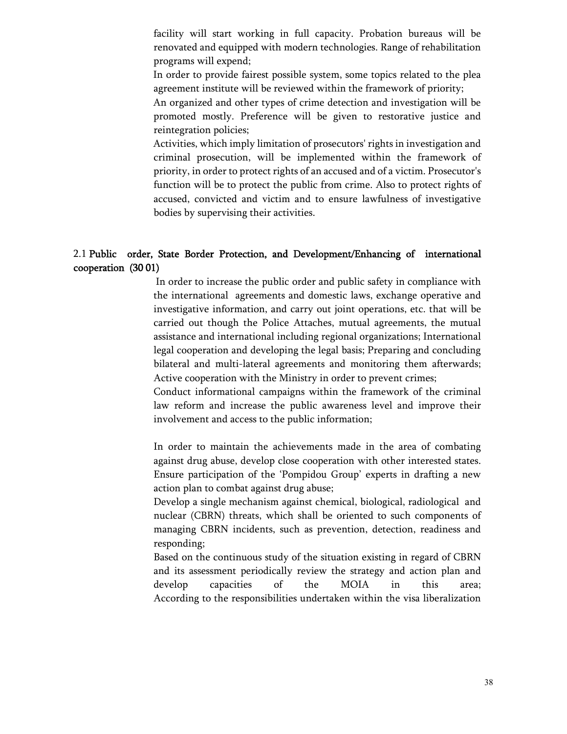facility will start working in full capacity. Probation bureaus will be renovated and equipped with modern technologies. Range of rehabilitation programs will expend;

In order to provide fairest possible system, some topics related to the plea agreement institute will be reviewed within the framework of priority;

An organized and other types of crime detection and investigation will be promoted mostly. Preference will be given to restorative justice and reintegration policies;

Activities, which imply limitation of prosecutors' rights in investigation and criminal prosecution, will be implemented within the framework of priority, in order to protect rights of an accused and of a victim. Prosecutor's function will be to protect the public from crime. Also to protect rights of accused, convicted and victim and to ensure lawfulness of investigative bodies by supervising their activities.

## 2.1 Public order, State Border Protection, and Development/Enhancing of international cooperation (30 01)

In order to increase the public order and public safety in compliance with the international agreements and domestic laws, exchange operative and investigative information, and carry out joint operations, etc. that will be carried out though the Police Attaches, mutual agreements, the mutual assistance and international including regional organizations; International legal cooperation and developing the legal basis; Preparing and concluding bilateral and multi-lateral agreements and monitoring them afterwards; Active cooperation with the Ministry in order to prevent crimes;

Conduct informational campaigns within the framework of the criminal law reform and increase the public awareness level and improve their involvement and access to the public information;

In order to maintain the achievements made in the area of combating against drug abuse, develop close cooperation with other interested states. Ensure participation of the 'Pompidou Group' experts in drafting a new action plan to combat against drug abuse;

Develop a single mechanism against chemical, biological, radiological and nuclear (CBRN) threats, which shall be oriented to such components of managing CBRN incidents, such as prevention, detection, readiness and responding;

Based on the continuous study of the situation existing in regard of CBRN and its assessment periodically review the strategy and action plan and develop capacities of the MOIA in this area;

According to the responsibilities undertaken within the visa liberalization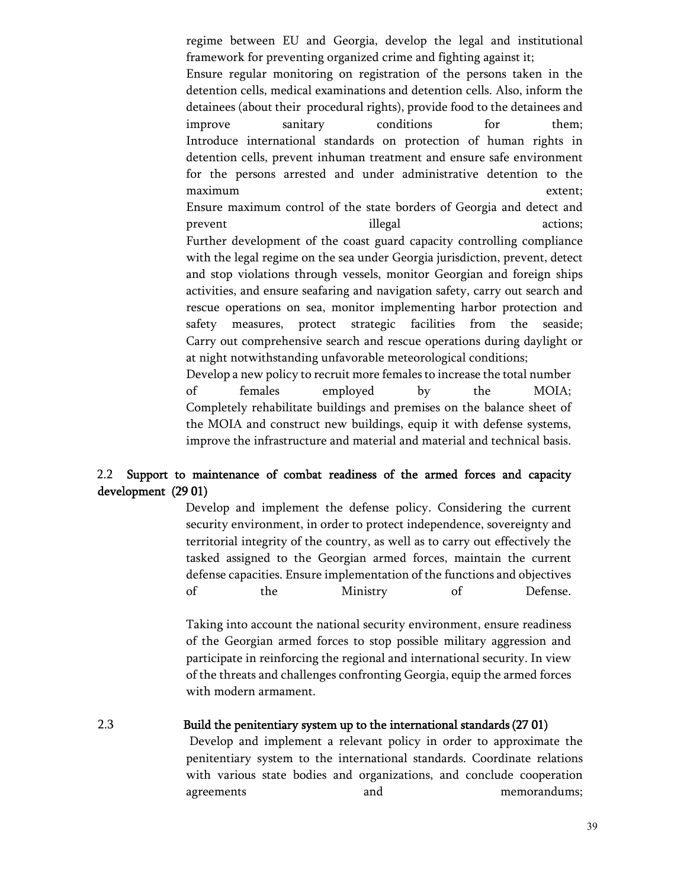regime between EU and Georgia, develop the legal and institutional framework for preventing organized crime and fighting against it;

Ensure regular monitoring on registration of the persons taken in the detention cells, medical examinations and detention cells. Also, inform the detainees (about their procedural rights), provide food to the detainees and improve sanitary conditions for them;

Introduce international standards on protection of human rights in detention cells, prevent inhuman treatment and ensure safe environment for the persons arrested and under administrative detention to the maximum extent;

Ensure maximum control of the state borders of Georgia and detect and prevent illegal actions;

Further development of the coast guard capacity controlling compliance with the legal regime on the sea under Georgia jurisdiction, prevent, detect and stop violations through vessels, monitor Georgian and foreign ships activities, and ensure seafaring and navigation safety, carry out search and rescue operations on sea, monitor implementing harbor protection and safety measures, protect strategic facilities from the seaside;

Carry out comprehensive search and rescue operations during daylight or at night notwithstanding unfavorable meteorological conditions;

Develop a new policy to recruit more females to increase the total number of females employed by the MOIA;

Completely rehabilitate buildings and premises on the balance sheet of the MOIA and construct new buildings, equip it with defense systems, improve the infrastructure and material and material and technical basis.

## 2.2 Support to maintenance of combat readiness of the armed forces and capacity development (29 01)

Develop and implement the defense policy. Considering the current security environment, in order to protect independence, sovereignty and territorial integrity of the country, as well as to carry out effectively the tasked assigned to the Georgian armed forces, maintain the current defense capacities. Ensure implementation of the functions and objectives of the Ministry of Defense.

Taking into account the national security environment, ensure readiness of the Georgian armed forces to stop possible military aggression and participate in reinforcing the regional and international security. In view of the threats and challenges confronting Georgia, equip the armed forces with modern armament.

## 2.3 Build the penitentiary system up to the international standards (27 01)

Develop and implement a relevant policy in order to approximate the penitentiary system to the international standards. Coordinate relations with various state bodies and organizations, and conclude cooperation agreements and memorandums;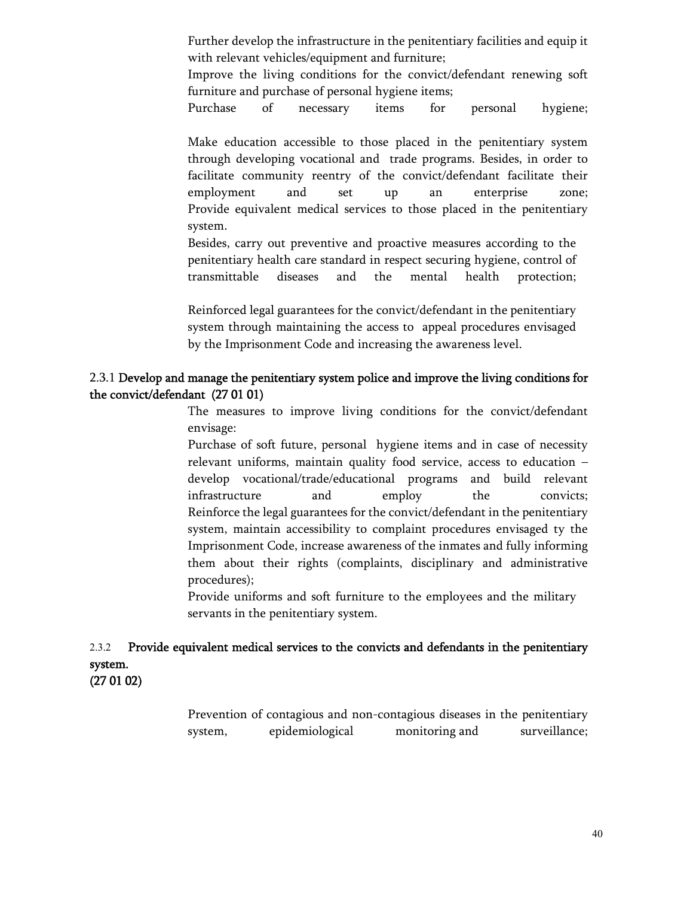Further develop the infrastructure in the penitentiary facilities and equip it with relevant vehicles/equipment and furniture;

Improve the living conditions for the convict/defendant renewing soft furniture and purchase of personal hygiene items;

Purchase of necessary items for personal hygiene;

Make education accessible to those placed in the penitentiary system through developing vocational and trade programs. Besides, in order to facilitate community reentry of the convict/defendant facilitate their employment and set up an enterprise zone;

Provide equivalent medical services to those placed in the penitentiary system.

Besides, carry out preventive and proactive measures according to the penitentiary health care standard in respect securing hygiene, control of transmittable diseases and the mental health protection;

Reinforced legal guarantees for the convict/defendant in the penitentiary system through maintaining the access to appeal procedures envisaged by the Imprisonment Code and increasing the awareness level.

### 2.3.1 Develop and manage the penitentiary system police and improve the living conditions for the convict/defendant (27 01 01)

The measures to improve living conditions for the convict/defendant envisage:

Purchase of soft future, personal hygiene items and in case of necessity relevant uniforms, maintain quality food service, access to education – develop vocational/trade/educational programs and build relevant infrastructure and employ the convicts;

Reinforce the legal guarantees for the convict/defendant in the penitentiary system, maintain accessibility to complaint procedures envisaged ty the Imprisonment Code, increase awareness of the inmates and fully informing them about their rights (complaints, disciplinary and administrative procedures);

Provide uniforms and soft furniture to the employees and the military servants in the penitentiary system.

### 2.3.2 Provide equivalent medical services to the convicts and defendants in the penitentiary system. (27 01 02)

Prevention of contagious and non-contagious diseases in the penitentiary system, epidemiological monitoring and surveillance;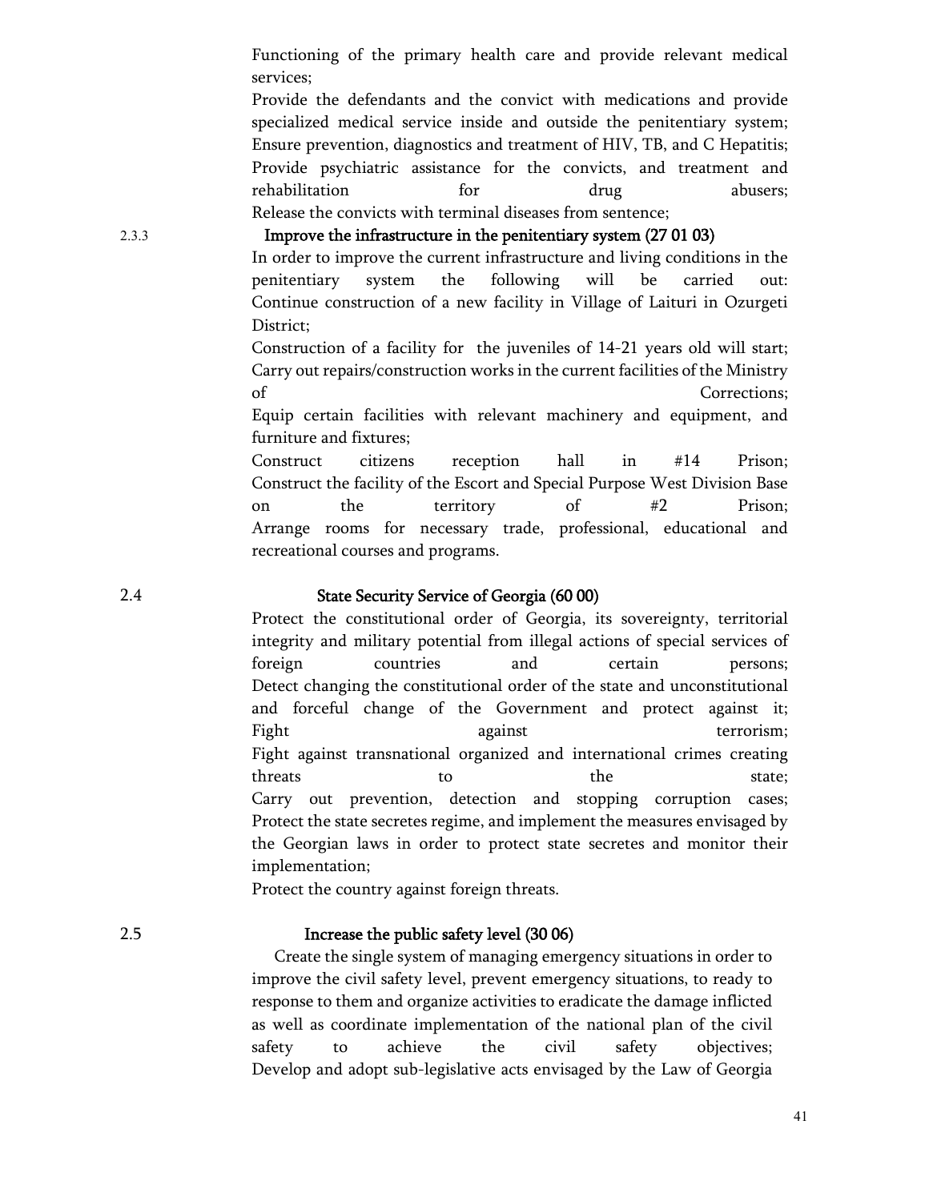Functioning of the primary health care and provide relevant medical services;

Provide the defendants and the convict with medications and provide specialized medical service inside and outside the penitentiary system;

Ensure prevention, diagnostics and treatment of HIV, TB, and C Hepatitis;

Provide psychiatric assistance for the convicts, and treatment and rehabilitation for drug abusers;

Release the convicts with terminal diseases from sentence;

### 2.3.3 Improve the infrastructure in the penitentiary system (27 01 03)

In order to improve the current infrastructure and living conditions in the penitentiary system the following will be carried out:

Continue construction of a new facility in Village of Laituri in Ozurgeti District;

Construction of a facility for the juveniles of 14-21 years old will start;

Carry out repairs/construction works in the current facilities of the Ministry of Corrections;

Equip certain facilities with relevant machinery and equipment, and furniture and fixtures;

Construct citizens reception hall in #14 Prison;

Construct the facility of the Escort and Special Purpose West Division Base on the territory of #2 Prison;

Arrange rooms for necessary trade, professional, educational and recreational courses and programs.

## 2.4 State Security Service of Georgia (60 00)

Protect the constitutional order of Georgia, its sovereignty, territorial integrity and military potential from illegal actions of special services of foreign countries and certain persons;

Detect changing the constitutional order of the state and unconstitutional and forceful change of the Government and protect against it;

Fight against terrorism;

Fight against transnational organized and international crimes creating threats to the state;

Carry out prevention, detection and stopping corruption cases;

Protect the state secretes regime, and implement the measures envisaged by the Georgian laws in order to protect state secretes and monitor their implementation;

Protect the country against foreign threats.

## 2.5 Increase the public safety level (30 06)

Create the single system of managing emergency situations in order to improve the civil safety level, prevent emergency situations, to ready to response to them and organize activities to eradicate the damage inflicted as well as coordinate implementation of the national plan of the civil safety to achieve the civil safety objectives;

Develop and adopt sub-legislative acts envisaged by the Law of Georgia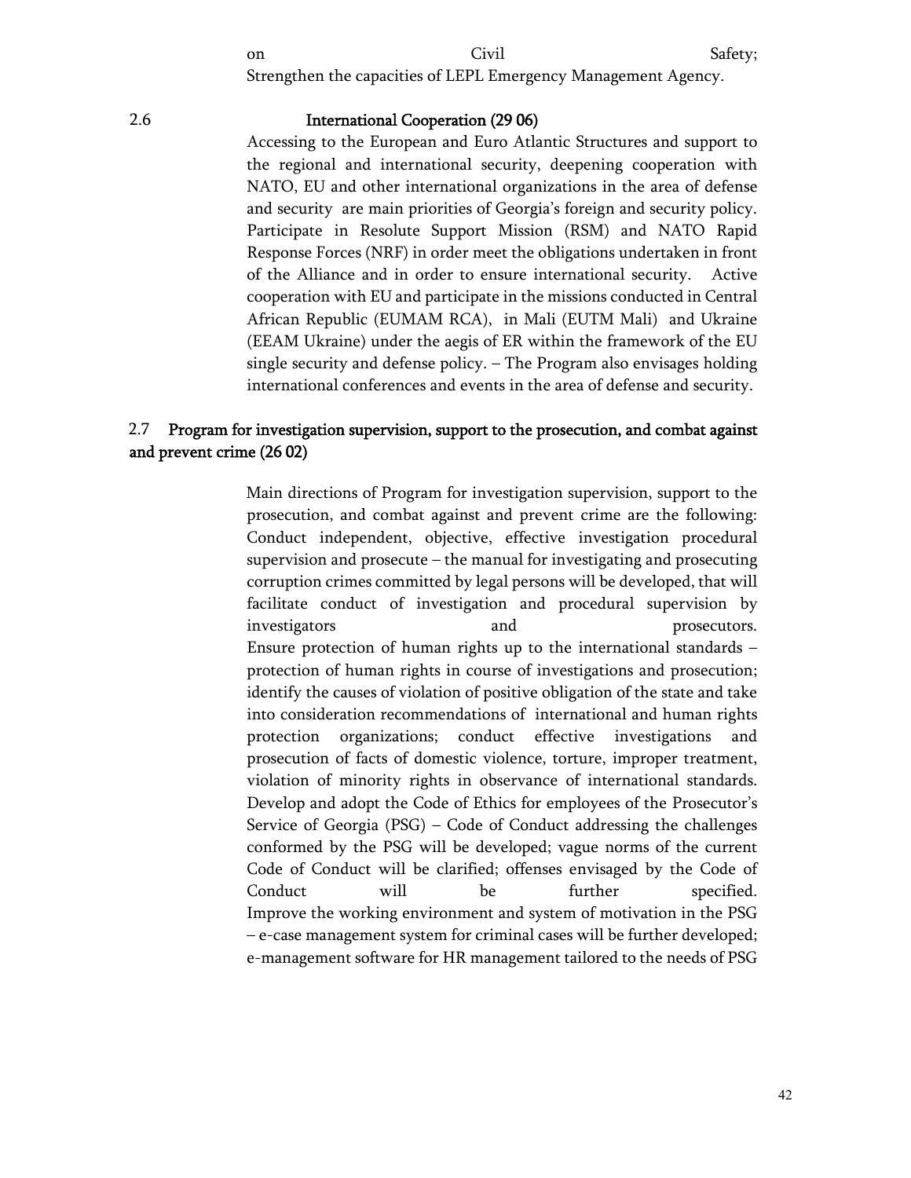on Civil Safety;
Strengthen the capacities of LEPL Emergency Management Agency.

### 2.6 International Cooperation (29 06)

Accessing to the European and Euro Atlantic Structures and support to the regional and international security, deepening cooperation with NATO, EU and other international organizations in the area of defense and security are main priorities of Georgia's foreign and security policy. Participate in Resolute Support Mission (RSM) and NATO Rapid Response Forces (NRF) in order meet the obligations undertaken in front of the Alliance and in order to ensure international security. Active cooperation with EU and participate in the missions conducted in Central African Republic (EUMAM RCA), in Mali (EUTM Mali) and Ukraine (EEAM Ukraine) under the aegis of ER within the framework of the EU single security and defense policy. – The Program also envisages holding international conferences and events in the area of defense and security.

### 2.7 Program for investigation supervision, support to the prosecution, and combat against and prevent crime (26 02)

Main directions of Program for investigation supervision, support to the prosecution, and combat against and prevent crime are the following:
Conduct independent, objective, effective investigation procedural supervision and prosecute – the manual for investigating and prosecuting corruption crimes committed by legal persons will be developed, that will facilitate conduct of investigation and procedural supervision by investigators and prosecutors.
Ensure protection of human rights up to the international standards – protection of human rights in course of investigations and prosecution; identify the causes of violation of positive obligation of the state and take into consideration recommendations of international and human rights protection organizations; conduct effective investigations and prosecution of facts of domestic violence, torture, improper treatment, violation of minority rights in observance of international standards.
Develop and adopt the Code of Ethics for employees of the Prosecutor's Service of Georgia (PSG) – Code of Conduct addressing the challenges conformed by the PSG will be developed; vague norms of the current Code of Conduct will be clarified; offenses envisaged by the Code of Conduct will be further specified.
Improve the working environment and system of motivation in the PSG – e-case management system for criminal cases will be further developed; e-management software for HR management tailored to the needs of PSG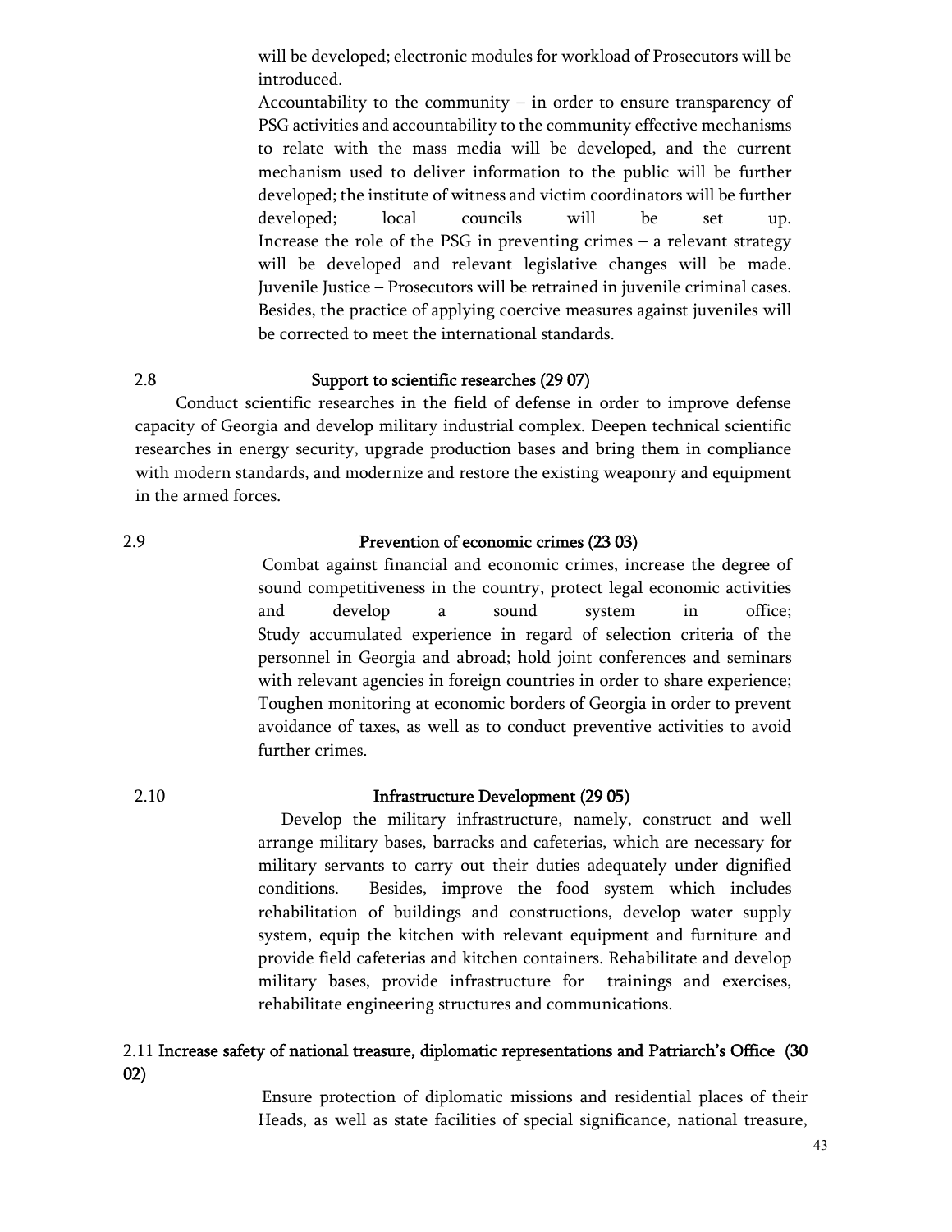will be developed; electronic modules for workload of Prosecutors will be introduced.

Accountability to the community – in order to ensure transparency of PSG activities and accountability to the community effective mechanisms to relate with the mass media will be developed, and the current mechanism used to deliver information to the public will be further developed; the institute of witness and victim coordinators will be further developed; local councils will be set up.

Increase the role of the PSG in preventing crimes – a relevant strategy will be developed and relevant legislative changes will be made.

Juvenile Justice – Prosecutors will be retrained in juvenile criminal cases. Besides, the practice of applying coercive measures against juveniles will be corrected to meet the international standards.

### 2.8 Support to scientific researches (29 07)

Conduct scientific researches in the field of defense in order to improve defense capacity of Georgia and develop military industrial complex. Deepen technical scientific researches in energy security, upgrade production bases and bring them in compliance with modern standards, and modernize and restore the existing weaponry and equipment in the armed forces.

### 2.9 Prevention of economic crimes (23 03)

Combat against financial and economic crimes, increase the degree of sound competitiveness in the country, protect legal economic activities and develop a sound system in office;

Study accumulated experience in regard of selection criteria of the personnel in Georgia and abroad; hold joint conferences and seminars with relevant agencies in foreign countries in order to share experience;

Toughen monitoring at economic borders of Georgia in order to prevent avoidance of taxes, as well as to conduct preventive activities to avoid further crimes.

### 2.10 Infrastructure Development (29 05)

Develop the military infrastructure, namely, construct and well arrange military bases, barracks and cafeterias, which are necessary for military servants to carry out their duties adequately under dignified conditions. Besides, improve the food system which includes rehabilitation of buildings and constructions, develop water supply system, equip the kitchen with relevant equipment and furniture and provide field cafeterias and kitchen containers. Rehabilitate and develop military bases, provide infrastructure for trainings and exercises, rehabilitate engineering structures and communications.

### 2.11 Increase safety of national treasure, diplomatic representations and Patriarch's Office (30 02)

Ensure protection of diplomatic missions and residential places of their Heads, as well as state facilities of special significance, national treasure,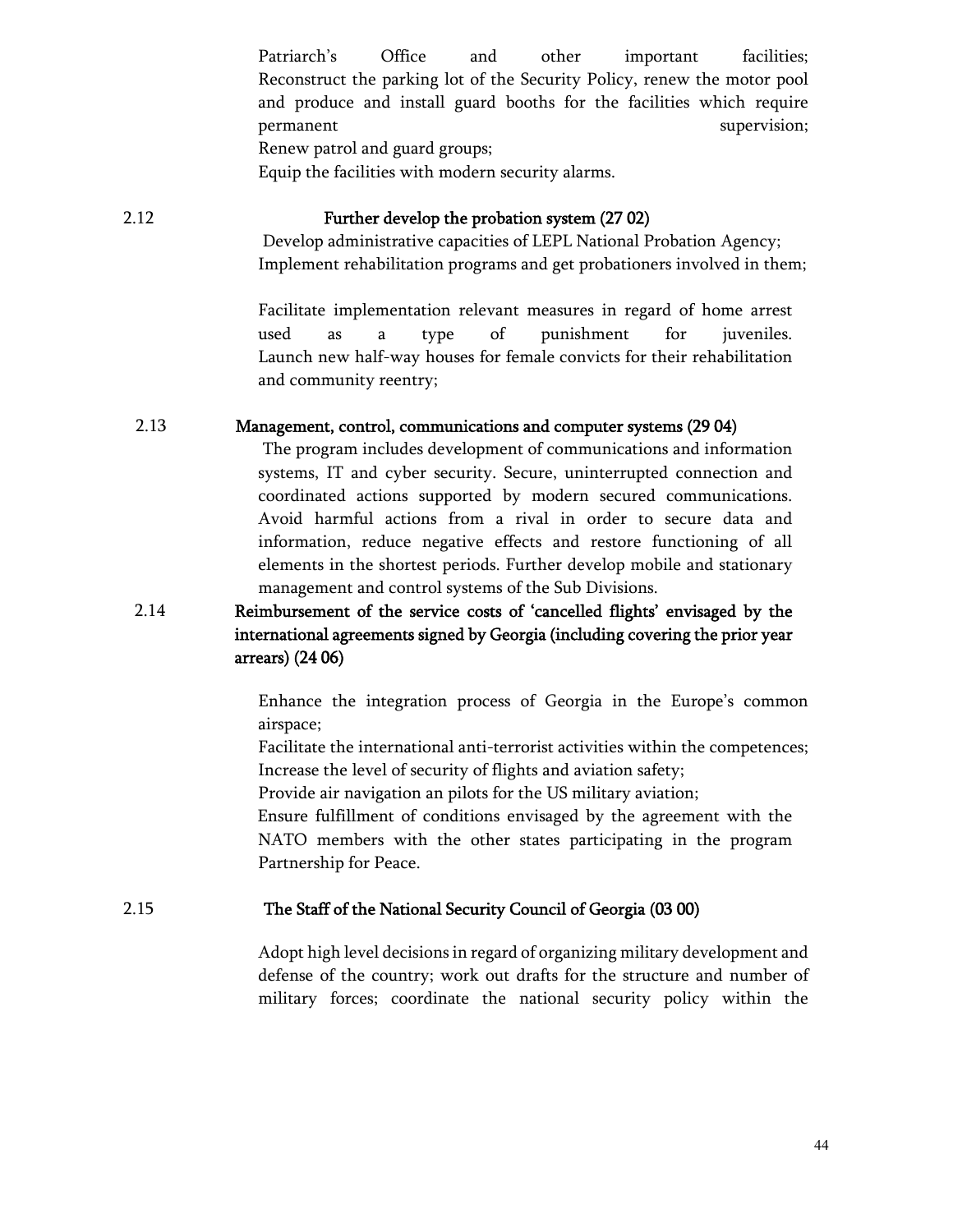Patriarch's Office and other important facilities;
Reconstruct the parking lot of the Security Policy, renew the motor pool and produce and install guard booths for the facilities which require permanent supervision;
Renew patrol and guard groups;
Equip the facilities with modern security alarms.

**2.12 Further develop the probation system (27 02)**

Develop administrative capacities of LEPL National Probation Agency;
Implement rehabilitation programs and get probationers involved in them;

Facilitate implementation relevant measures in regard of home arrest used as a type of punishment for juveniles.
Launch new half-way houses for female convicts for their rehabilitation and community reentry;

**2.13 Management, control, communications and computer systems (29 04)**

The program includes development of communications and information systems, IT and cyber security. Secure, uninterrupted connection and coordinated actions supported by modern secured communications. Avoid harmful actions from a rival in order to secure data and information, reduce negative effects and restore functioning of all elements in the shortest periods. Further develop mobile and stationary management and control systems of the Sub Divisions.

**2.14 Reimbursement of the service costs of 'cancelled flights' envisaged by the international agreements signed by Georgia (including covering the prior year arrears) (24 06)**

Enhance the integration process of Georgia in the Europe's common airspace;
Facilitate the international anti-terrorist activities within the competences;
Increase the level of security of flights and aviation safety;
Provide air navigation an pilots for the US military aviation;
Ensure fulfillment of conditions envisaged by the agreement with the NATO members with the other states participating in the program Partnership for Peace.

**2.15 The Staff of the National Security Council of Georgia (03 00)**

Adopt high level decisions in regard of organizing military development and defense of the country; work out drafts for the structure and number of military forces; coordinate the national security policy within the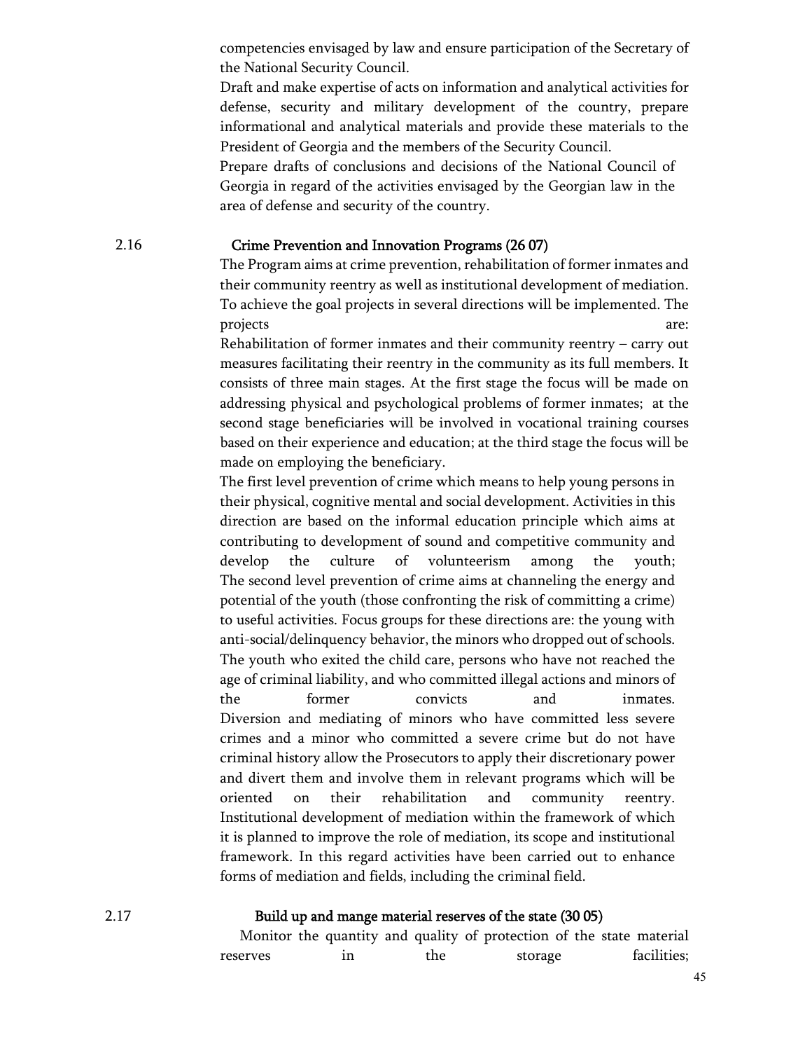competencies envisaged by law and ensure participation of the Secretary of the National Security Council.

Draft and make expertise of acts on information and analytical activities for defense, security and military development of the country, prepare informational and analytical materials and provide these materials to the President of Georgia and the members of the Security Council.

Prepare drafts of conclusions and decisions of the National Council of Georgia in regard of the activities envisaged by the Georgian law in the area of defense and security of the country.

## 2.16 Crime Prevention and Innovation Programs (26 07)

The Program aims at crime prevention, rehabilitation of former inmates and their community reentry as well as institutional development of mediation. To achieve the goal projects in several directions will be implemented. The projects are:

Rehabilitation of former inmates and their community reentry – carry out measures facilitating their reentry in the community as its full members. It consists of three main stages. At the first stage the focus will be made on addressing physical and psychological problems of former inmates; at the second stage beneficiaries will be involved in vocational training courses based on their experience and education; at the third stage the focus will be made on employing the beneficiary.

The first level prevention of crime which means to help young persons in their physical, cognitive mental and social development. Activities in this direction are based on the informal education principle which aims at contributing to development of sound and competitive community and develop the culture of volunteerism among the youth;

The second level prevention of crime aims at channeling the energy and potential of the youth (those confronting the risk of committing a crime) to useful activities. Focus groups for these directions are: the young with anti-social/delinquency behavior, the minors who dropped out of schools. The youth who exited the child care, persons who have not reached the age of criminal liability, and who committed illegal actions and minors of the former convicts and inmates.

Diversion and mediating of minors who have committed less severe crimes and a minor who committed a severe crime but do not have criminal history allow the Prosecutors to apply their discretionary power and divert them and involve them in relevant programs which will be oriented on their rehabilitation and community reentry.

Institutional development of mediation within the framework of which it is planned to improve the role of mediation, its scope and institutional framework. In this regard activities have been carried out to enhance forms of mediation and fields, including the criminal field.

## 2.17 Build up and mange material reserves of the state (30 05)

Monitor the quantity and quality of protection of the state material reserves in the storage facilities;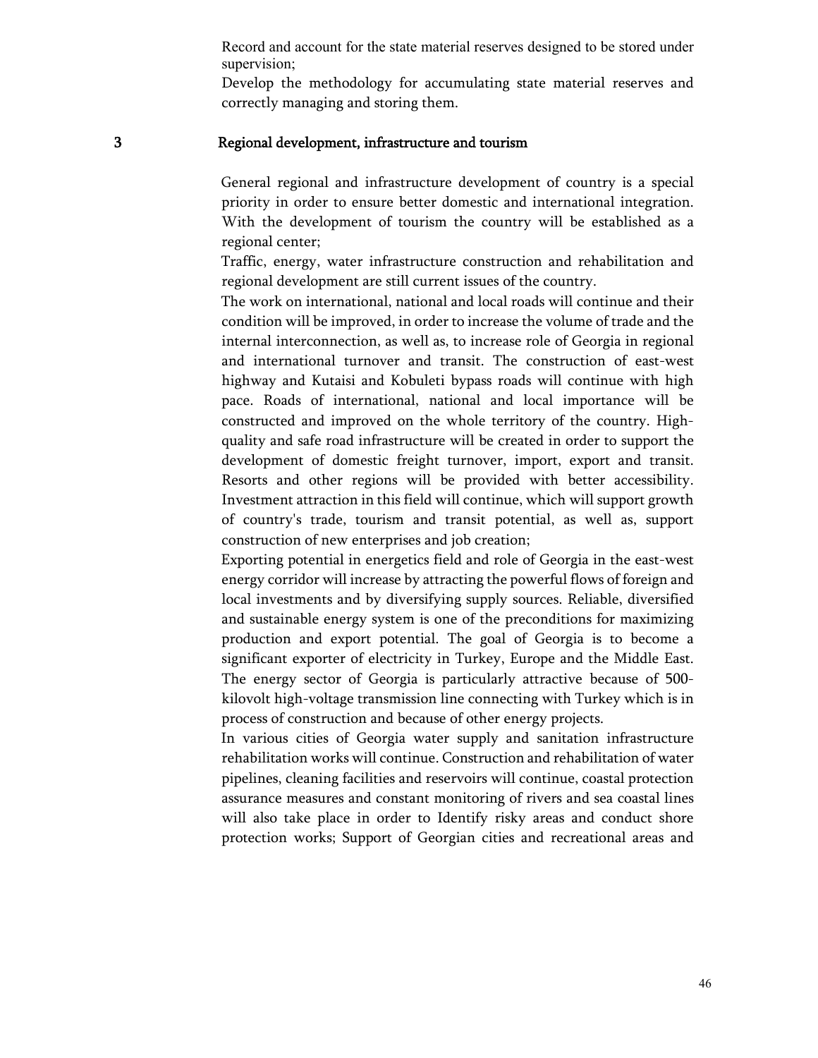Record and account for the state material reserves designed to be stored under supervision;

Develop the methodology for accumulating state material reserves and correctly managing and storing them.

## 3 Regional development, infrastructure and tourism

General regional and infrastructure development of country is a special priority in order to ensure better domestic and international integration. With the development of tourism the country will be established as a regional center;

Traffic, energy, water infrastructure construction and rehabilitation and regional development are still current issues of the country.

The work on international, national and local roads will continue and their condition will be improved, in order to increase the volume of trade and the internal interconnection, as well as, to increase role of Georgia in regional and international turnover and transit. The construction of east-west highway and Kutaisi and Kobuleti bypass roads will continue with high pace. Roads of international, national and local importance will be constructed and improved on the whole territory of the country. High-quality and safe road infrastructure will be created in order to support the development of domestic freight turnover, import, export and transit. Resorts and other regions will be provided with better accessibility. Investment attraction in this field will continue, which will support growth of country's trade, tourism and transit potential, as well as, support construction of new enterprises and job creation;

Exporting potential in energetics field and role of Georgia in the east-west energy corridor will increase by attracting the powerful flows of foreign and local investments and by diversifying supply sources. Reliable, diversified and sustainable energy system is one of the preconditions for maximizing production and export potential. The goal of Georgia is to become a significant exporter of electricity in Turkey, Europe and the Middle East. The energy sector of Georgia is particularly attractive because of 500-kilovolt high-voltage transmission line connecting with Turkey which is in process of construction and because of other energy projects.

In various cities of Georgia water supply and sanitation infrastructure rehabilitation works will continue. Construction and rehabilitation of water pipelines, cleaning facilities and reservoirs will continue, coastal protection assurance measures and constant monitoring of rivers and sea coastal lines will also take place in order to Identify risky areas and conduct shore protection works; Support of Georgian cities and recreational areas and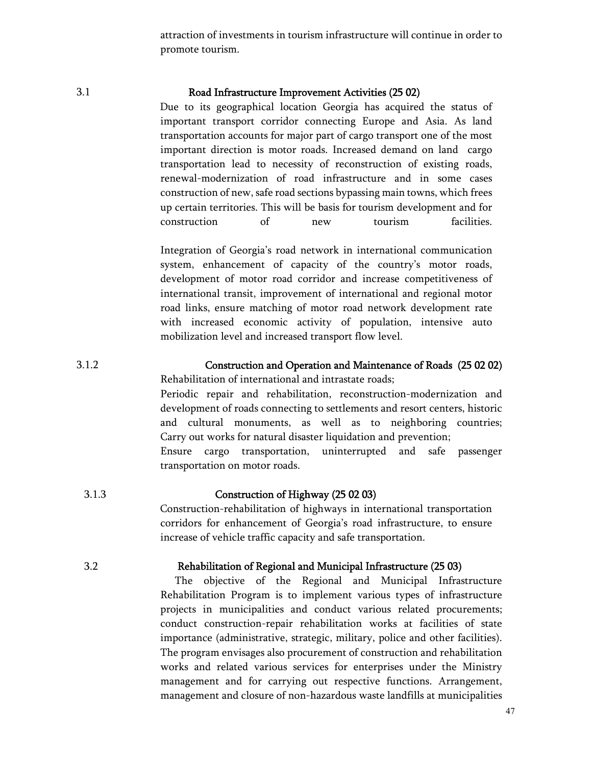attraction of investments in tourism infrastructure will continue in order to promote tourism.

### 3.1 Road Infrastructure Improvement Activities (25 02)

Due to its geographical location Georgia has acquired the status of important transport corridor connecting Europe and Asia. As land transportation accounts for major part of cargo transport one of the most important direction is motor roads. Increased demand on land cargo transportation lead to necessity of reconstruction of existing roads, renewal-modernization of road infrastructure and in some cases construction of new, safe road sections bypassing main towns, which frees up certain territories. This will be basis for tourism development and for construction of new tourism facilities.

Integration of Georgia's road network in international communication system, enhancement of capacity of the country's motor roads, development of motor road corridor and increase competitiveness of international transit, improvement of international and regional motor road links, ensure matching of motor road network development rate with increased economic activity of population, intensive auto mobilization level and increased transport flow level.

#### 3.1.2 Construction and Operation and Maintenance of Roads (25 02 02)

Rehabilitation of international and intrastate roads;

Periodic repair and rehabilitation, reconstruction-modernization and development of roads connecting to settlements and resort centers, historic and cultural monuments, as well as to neighboring countries;

Carry out works for natural disaster liquidation and prevention;

Ensure cargo transportation, uninterrupted and safe passenger transportation on motor roads.

#### 3.1.3 Construction of Highway (25 02 03)

Construction-rehabilitation of highways in international transportation corridors for enhancement of Georgia's road infrastructure, to ensure increase of vehicle traffic capacity and safe transportation.

### 3.2 Rehabilitation of Regional and Municipal Infrastructure (25 03)

The objective of the Regional and Municipal Infrastructure Rehabilitation Program is to implement various types of infrastructure projects in municipalities and conduct various related procurements; conduct construction-repair rehabilitation works at facilities of state importance (administrative, strategic, military, police and other facilities). The program envisages also procurement of construction and rehabilitation works and related various services for enterprises under the Ministry management and for carrying out respective functions. Arrangement, management and closure of non-hazardous waste landfills at municipalities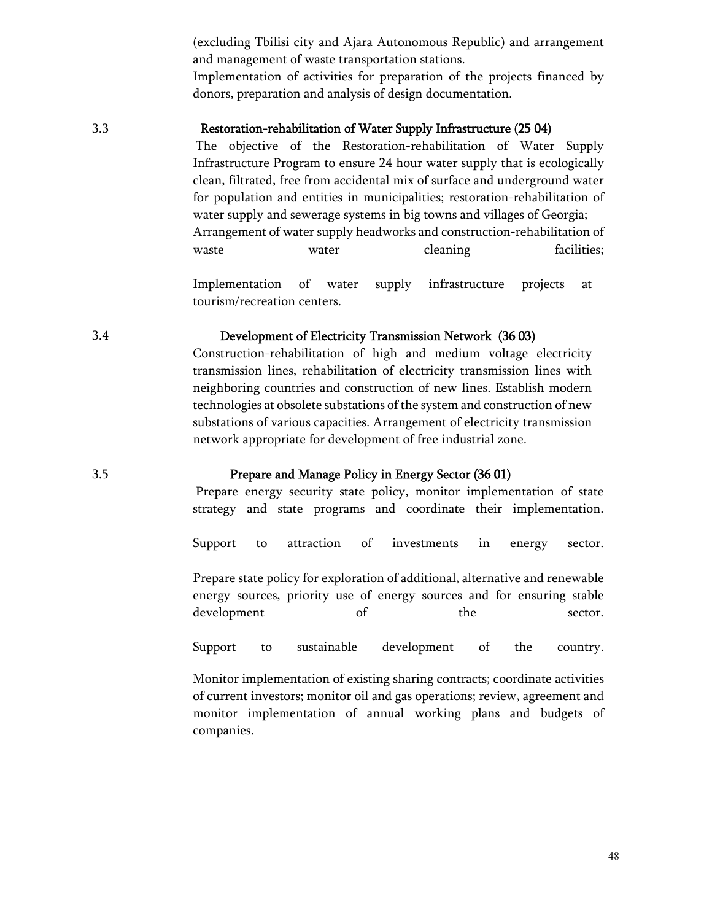(excluding Tbilisi city and Ajara Autonomous Republic) and arrangement and management of waste transportation stations.

Implementation of activities for preparation of the projects financed by donors, preparation and analysis of design documentation.

### 3.3 Restoration-rehabilitation of Water Supply Infrastructure (25 04)

The objective of the Restoration-rehabilitation of Water Supply Infrastructure Program to ensure 24 hour water supply that is ecologically clean, filtrated, free from accidental mix of surface and underground water for population and entities in municipalities; restoration-rehabilitation of water supply and sewerage systems in big towns and villages of Georgia;

Arrangement of water supply headworks and construction-rehabilitation of waste water cleaning facilities;

Implementation of water supply infrastructure projects at tourism/recreation centers.

### 3.4 Development of Electricity Transmission Network (36 03)

Construction-rehabilitation of high and medium voltage electricity transmission lines, rehabilitation of electricity transmission lines with neighboring countries and construction of new lines. Establish modern technologies at obsolete substations of the system and construction of new substations of various capacities. Arrangement of electricity transmission network appropriate for development of free industrial zone.

### 3.5 Prepare and Manage Policy in Energy Sector (36 01)

Prepare energy security state policy, monitor implementation of state strategy and state programs and coordinate their implementation.

Support to attraction of investments in energy sector.

Prepare state policy for exploration of additional, alternative and renewable energy sources, priority use of energy sources and for ensuring stable development of the sector.

Support to sustainable development of the country.

Monitor implementation of existing sharing contracts; coordinate activities of current investors; monitor oil and gas operations; review, agreement and monitor implementation of annual working plans and budgets of companies.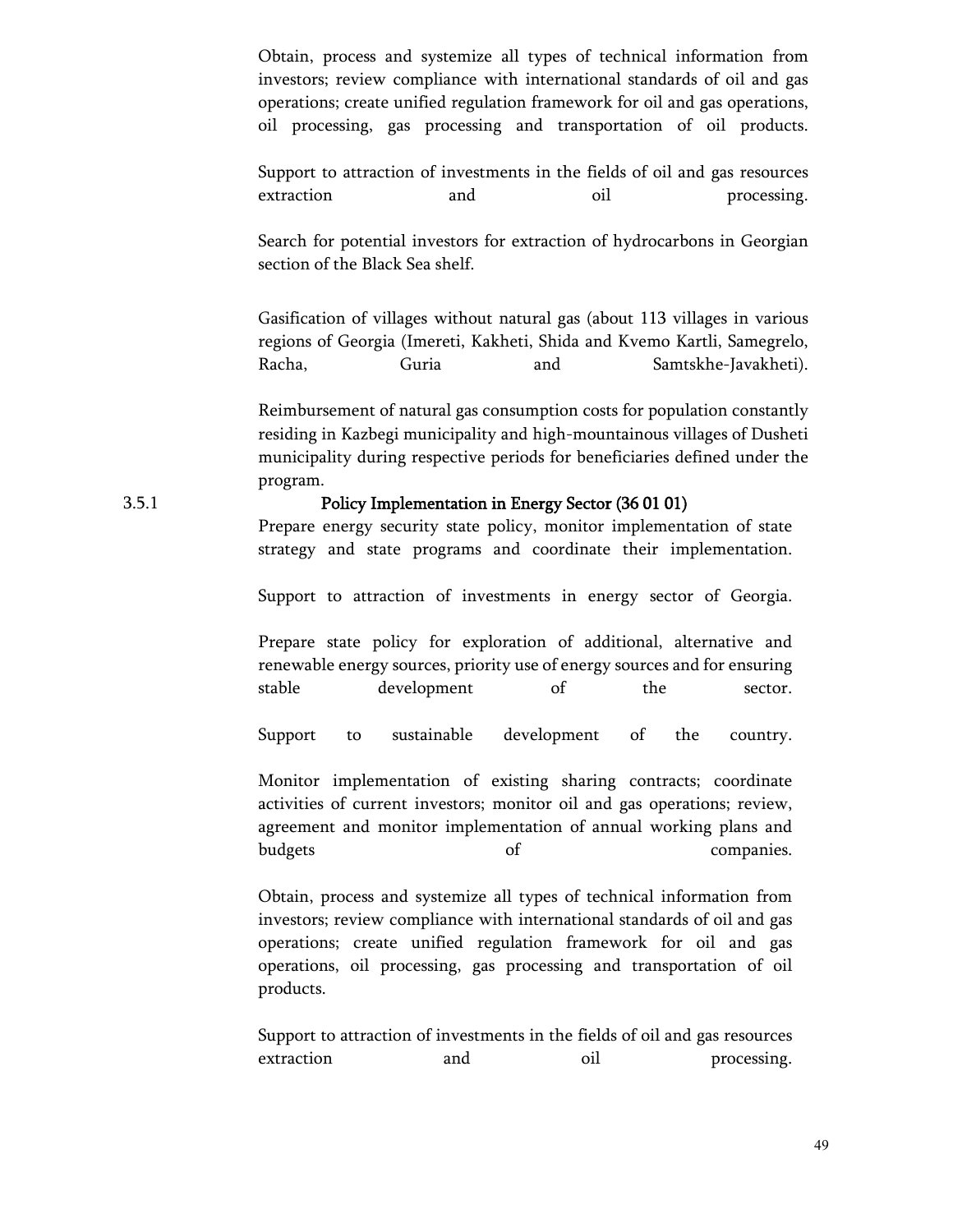Obtain, process and systemize all types of technical information from investors; review compliance with international standards of oil and gas operations; create unified regulation framework for oil and gas operations, oil processing, gas processing and transportation of oil products.

Support to attraction of investments in the fields of oil and gas resources extraction and oil processing.

Search for potential investors for extraction of hydrocarbons in Georgian section of the Black Sea shelf.

Gasification of villages without natural gas (about 113 villages in various regions of Georgia (Imereti, Kakheti, Shida and Kvemo Kartli, Samegrelo, Racha, Guria and Samtskhe-Javakheti).

Reimbursement of natural gas consumption costs for population constantly residing in Kazbegi municipality and high-mountainous villages of Dusheti municipality during respective periods for beneficiaries defined under the program.

### 3.5.1 Policy Implementation in Energy Sector (36 01 01)

Prepare energy security state policy, monitor implementation of state strategy and state programs and coordinate their implementation.

Support to attraction of investments in energy sector of Georgia.

Prepare state policy for exploration of additional, alternative and renewable energy sources, priority use of energy sources and for ensuring stable development of the sector.

Support to sustainable development of the country.

Monitor implementation of existing sharing contracts; coordinate activities of current investors; monitor oil and gas operations; review, agreement and monitor implementation of annual working plans and budgets of companies.

Obtain, process and systemize all types of technical information from investors; review compliance with international standards of oil and gas operations; create unified regulation framework for oil and gas operations, oil processing, gas processing and transportation of oil products.

Support to attraction of investments in the fields of oil and gas resources extraction and oil processing.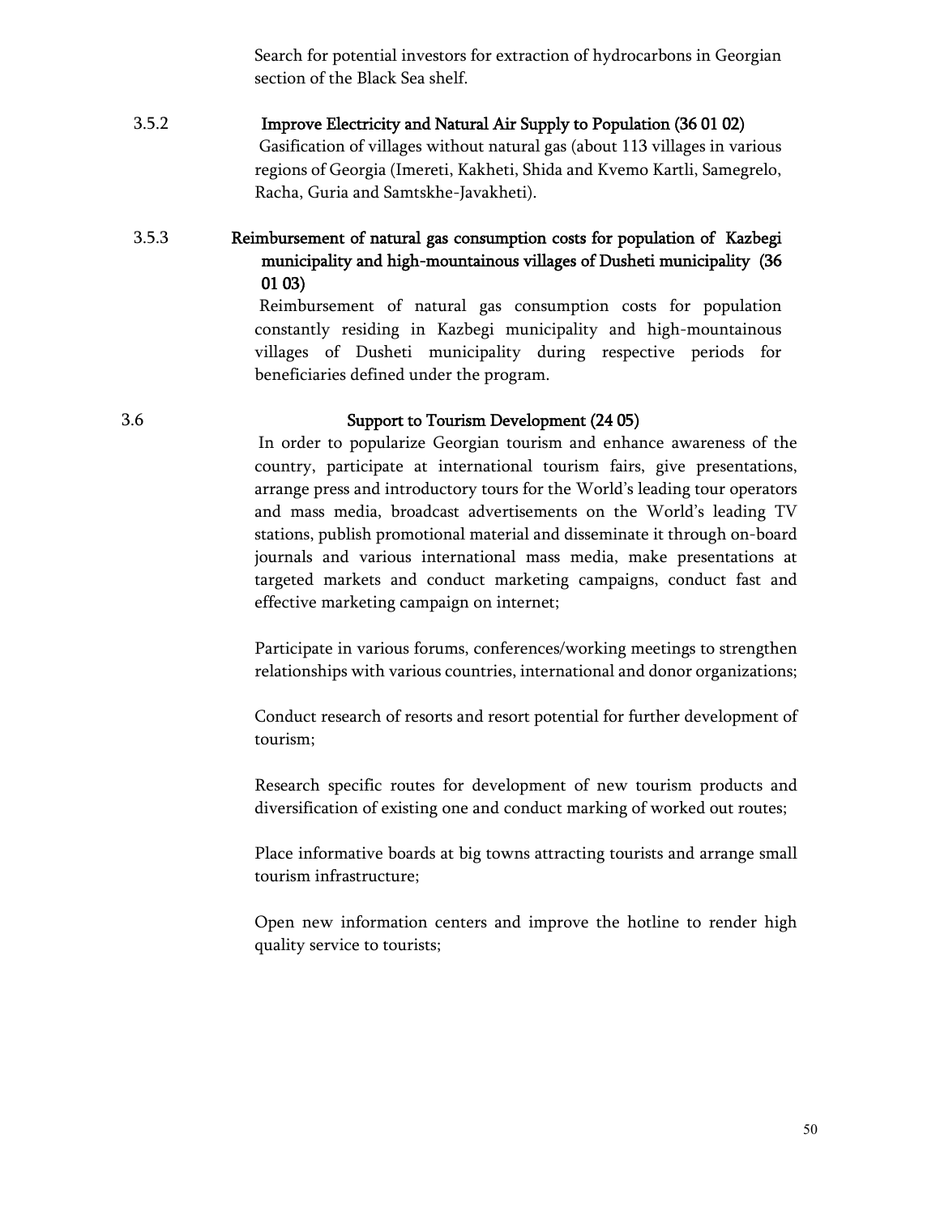Search for potential investors for extraction of hydrocarbons in Georgian section of the Black Sea shelf.

### 3.5.2 Improve Electricity and Natural Air Supply to Population (36 01 02)

Gasification of villages without natural gas (about 113 villages in various regions of Georgia (Imereti, Kakheti, Shida and Kvemo Kartli, Samegrelo, Racha, Guria and Samtskhe-Javakheti).

### 3.5.3 Reimbursement of natural gas consumption costs for population of Kazbegi municipality and high-mountainous villages of Dusheti municipality (36 01 03)

Reimbursement of natural gas consumption costs for population constantly residing in Kazbegi municipality and high-mountainous villages of Dusheti municipality during respective periods for beneficiaries defined under the program.

## 3.6 Support to Tourism Development (24 05)

In order to popularize Georgian tourism and enhance awareness of the country, participate at international tourism fairs, give presentations, arrange press and introductory tours for the World's leading tour operators and mass media, broadcast advertisements on the World's leading TV stations, publish promotional material and disseminate it through on-board journals and various international mass media, make presentations at targeted markets and conduct marketing campaigns, conduct fast and effective marketing campaign on internet;

Participate in various forums, conferences/working meetings to strengthen relationships with various countries, international and donor organizations;

Conduct research of resorts and resort potential for further development of tourism;

Research specific routes for development of new tourism products and diversification of existing one and conduct marking of worked out routes;

Place informative boards at big towns attracting tourists and arrange small tourism infrastructure;

Open new information centers and improve the hotline to render high quality service to tourists;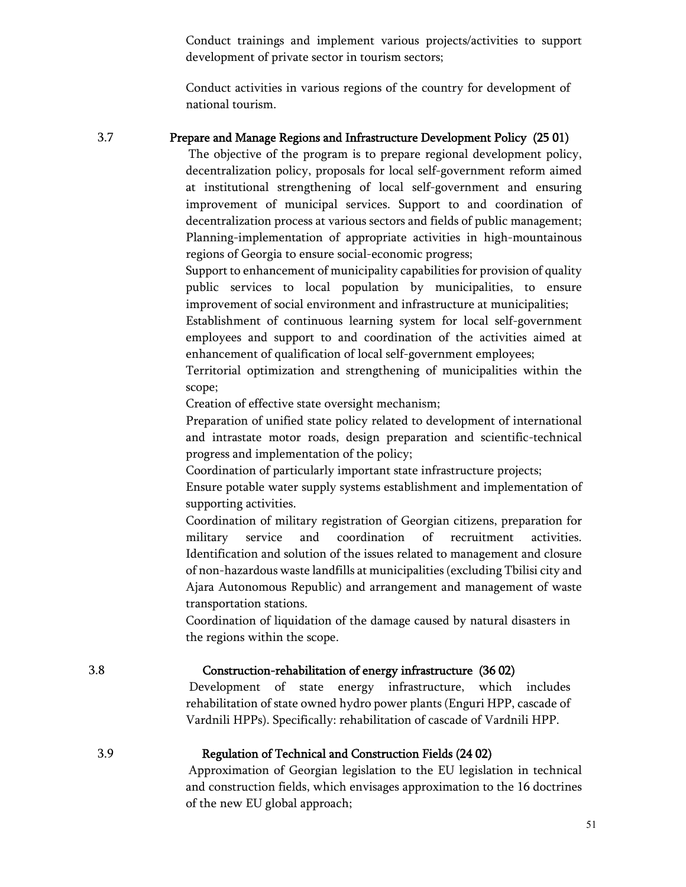Conduct trainings and implement various projects/activities to support development of private sector in tourism sectors;

Conduct activities in various regions of the country for development of national tourism.

### 3.7 Prepare and Manage Regions and Infrastructure Development Policy (25 01)

The objective of the program is to prepare regional development policy, decentralization policy, proposals for local self-government reform aimed at institutional strengthening of local self-government and ensuring improvement of municipal services. Support to and coordination of decentralization process at various sectors and fields of public management;

Planning-implementation of appropriate activities in high-mountainous regions of Georgia to ensure social-economic progress;

Support to enhancement of municipality capabilities for provision of quality public services to local population by municipalities, to ensure improvement of social environment and infrastructure at municipalities;

Establishment of continuous learning system for local self-government employees and support to and coordination of the activities aimed at enhancement of qualification of local self-government employees;

Territorial optimization and strengthening of municipalities within the scope;

Creation of effective state oversight mechanism;

Preparation of unified state policy related to development of international and intrastate motor roads, design preparation and scientific-technical progress and implementation of the policy;

Coordination of particularly important state infrastructure projects;

Ensure potable water supply systems establishment and implementation of supporting activities.

Coordination of military registration of Georgian citizens, preparation for military service and coordination of recruitment activities. Identification and solution of the issues related to management and closure of non-hazardous waste landfills at municipalities (excluding Tbilisi city and Ajara Autonomous Republic) and arrangement and management of waste transportation stations.

Coordination of liquidation of the damage caused by natural disasters in the regions within the scope.

### 3.8 Construction-rehabilitation of energy infrastructure (36 02)

Development of state energy infrastructure, which includes rehabilitation of state owned hydro power plants (Enguri HPP, cascade of Vardnili HPPs). Specifically: rehabilitation of cascade of Vardnili HPP.

### 3.9 Regulation of Technical and Construction Fields (24 02)

Approximation of Georgian legislation to the EU legislation in technical and construction fields, which envisages approximation to the 16 doctrines of the new EU global approach;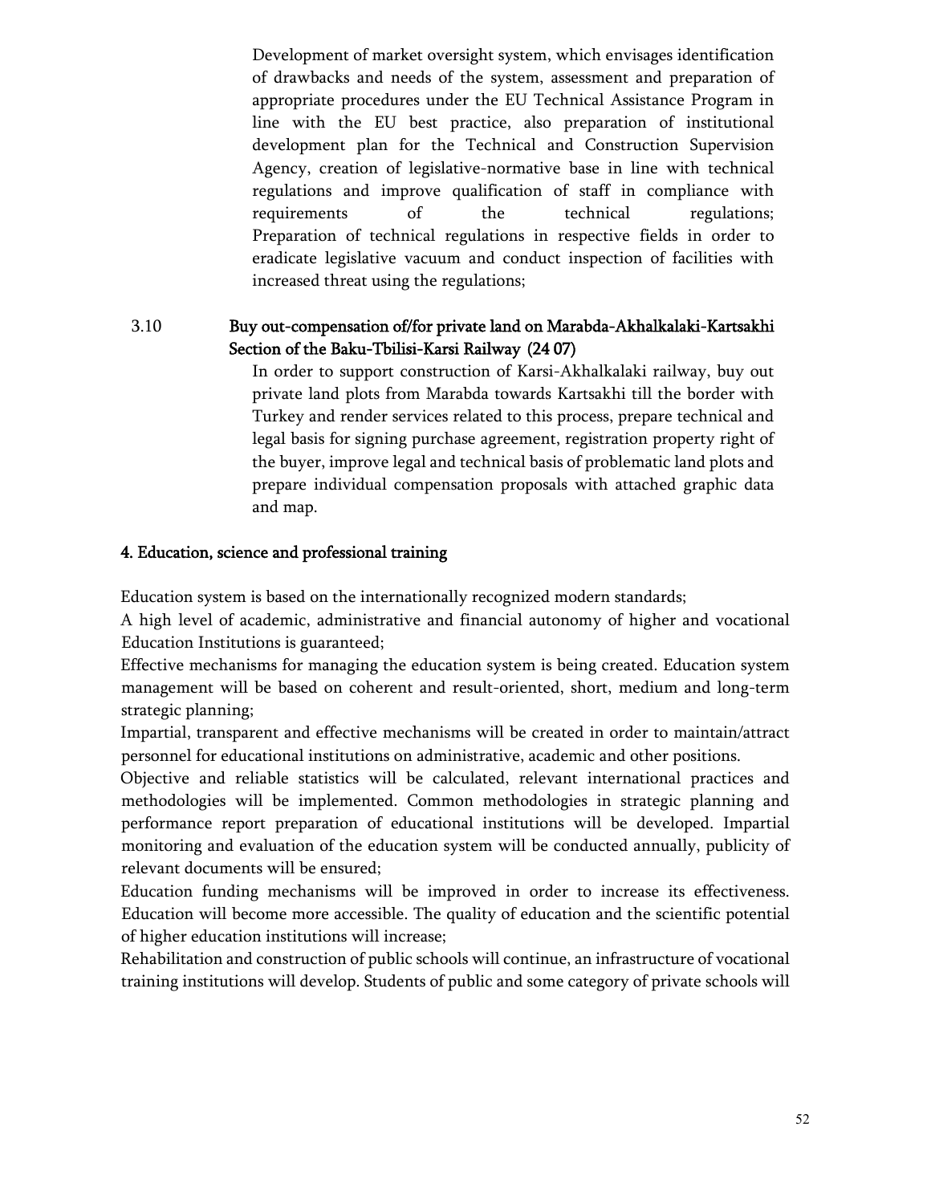Development of market oversight system, which envisages identification of drawbacks and needs of the system, assessment and preparation of appropriate procedures under the EU Technical Assistance Program in line with the EU best practice, also preparation of institutional development plan for the Technical and Construction Supervision Agency, creation of legislative-normative base in line with technical regulations and improve qualification of staff in compliance with requirements of the technical regulations;
Preparation of technical regulations in respective fields in order to eradicate legislative vacuum and conduct inspection of facilities with increased threat using the regulations;

3.10 **Buy out-compensation of/for private land on Marabda-Akhalkalaki-Kartsakhi Section of the Baku-Tbilisi-Karsi Railway (24 07)**

In order to support construction of Karsi-Akhalkalaki railway, buy out private land plots from Marabda towards Kartsakhi till the border with Turkey and render services related to this process, prepare technical and legal basis for signing purchase agreement, registration property right of the buyer, improve legal and technical basis of problematic land plots and prepare individual compensation proposals with attached graphic data and map.

## 4. Education, science and professional training

Education system is based on the internationally recognized modern standards;
A high level of academic, administrative and financial autonomy of higher and vocational Education Institutions is guaranteed;
Effective mechanisms for managing the education system is being created. Education system management will be based on coherent and result-oriented, short, medium and long-term strategic planning;
Impartial, transparent and effective mechanisms will be created in order to maintain/attract personnel for educational institutions on administrative, academic and other positions.
Objective and reliable statistics will be calculated, relevant international practices and methodologies will be implemented. Common methodologies in strategic planning and performance report preparation of educational institutions will be developed. Impartial monitoring and evaluation of the education system will be conducted annually, publicity of relevant documents will be ensured;
Education funding mechanisms will be improved in order to increase its effectiveness. Education will become more accessible. The quality of education and the scientific potential of higher education institutions will increase;
Rehabilitation and construction of public schools will continue, an infrastructure of vocational training institutions will develop. Students of public and some category of private schools will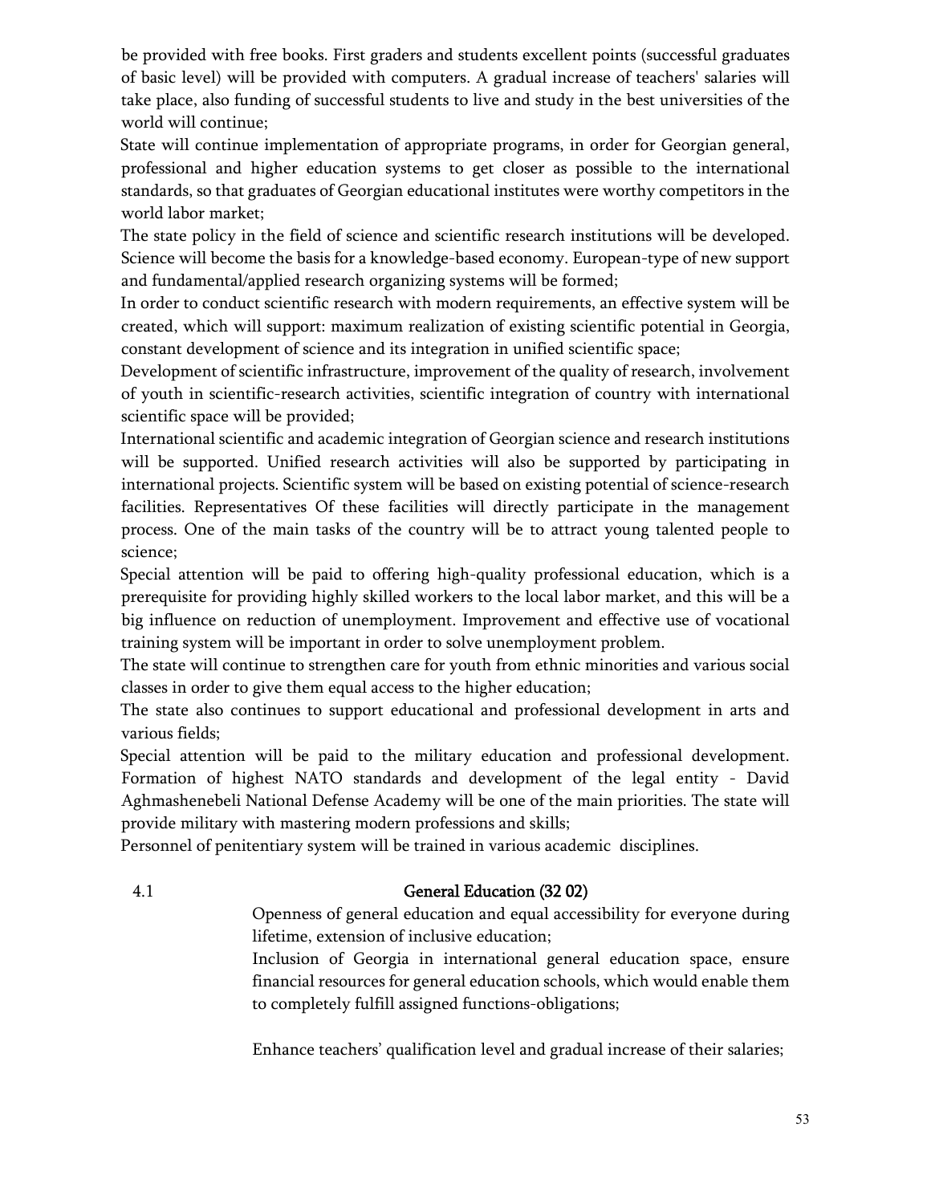be provided with free books. First graders and students excellent points (successful graduates of basic level) will be provided with computers. A gradual increase of teachers' salaries will take place, also funding of successful students to live and study in the best universities of the world will continue;

State will continue implementation of appropriate programs, in order for Georgian general, professional and higher education systems to get closer as possible to the international standards, so that graduates of Georgian educational institutes were worthy competitors in the world labor market;

The state policy in the field of science and scientific research institutions will be developed. Science will become the basis for a knowledge-based economy. European-type of new support and fundamental/applied research organizing systems will be formed;

In order to conduct scientific research with modern requirements, an effective system will be created, which will support: maximum realization of existing scientific potential in Georgia, constant development of science and its integration in unified scientific space;

Development of scientific infrastructure, improvement of the quality of research, involvement of youth in scientific-research activities, scientific integration of country with international scientific space will be provided;

International scientific and academic integration of Georgian science and research institutions will be supported. Unified research activities will also be supported by participating in international projects. Scientific system will be based on existing potential of science-research facilities. Representatives Of these facilities will directly participate in the management process. One of the main tasks of the country will be to attract young talented people to science;

Special attention will be paid to offering high-quality professional education, which is a prerequisite for providing highly skilled workers to the local labor market, and this will be a big influence on reduction of unemployment. Improvement and effective use of vocational training system will be important in order to solve unemployment problem.

The state will continue to strengthen care for youth from ethnic minorities and various social classes in order to give them equal access to the higher education;

The state also continues to support educational and professional development in arts and various fields;

Special attention will be paid to the military education and professional development. Formation of highest NATO standards and development of the legal entity - David Aghmashenebeli National Defense Academy will be one of the main priorities. The state will provide military with mastering modern professions and skills;

Personnel of penitentiary system will be trained in various academic disciplines.

## 4.1 General Education (32 02)

Openness of general education and equal accessibility for everyone during lifetime, extension of inclusive education;

Inclusion of Georgia in international general education space, ensure financial resources for general education schools, which would enable them to completely fulfill assigned functions-obligations;

Enhance teachers' qualification level and gradual increase of their salaries;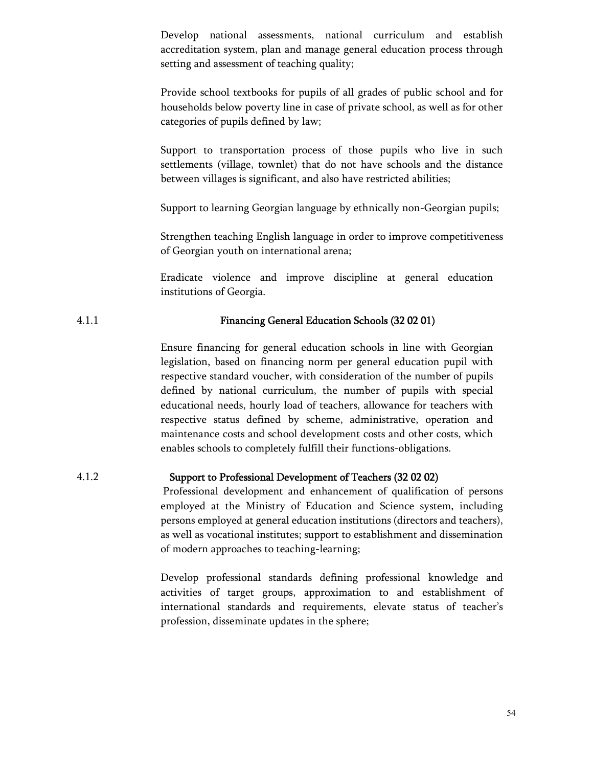Develop national assessments, national curriculum and establish accreditation system, plan and manage general education process through setting and assessment of teaching quality;

Provide school textbooks for pupils of all grades of public school and for households below poverty line in case of private school, as well as for other categories of pupils defined by law;

Support to transportation process of those pupils who live in such settlements (village, townlet) that do not have schools and the distance between villages is significant, and also have restricted abilities;

Support to learning Georgian language by ethnically non-Georgian pupils;

Strengthen teaching English language in order to improve competitiveness of Georgian youth on international arena;

Eradicate violence and improve discipline at general education institutions of Georgia.

### 4.1.1 Financing General Education Schools (32 02 01)

Ensure financing for general education schools in line with Georgian legislation, based on financing norm per general education pupil with respective standard voucher, with consideration of the number of pupils defined by national curriculum, the number of pupils with special educational needs, hourly load of teachers, allowance for teachers with respective status defined by scheme, administrative, operation and maintenance costs and school development costs and other costs, which enables schools to completely fulfill their functions-obligations.

### 4.1.2 Support to Professional Development of Teachers (32 02 02)

Professional development and enhancement of qualification of persons employed at the Ministry of Education and Science system, including persons employed at general education institutions (directors and teachers), as well as vocational institutes; support to establishment and dissemination of modern approaches to teaching-learning;

Develop professional standards defining professional knowledge and activities of target groups, approximation to and establishment of international standards and requirements, elevate status of teacher's profession, disseminate updates in the sphere;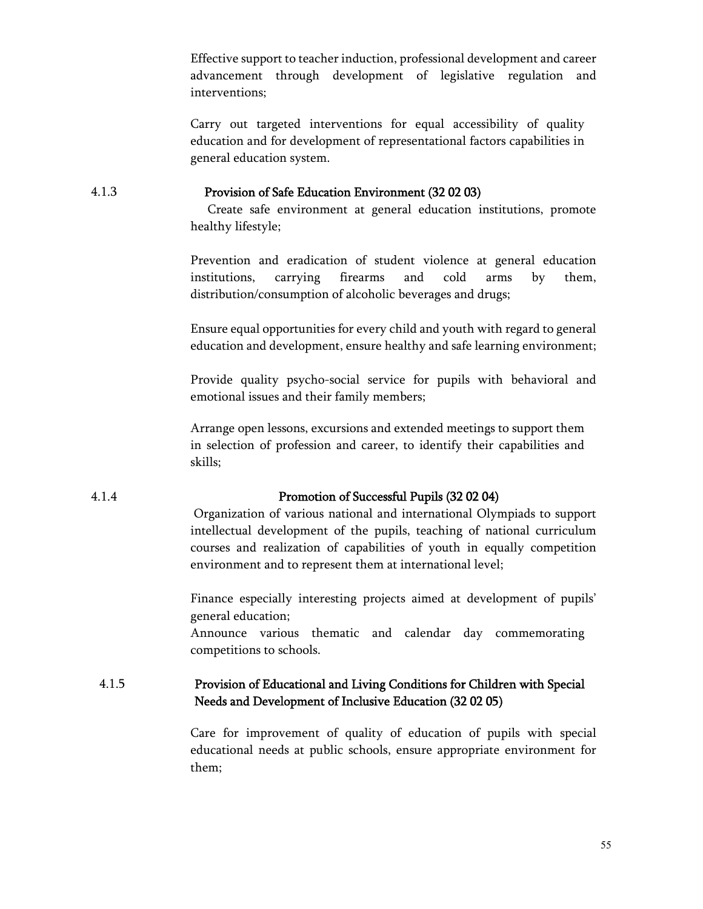Effective support to teacher induction, professional development and career advancement through development of legislative regulation and interventions;

Carry out targeted interventions for equal accessibility of quality education and for development of representational factors capabilities in general education system.

#### 4.1.3 Provision of Safe Education Environment (32 02 03)

Create safe environment at general education institutions, promote healthy lifestyle;

Prevention and eradication of student violence at general education institutions, carrying firearms and cold arms by them, distribution/consumption of alcoholic beverages and drugs;

Ensure equal opportunities for every child and youth with regard to general education and development, ensure healthy and safe learning environment;

Provide quality psycho-social service for pupils with behavioral and emotional issues and their family members;

Arrange open lessons, excursions and extended meetings to support them in selection of profession and career, to identify their capabilities and skills;

#### 4.1.4 Promotion of Successful Pupils (32 02 04)

Organization of various national and international Olympiads to support intellectual development of the pupils, teaching of national curriculum courses and realization of capabilities of youth in equally competition environment and to represent them at international level;

Finance especially interesting projects aimed at development of pupils' general education;

Announce various thematic and calendar day commemorating competitions to schools.

#### 4.1.5 Provision of Educational and Living Conditions for Children with Special Needs and Development of Inclusive Education (32 02 05)

Care for improvement of quality of education of pupils with special educational needs at public schools, ensure appropriate environment for them;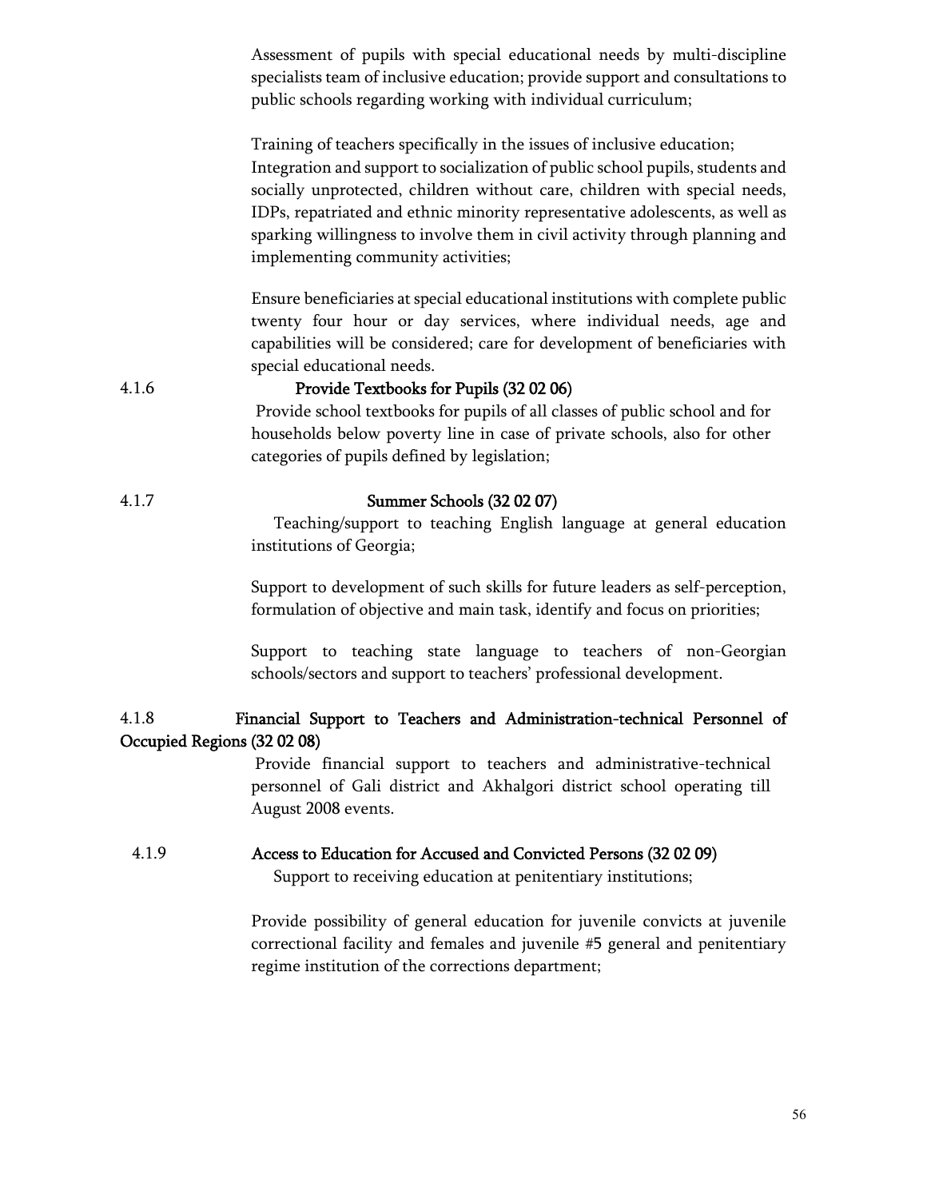Assessment of pupils with special educational needs by multi-discipline specialists team of inclusive education; provide support and consultations to public schools regarding working with individual curriculum;

Training of teachers specifically in the issues of inclusive education;
Integration and support to socialization of public school pupils, students and socially unprotected, children without care, children with special needs, IDPs, repatriated and ethnic minority representative adolescents, as well as sparking willingness to involve them in civil activity through planning and implementing community activities;

Ensure beneficiaries at special educational institutions with complete public twenty four hour or day services, where individual needs, age and capabilities will be considered; care for development of beneficiaries with special educational needs.

### 4.1.6 Provide Textbooks for Pupils (32 02 06)

Provide school textbooks for pupils of all classes of public school and for households below poverty line in case of private schools, also for other categories of pupils defined by legislation;

### 4.1.7 Summer Schools (32 02 07)

Teaching/support to teaching English language at general education institutions of Georgia;

Support to development of such skills for future leaders as self-perception, formulation of objective and main task, identify and focus on priorities;

Support to teaching state language to teachers of non-Georgian schools/sectors and support to teachers' professional development.

### 4.1.8 Financial Support to Teachers and Administration-technical Personnel of Occupied Regions (32 02 08)

Provide financial support to teachers and administrative-technical personnel of Gali district and Akhalgori district school operating till August 2008 events.

### 4.1.9 Access to Education for Accused and Convicted Persons (32 02 09)

Support to receiving education at penitentiary institutions;

Provide possibility of general education for juvenile convicts at juvenile correctional facility and females and juvenile #5 general and penitentiary regime institution of the corrections department;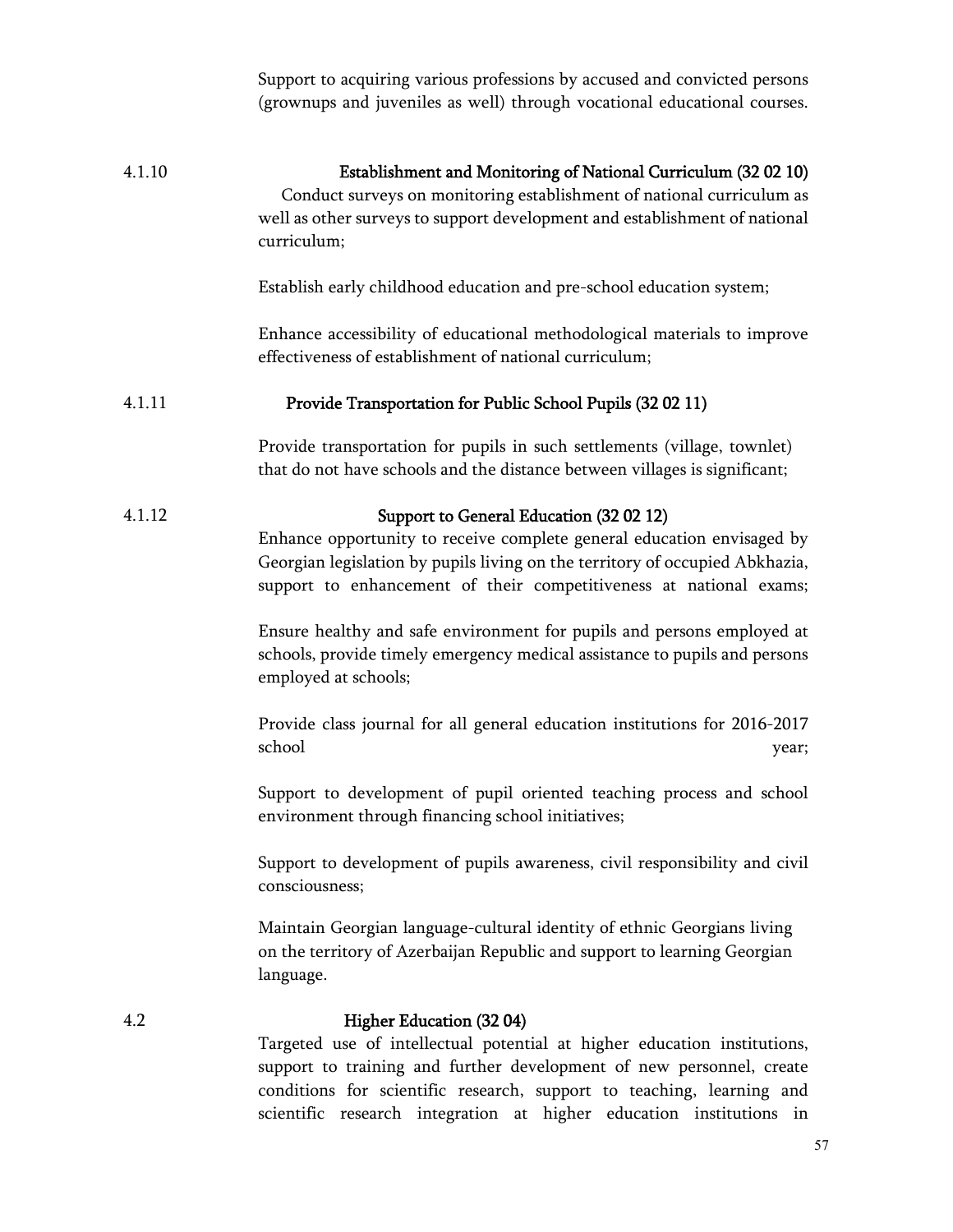Support to acquiring various professions by accused and convicted persons (grownups and juveniles as well) through vocational educational courses.

### 4.1.10 Establishment and Monitoring of National Curriculum (32 02 10)

Conduct surveys on monitoring establishment of national curriculum as well as other surveys to support development and establishment of national curriculum;

Establish early childhood education and pre-school education system;

Enhance accessibility of educational methodological materials to improve effectiveness of establishment of national curriculum;

### 4.1.11 Provide Transportation for Public School Pupils (32 02 11)

Provide transportation for pupils in such settlements (village, townlet) that do not have schools and the distance between villages is significant;

### 4.1.12 Support to General Education (32 02 12)

Enhance opportunity to receive complete general education envisaged by Georgian legislation by pupils living on the territory of occupied Abkhazia, support to enhancement of their competitiveness at national exams;

Ensure healthy and safe environment for pupils and persons employed at schools, provide timely emergency medical assistance to pupils and persons employed at schools;

Provide class journal for all general education institutions for 2016-2017 school year;

Support to development of pupil oriented teaching process and school environment through financing school initiatives;

Support to development of pupils awareness, civil responsibility and civil consciousness;

Maintain Georgian language-cultural identity of ethnic Georgians living on the territory of Azerbaijan Republic and support to learning Georgian language.

## 4.2 Higher Education (32 04)

Targeted use of intellectual potential at higher education institutions, support to training and further development of new personnel, create conditions for scientific research, support to teaching, learning and scientific research integration at higher education institutions in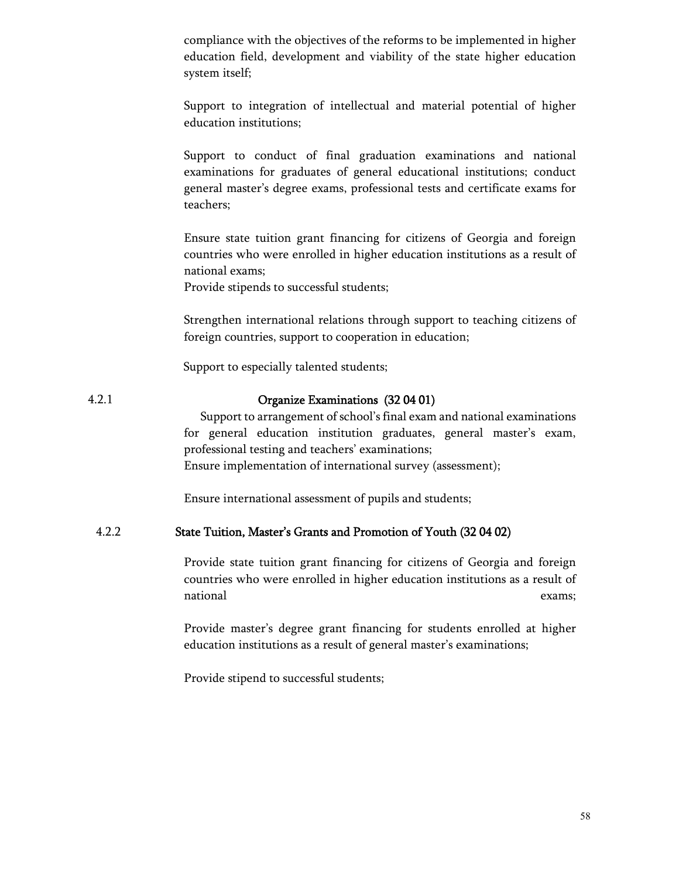compliance with the objectives of the reforms to be implemented in higher education field, development and viability of the state higher education system itself;

Support to integration of intellectual and material potential of higher education institutions;

Support to conduct of final graduation examinations and national examinations for graduates of general educational institutions; conduct general master's degree exams, professional tests and certificate exams for teachers;

Ensure state tuition grant financing for citizens of Georgia and foreign countries who were enrolled in higher education institutions as a result of national exams;

Provide stipends to successful students;

Strengthen international relations through support to teaching citizens of foreign countries, support to cooperation in education;

Support to especially talented students;

### 4.2.1 Organize Examinations (32 04 01)

Support to arrangement of school's final exam and national examinations for general education institution graduates, general master's exam, professional testing and teachers' examinations;

Ensure implementation of international survey (assessment);

Ensure international assessment of pupils and students;

### 4.2.2 State Tuition, Master's Grants and Promotion of Youth (32 04 02)

Provide state tuition grant financing for citizens of Georgia and foreign countries who were enrolled in higher education institutions as a result of national exams;

Provide master's degree grant financing for students enrolled at higher education institutions as a result of general master's examinations;

Provide stipend to successful students;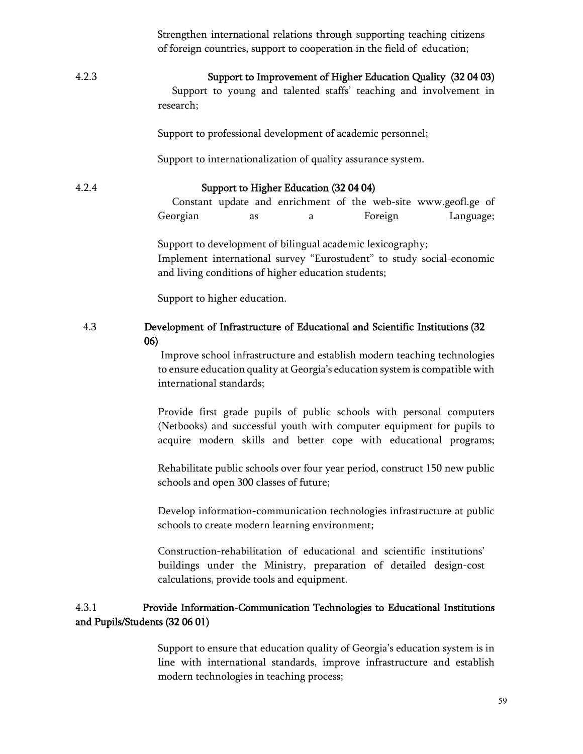Strengthen international relations through supporting teaching citizens of foreign countries, support to cooperation in the field of education;

### 4.2.3 Support to Improvement of Higher Education Quality (32 04 03)

Support to young and talented staffs' teaching and involvement in research;

Support to professional development of academic personnel;

Support to internationalization of quality assurance system.

### 4.2.4 Support to Higher Education (32 04 04)

Constant update and enrichment of the web-site www.geofl.ge of Georgian as a Foreign Language;

Support to development of bilingual academic lexicography;
Implement international survey "Eurostudent" to study social-economic and living conditions of higher education students;

Support to higher education.

## 4.3 Development of Infrastructure of Educational and Scientific Institutions (32 06)

Improve school infrastructure and establish modern teaching technologies to ensure education quality at Georgia's education system is compatible with international standards;

Provide first grade pupils of public schools with personal computers (Netbooks) and successful youth with computer equipment for pupils to acquire modern skills and better cope with educational programs;

Rehabilitate public schools over four year period, construct 150 new public schools and open 300 classes of future;

Develop information-communication technologies infrastructure at public schools to create modern learning environment;

Construction-rehabilitation of educational and scientific institutions' buildings under the Ministry, preparation of detailed design-cost calculations, provide tools and equipment.

### 4.3.1 Provide Information-Communication Technologies to Educational Institutions and Pupils/Students (32 06 01)

Support to ensure that education quality of Georgia's education system is in line with international standards, improve infrastructure and establish modern technologies in teaching process;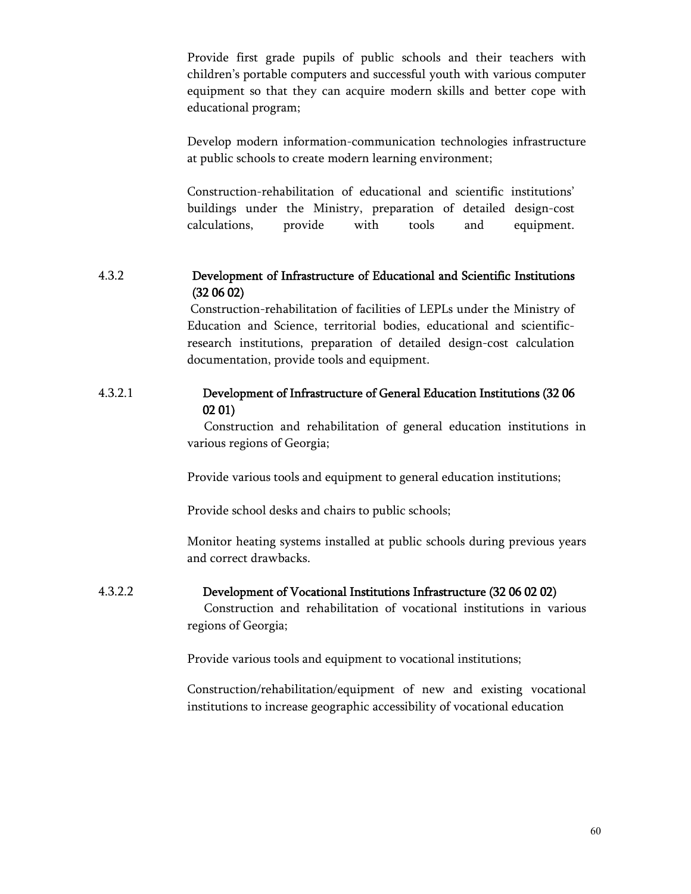Provide first grade pupils of public schools and their teachers with children's portable computers and successful youth with various computer equipment so that they can acquire modern skills and better cope with educational program;

Develop modern information-communication technologies infrastructure at public schools to create modern learning environment;

Construction-rehabilitation of educational and scientific institutions' buildings under the Ministry, preparation of detailed design-cost calculations, provide with tools and equipment.

### 4.3.2 Development of Infrastructure of Educational and Scientific Institutions (32 06 02)

Construction-rehabilitation of facilities of LEPLs under the Ministry of Education and Science, territorial bodies, educational and scientific-research institutions, preparation of detailed design-cost calculation documentation, provide tools and equipment.

#### 4.3.2.1 Development of Infrastructure of General Education Institutions (32 06 02 01)

Construction and rehabilitation of general education institutions in various regions of Georgia;

Provide various tools and equipment to general education institutions;

Provide school desks and chairs to public schools;

Monitor heating systems installed at public schools during previous years and correct drawbacks.

#### 4.3.2.2 Development of Vocational Institutions Infrastructure (32 06 02 02)

Construction and rehabilitation of vocational institutions in various regions of Georgia;

Provide various tools and equipment to vocational institutions;

Construction/rehabilitation/equipment of new and existing vocational institutions to increase geographic accessibility of vocational education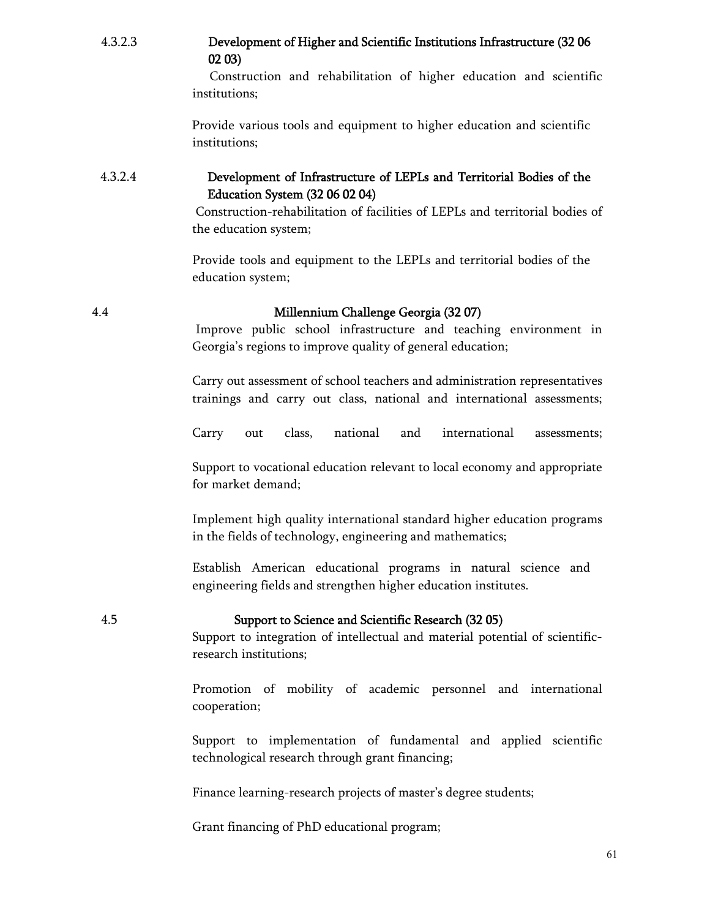#### 4.3.2.3 Development of Higher and Scientific Institutions Infrastructure (32 06 02 03)

Construction and rehabilitation of higher education and scientific institutions;

Provide various tools and equipment to higher education and scientific institutions;

#### 4.3.2.4 Development of Infrastructure of LEPLs and Territorial Bodies of the Education System (32 06 02 04)

Construction-rehabilitation of facilities of LEPLs and territorial bodies of the education system;

Provide tools and equipment to the LEPLs and territorial bodies of the education system;

### 4.4 Millennium Challenge Georgia (32 07)

Improve public school infrastructure and teaching environment in Georgia's regions to improve quality of general education;

Carry out assessment of school teachers and administration representatives trainings and carry out class, national and international assessments;

Carry out class, national and international assessments;

Support to vocational education relevant to local economy and appropriate for market demand;

Implement high quality international standard higher education programs in the fields of technology, engineering and mathematics;

Establish American educational programs in natural science and engineering fields and strengthen higher education institutes.

### 4.5 Support to Science and Scientific Research (32 05)

Support to integration of intellectual and material potential of scientific-research institutions;

Promotion of mobility of academic personnel and international cooperation;

Support to implementation of fundamental and applied scientific technological research through grant financing;

Finance learning-research projects of master's degree students;

Grant financing of PhD educational program;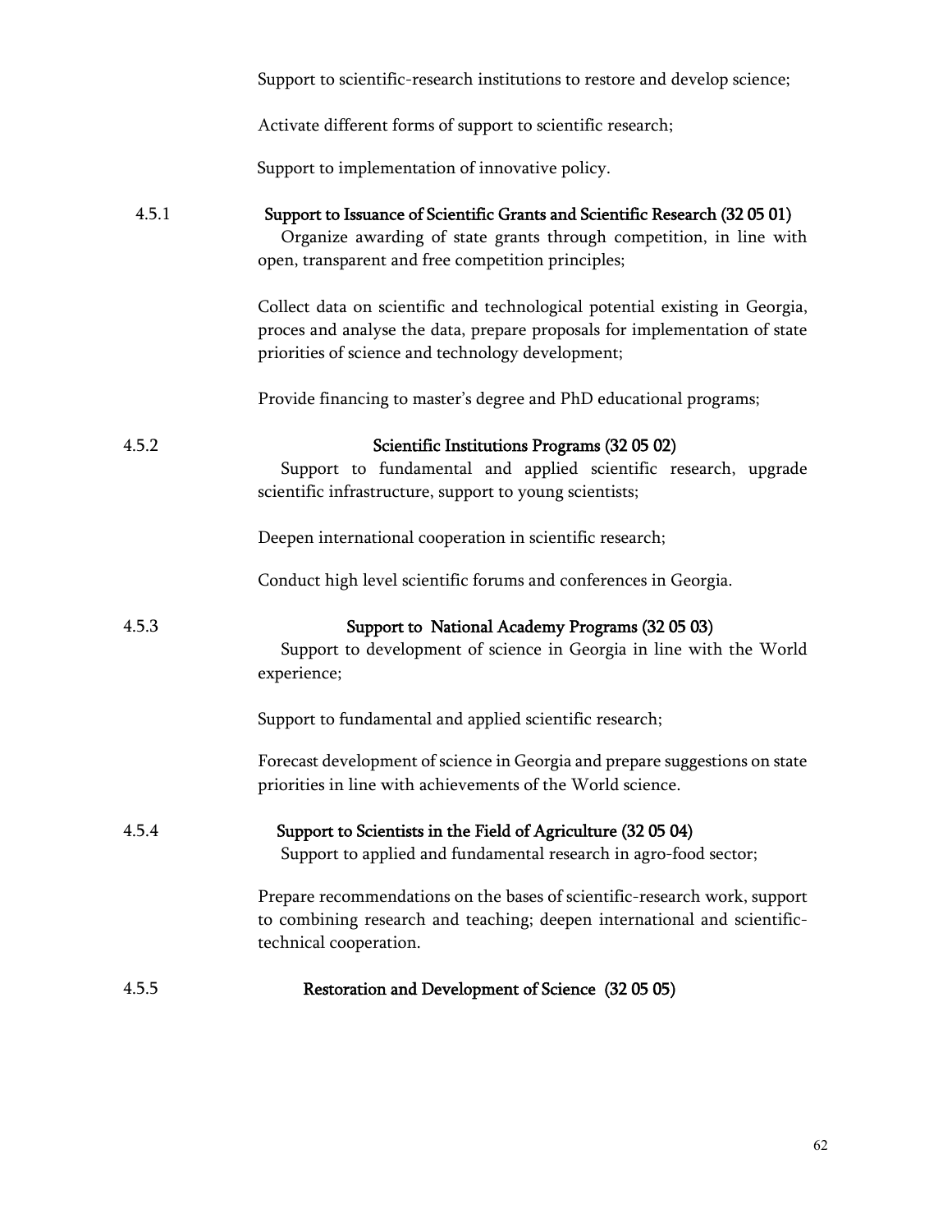Support to scientific-research institutions to restore and develop science;

Activate different forms of support to scientific research;

Support to implementation of innovative policy.

### 4.5.1 Support to Issuance of Scientific Grants and Scientific Research (32 05 01)

Organize awarding of state grants through competition, in line with open, transparent and free competition principles;

Collect data on scientific and technological potential existing in Georgia, proces and analyse the data, prepare proposals for implementation of state priorities of science and technology development;

Provide financing to master's degree and PhD educational programs;

### 4.5.2 Scientific Institutions Programs (32 05 02)

Support to fundamental and applied scientific research, upgrade scientific infrastructure, support to young scientists;

Deepen international cooperation in scientific research;

Conduct high level scientific forums and conferences in Georgia.

### 4.5.3 Support to National Academy Programs (32 05 03)

Support to development of science in Georgia in line with the World experience;

Support to fundamental and applied scientific research;

Forecast development of science in Georgia and prepare suggestions on state priorities in line with achievements of the World science.

### 4.5.4 Support to Scientists in the Field of Agriculture (32 05 04)

Support to applied and fundamental research in agro-food sector;

Prepare recommendations on the bases of scientific-research work, support to combining research and teaching; deepen international and scientific-technical cooperation.

### 4.5.5 Restoration and Development of Science (32 05 05)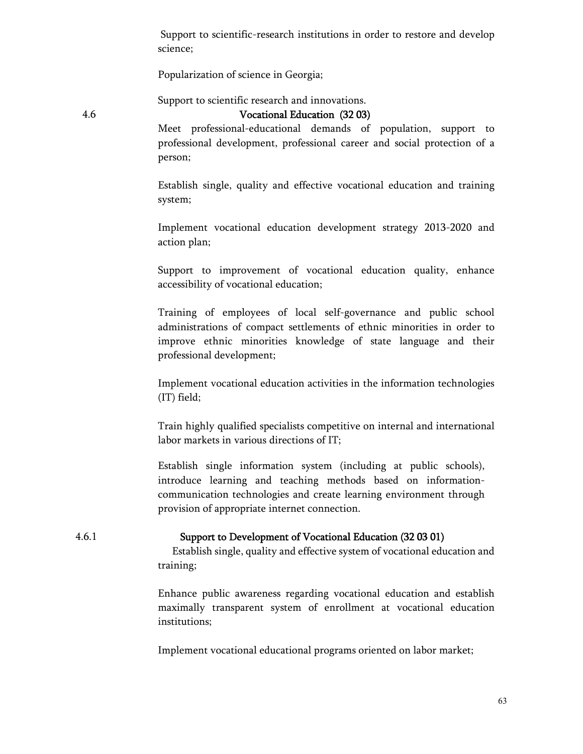Support to scientific-research institutions in order to restore and develop science;

Popularization of science in Georgia;

Support to scientific research and innovations.

### 4.6 Vocational Education (32 03)

Meet professional-educational demands of population, support to professional development, professional career and social protection of a person;

Establish single, quality and effective vocational education and training system;

Implement vocational education development strategy 2013-2020 and action plan;

Support to improvement of vocational education quality, enhance accessibility of vocational education;

Training of employees of local self-governance and public school administrations of compact settlements of ethnic minorities in order to improve ethnic minorities knowledge of state language and their professional development;

Implement vocational education activities in the information technologies (IT) field;

Train highly qualified specialists competitive on internal and international labor markets in various directions of IT;

Establish single information system (including at public schools), introduce learning and teaching methods based on information-communication technologies and create learning environment through provision of appropriate internet connection.

#### 4.6.1 Support to Development of Vocational Education (32 03 01)

Establish single, quality and effective system of vocational education and training;

Enhance public awareness regarding vocational education and establish maximally transparent system of enrollment at vocational education institutions;

Implement vocational educational programs oriented on labor market;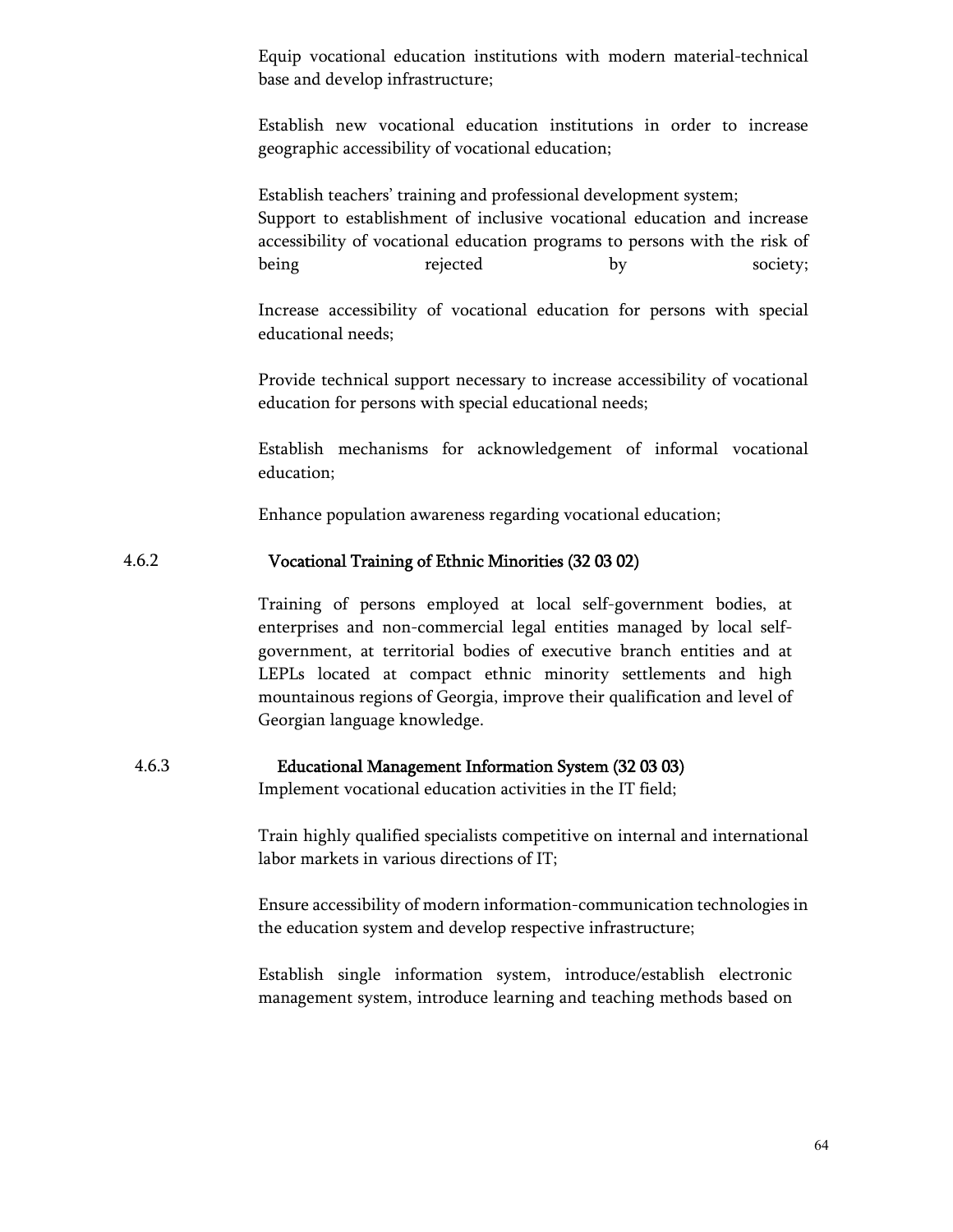Equip vocational education institutions with modern material-technical base and develop infrastructure;

Establish new vocational education institutions in order to increase geographic accessibility of vocational education;

Establish teachers' training and professional development system;
Support to establishment of inclusive vocational education and increase accessibility of vocational education programs to persons with the risk of being rejected by society;

Increase accessibility of vocational education for persons with special educational needs;

Provide technical support necessary to increase accessibility of vocational education for persons with special educational needs;

Establish mechanisms for acknowledgement of informal vocational education;

Enhance population awareness regarding vocational education;

### 4.6.2 Vocational Training of Ethnic Minorities (32 03 02)

Training of persons employed at local self-government bodies, at enterprises and non-commercial legal entities managed by local self-government, at territorial bodies of executive branch entities and at LEPLs located at compact ethnic minority settlements and high mountainous regions of Georgia, improve their qualification and level of Georgian language knowledge.

### 4.6.3 Educational Management Information System (32 03 03)

Implement vocational education activities in the IT field;

Train highly qualified specialists competitive on internal and international labor markets in various directions of IT;

Ensure accessibility of modern information-communication technologies in the education system and develop respective infrastructure;

Establish single information system, introduce/establish electronic management system, introduce learning and teaching methods based on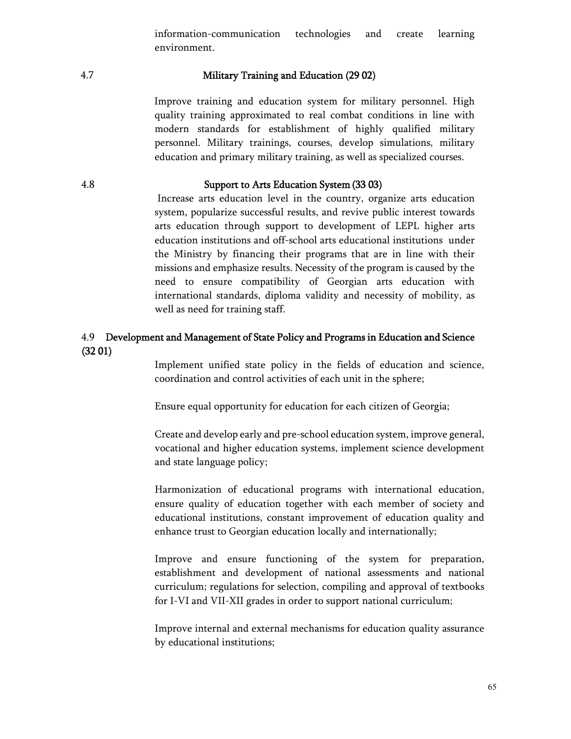information-communication technologies and create learning environment.

### 4.7 Military Training and Education (29 02)

Improve training and education system for military personnel. High quality training approximated to real combat conditions in line with modern standards for establishment of highly qualified military personnel. Military trainings, courses, develop simulations, military education and primary military training, as well as specialized courses.

### 4.8 Support to Arts Education System (33 03)

Increase arts education level in the country, organize arts education system, popularize successful results, and revive public interest towards arts education through support to development of LEPL higher arts education institutions and off-school arts educational institutions under the Ministry by financing their programs that are in line with their missions and emphasize results. Necessity of the program is caused by the need to ensure compatibility of Georgian arts education with international standards, diploma validity and necessity of mobility, as well as need for training staff.

### 4.9 Development and Management of State Policy and Programs in Education and Science (32 01)

Implement unified state policy in the fields of education and science, coordination and control activities of each unit in the sphere;

Ensure equal opportunity for education for each citizen of Georgia;

Create and develop early and pre-school education system, improve general, vocational and higher education systems, implement science development and state language policy;

Harmonization of educational programs with international education, ensure quality of education together with each member of society and educational institutions, constant improvement of education quality and enhance trust to Georgian education locally and internationally;

Improve and ensure functioning of the system for preparation, establishment and development of national assessments and national curriculum; regulations for selection, compiling and approval of textbooks for I-VI and VII-XII grades in order to support national curriculum;

Improve internal and external mechanisms for education quality assurance by educational institutions;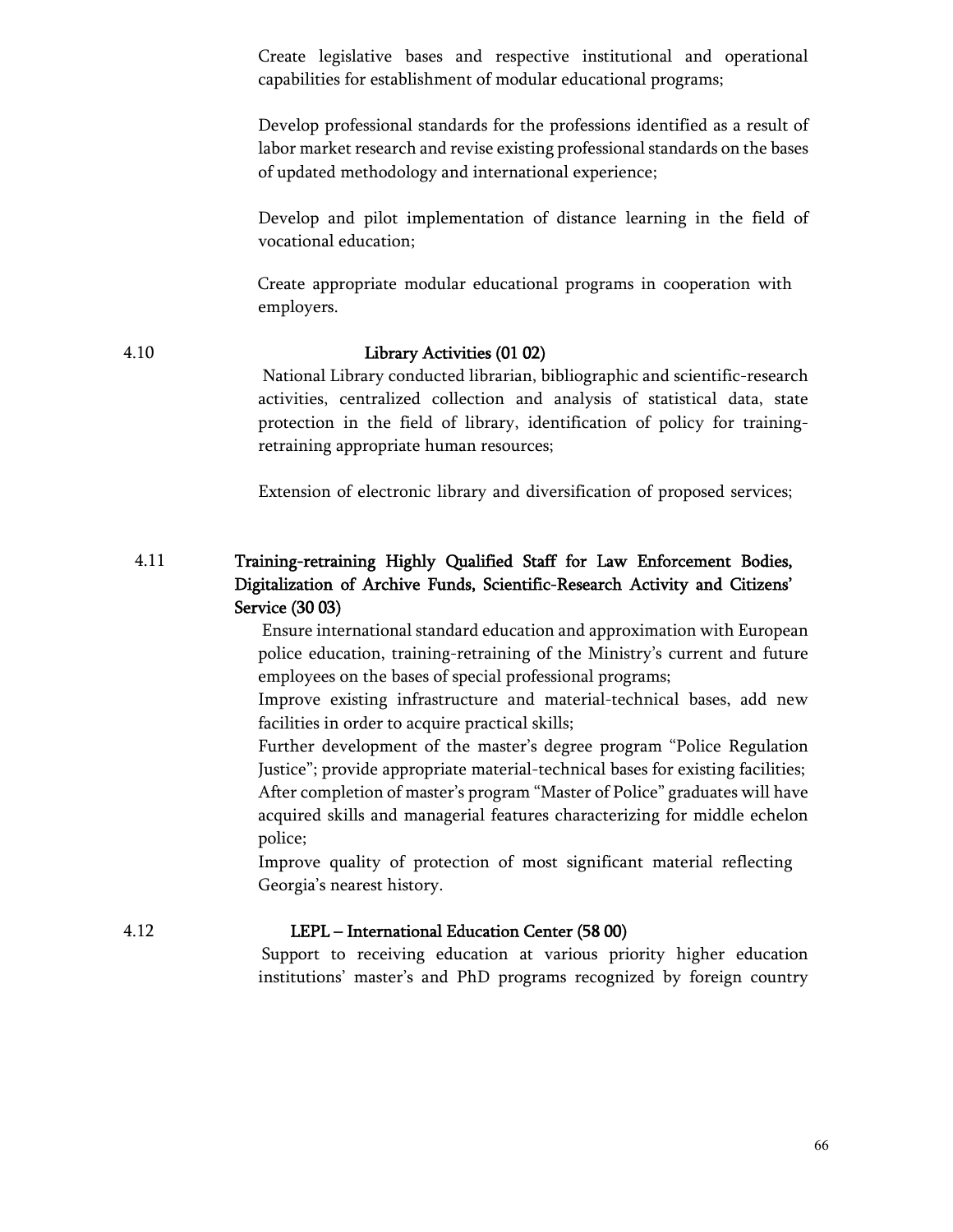Create legislative bases and respective institutional and operational capabilities for establishment of modular educational programs;

Develop professional standards for the professions identified as a result of labor market research and revise existing professional standards on the bases of updated methodology and international experience;

Develop and pilot implementation of distance learning in the field of vocational education;

Create appropriate modular educational programs in cooperation with employers.

### 4.10 Library Activities (01 02)

National Library conducted librarian, bibliographic and scientific-research activities, centralized collection and analysis of statistical data, state protection in the field of library, identification of policy for training-retraining appropriate human resources;

Extension of electronic library and diversification of proposed services;

### 4.11 Training-retraining Highly Qualified Staff for Law Enforcement Bodies, Digitalization of Archive Funds, Scientific-Research Activity and Citizens' Service (30 03)

Ensure international standard education and approximation with European police education, training-retraining of the Ministry's current and future employees on the bases of special professional programs;

Improve existing infrastructure and material-technical bases, add new facilities in order to acquire practical skills;

Further development of the master's degree program "Police Regulation Justice"; provide appropriate material-technical bases for existing facilities;

After completion of master's program "Master of Police" graduates will have acquired skills and managerial features characterizing for middle echelon police;

Improve quality of protection of most significant material reflecting Georgia's nearest history.

### 4.12 LEPL – International Education Center (58 00)

Support to receiving education at various priority higher education institutions' master's and PhD programs recognized by foreign country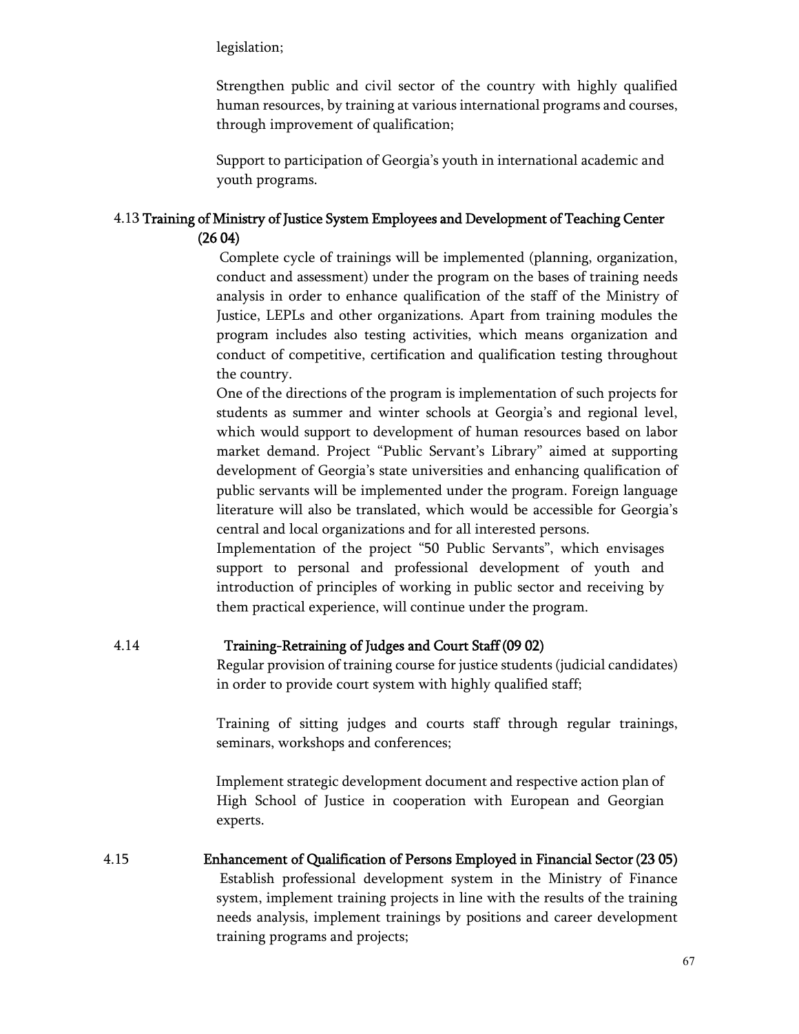legislation;

Strengthen public and civil sector of the country with highly qualified human resources, by training at various international programs and courses, through improvement of qualification;

Support to participation of Georgia's youth in international academic and youth programs.

### 4.13 Training of Ministry of Justice System Employees and Development of Teaching Center (26 04)

Complete cycle of trainings will be implemented (planning, organization, conduct and assessment) under the program on the bases of training needs analysis in order to enhance qualification of the staff of the Ministry of Justice, LEPLs and other organizations. Apart from training modules the program includes also testing activities, which means organization and conduct of competitive, certification and qualification testing throughout the country.

One of the directions of the program is implementation of such projects for students as summer and winter schools at Georgia's and regional level, which would support to development of human resources based on labor market demand. Project "Public Servant's Library" aimed at supporting development of Georgia's state universities and enhancing qualification of public servants will be implemented under the program. Foreign language literature will also be translated, which would be accessible for Georgia's central and local organizations and for all interested persons.

Implementation of the project "50 Public Servants", which envisages support to personal and professional development of youth and introduction of principles of working in public sector and receiving by them practical experience, will continue under the program.

### 4.14 Training-Retraining of Judges and Court Staff (09 02)

Regular provision of training course for justice students (judicial candidates) in order to provide court system with highly qualified staff;

Training of sitting judges and courts staff through regular trainings, seminars, workshops and conferences;

Implement strategic development document and respective action plan of High School of Justice in cooperation with European and Georgian experts.

### 4.15 Enhancement of Qualification of Persons Employed in Financial Sector (23 05)

Establish professional development system in the Ministry of Finance system, implement training projects in line with the results of the training needs analysis, implement trainings by positions and career development training programs and projects;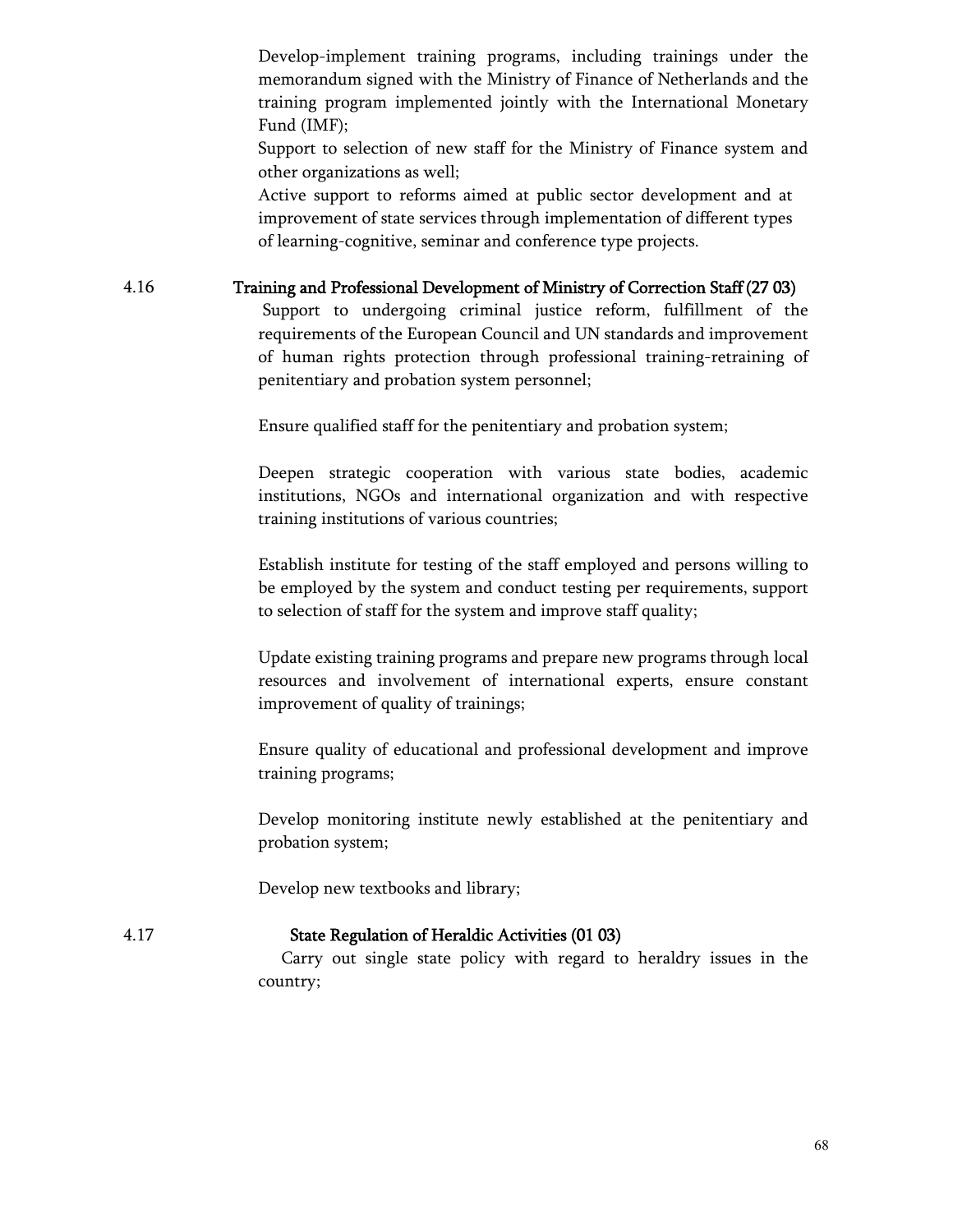Develop-implement training programs, including trainings under the memorandum signed with the Ministry of Finance of Netherlands and the training program implemented jointly with the International Monetary Fund (IMF);

Support to selection of new staff for the Ministry of Finance system and other organizations as well;

Active support to reforms aimed at public sector development and at improvement of state services through implementation of different types of learning-cognitive, seminar and conference type projects.

4.16 **Training and Professional Development of Ministry of Correction Staff (27 03)**

Support to undergoing criminal justice reform, fulfillment of the requirements of the European Council and UN standards and improvement of human rights protection through professional training-retraining of penitentiary and probation system personnel;

Ensure qualified staff for the penitentiary and probation system;

Deepen strategic cooperation with various state bodies, academic institutions, NGOs and international organization and with respective training institutions of various countries;

Establish institute for testing of the staff employed and persons willing to be employed by the system and conduct testing per requirements, support to selection of staff for the system and improve staff quality;

Update existing training programs and prepare new programs through local resources and involvement of international experts, ensure constant improvement of quality of trainings;

Ensure quality of educational and professional development and improve training programs;

Develop monitoring institute newly established at the penitentiary and probation system;

Develop new textbooks and library;

4.17 **State Regulation of Heraldic Activities (01 03)**

Carry out single state policy with regard to heraldry issues in the country;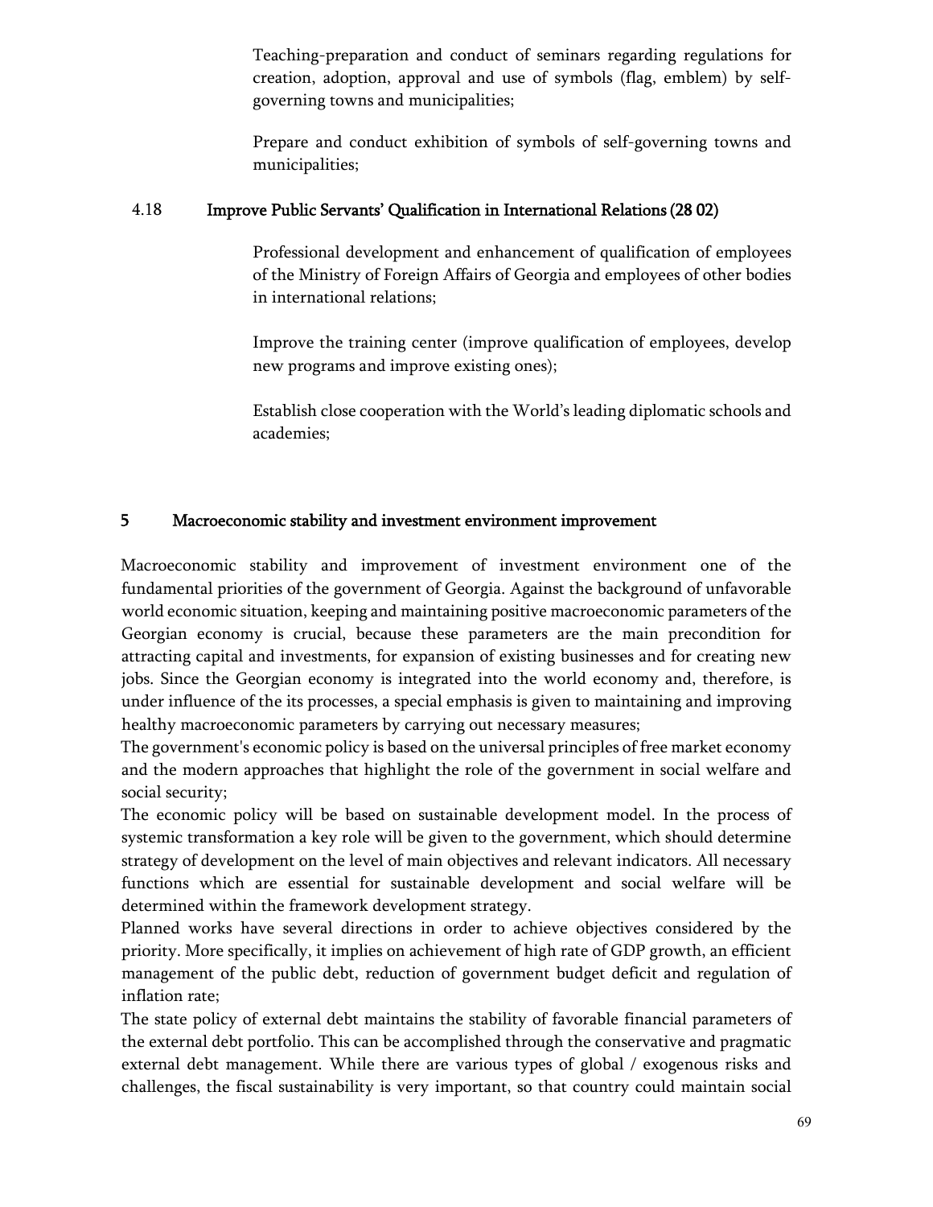Teaching-preparation and conduct of seminars regarding regulations for creation, adoption, approval and use of symbols (flag, emblem) by self-governing towns and municipalities;

Prepare and conduct exhibition of symbols of self-governing towns and municipalities;

### 4.18 Improve Public Servants' Qualification in International Relations (28 02)

Professional development and enhancement of qualification of employees of the Ministry of Foreign Affairs of Georgia and employees of other bodies in international relations;

Improve the training center (improve qualification of employees, develop new programs and improve existing ones);

Establish close cooperation with the World's leading diplomatic schools and academies;

## 5 Macroeconomic stability and investment environment improvement

Macroeconomic stability and improvement of investment environment one of the fundamental priorities of the government of Georgia. Against the background of unfavorable world economic situation, keeping and maintaining positive macroeconomic parameters of the Georgian economy is crucial, because these parameters are the main precondition for attracting capital and investments, for expansion of existing businesses and for creating new jobs. Since the Georgian economy is integrated into the world economy and, therefore, is under influence of the its processes, a special emphasis is given to maintaining and improving healthy macroeconomic parameters by carrying out necessary measures;

The government's economic policy is based on the universal principles of free market economy and the modern approaches that highlight the role of the government in social welfare and social security;

The economic policy will be based on sustainable development model. In the process of systemic transformation a key role will be given to the government, which should determine strategy of development on the level of main objectives and relevant indicators. All necessary functions which are essential for sustainable development and social welfare will be determined within the framework development strategy.

Planned works have several directions in order to achieve objectives considered by the priority. More specifically, it implies on achievement of high rate of GDP growth, an efficient management of the public debt, reduction of government budget deficit and regulation of inflation rate;

The state policy of external debt maintains the stability of favorable financial parameters of the external debt portfolio. This can be accomplished through the conservative and pragmatic external debt management. While there are various types of global / exogenous risks and challenges, the fiscal sustainability is very important, so that country could maintain social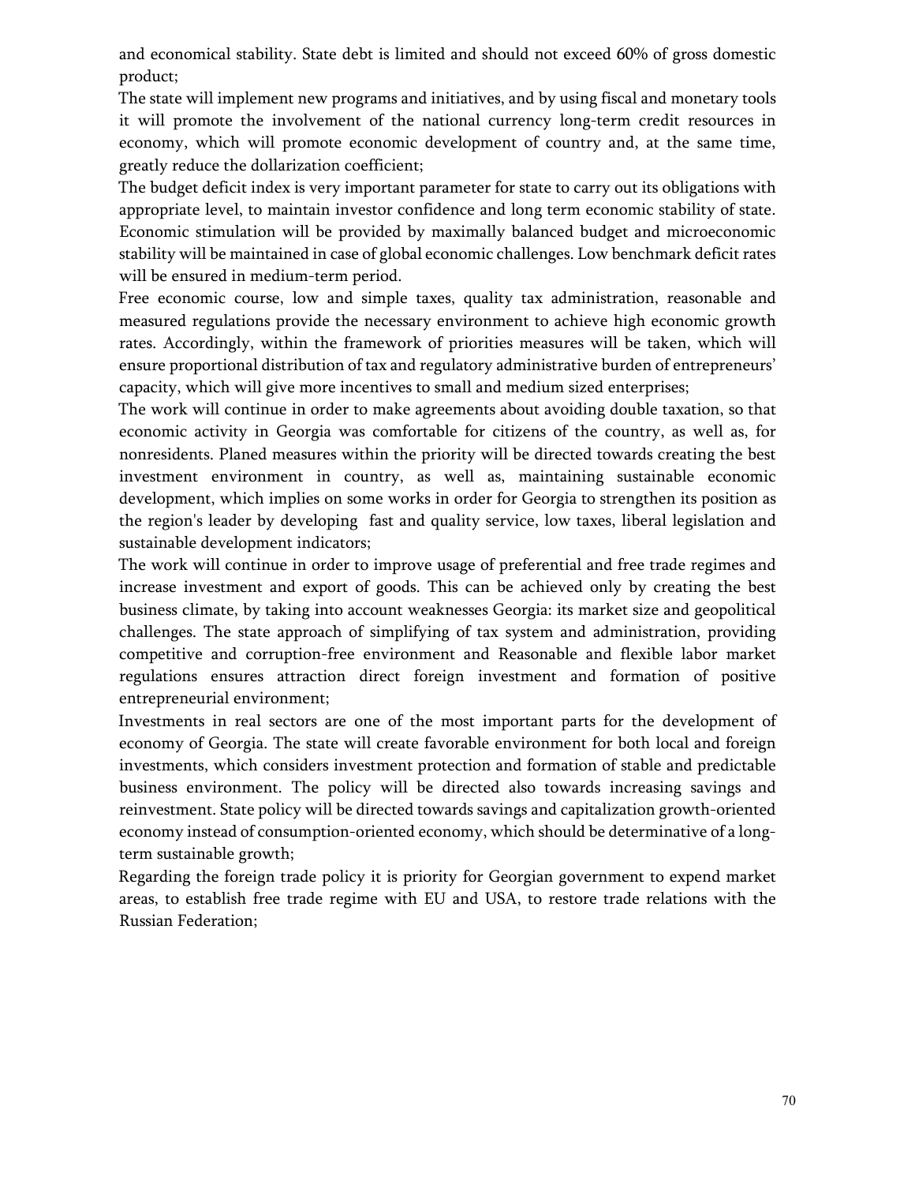and economical stability. State debt is limited and should not exceed 60% of gross domestic product;

The state will implement new programs and initiatives, and by using fiscal and monetary tools it will promote the involvement of the national currency long-term credit resources in economy, which will promote economic development of country and, at the same time, greatly reduce the dollarization coefficient;

The budget deficit index is very important parameter for state to carry out its obligations with appropriate level, to maintain investor confidence and long term economic stability of state. Economic stimulation will be provided by maximally balanced budget and microeconomic stability will be maintained in case of global economic challenges. Low benchmark deficit rates will be ensured in medium-term period.

Free economic course, low and simple taxes, quality tax administration, reasonable and measured regulations provide the necessary environment to achieve high economic growth rates. Accordingly, within the framework of priorities measures will be taken, which will ensure proportional distribution of tax and regulatory administrative burden of entrepreneurs' capacity, which will give more incentives to small and medium sized enterprises;

The work will continue in order to make agreements about avoiding double taxation, so that economic activity in Georgia was comfortable for citizens of the country, as well as, for nonresidents. Planed measures within the priority will be directed towards creating the best investment environment in country, as well as, maintaining sustainable economic development, which implies on some works in order for Georgia to strengthen its position as the region's leader by developing fast and quality service, low taxes, liberal legislation and sustainable development indicators;

The work will continue in order to improve usage of preferential and free trade regimes and increase investment and export of goods. This can be achieved only by creating the best business climate, by taking into account weaknesses Georgia: its market size and geopolitical challenges. The state approach of simplifying of tax system and administration, providing competitive and corruption-free environment and Reasonable and flexible labor market regulations ensures attraction direct foreign investment and formation of positive entrepreneurial environment;

Investments in real sectors are one of the most important parts for the development of economy of Georgia. The state will create favorable environment for both local and foreign investments, which considers investment protection and formation of stable and predictable business environment. The policy will be directed also towards increasing savings and reinvestment. State policy will be directed towards savings and capitalization growth-oriented economy instead of consumption-oriented economy, which should be determinative of a long-term sustainable growth;

Regarding the foreign trade policy it is priority for Georgian government to expend market areas, to establish free trade regime with EU and USA, to restore trade relations with the Russian Federation;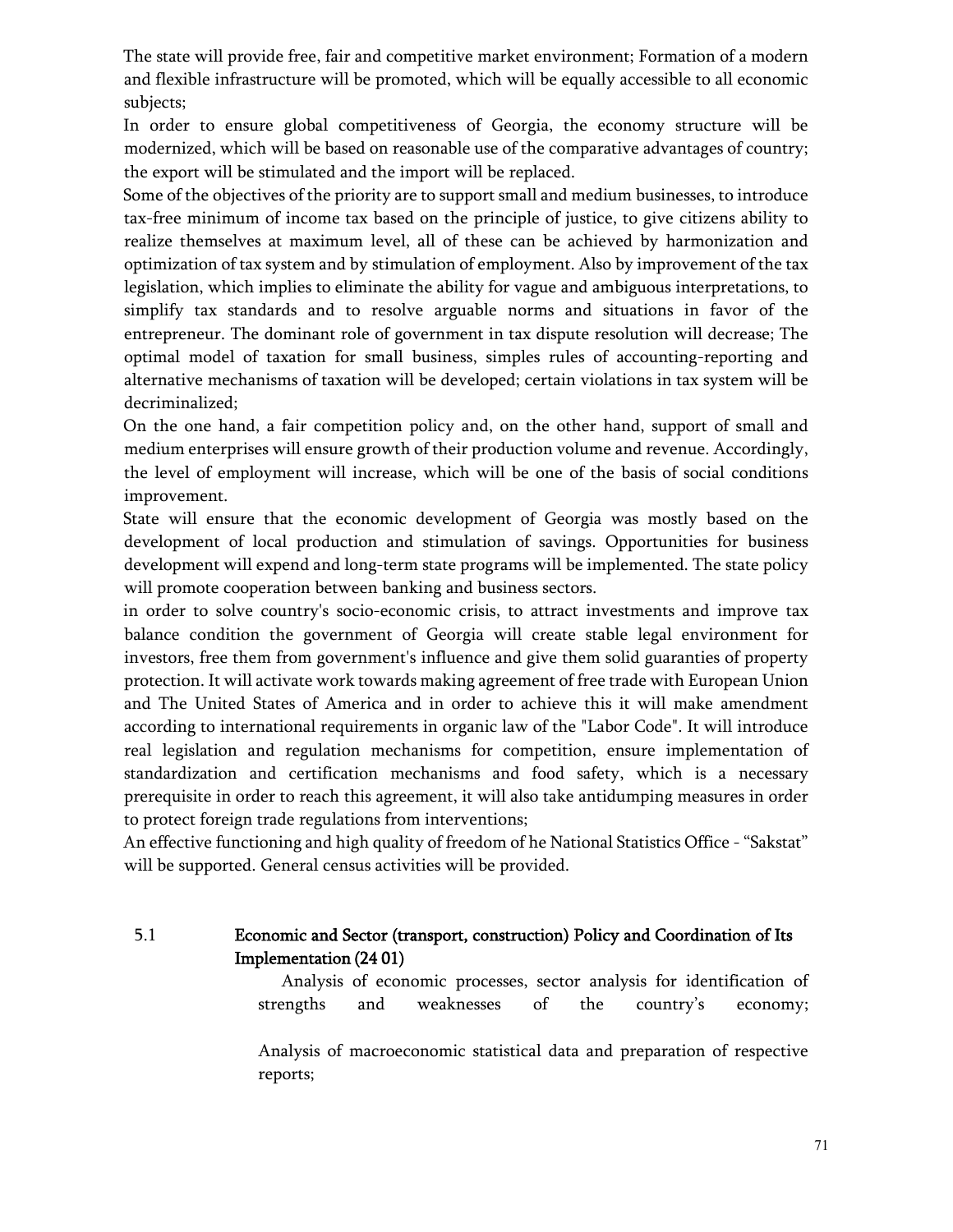The state will provide free, fair and competitive market environment; Formation of a modern and flexible infrastructure will be promoted, which will be equally accessible to all economic subjects;

In order to ensure global competitiveness of Georgia, the economy structure will be modernized, which will be based on reasonable use of the comparative advantages of country; the export will be stimulated and the import will be replaced.

Some of the objectives of the priority are to support small and medium businesses, to introduce tax-free minimum of income tax based on the principle of justice, to give citizens ability to realize themselves at maximum level, all of these can be achieved by harmonization and optimization of tax system and by stimulation of employment. Also by improvement of the tax legislation, which implies to eliminate the ability for vague and ambiguous interpretations, to simplify tax standards and to resolve arguable norms and situations in favor of the entrepreneur. The dominant role of government in tax dispute resolution will decrease; The optimal model of taxation for small business, simples rules of accounting-reporting and alternative mechanisms of taxation will be developed; certain violations in tax system will be decriminalized;

On the one hand, a fair competition policy and, on the other hand, support of small and medium enterprises will ensure growth of their production volume and revenue. Accordingly, the level of employment will increase, which will be one of the basis of social conditions improvement.

State will ensure that the economic development of Georgia was mostly based on the development of local production and stimulation of savings. Opportunities for business development will expend and long-term state programs will be implemented. The state policy will promote cooperation between banking and business sectors.

in order to solve country's socio-economic crisis, to attract investments and improve tax balance condition the government of Georgia will create stable legal environment for investors, free them from government's influence and give them solid guaranties of property protection. It will activate work towards making agreement of free trade with European Union and The United States of America and in order to achieve this it will make amendment according to international requirements in organic law of the "Labor Code". It will introduce real legislation and regulation mechanisms for competition, ensure implementation of standardization and certification mechanisms and food safety, which is a necessary prerequisite in order to reach this agreement, it will also take antidumping measures in order to protect foreign trade regulations from interventions;

An effective functioning and high quality of freedom of he National Statistics Office - "Sakstat" will be supported. General census activities will be provided.

## 5.1 Economic and Sector (transport, construction) Policy and Coordination of Its Implementation (24 01)

Analysis of economic processes, sector analysis for identification of strengths and weaknesses of the country's economy;

Analysis of macroeconomic statistical data and preparation of respective reports;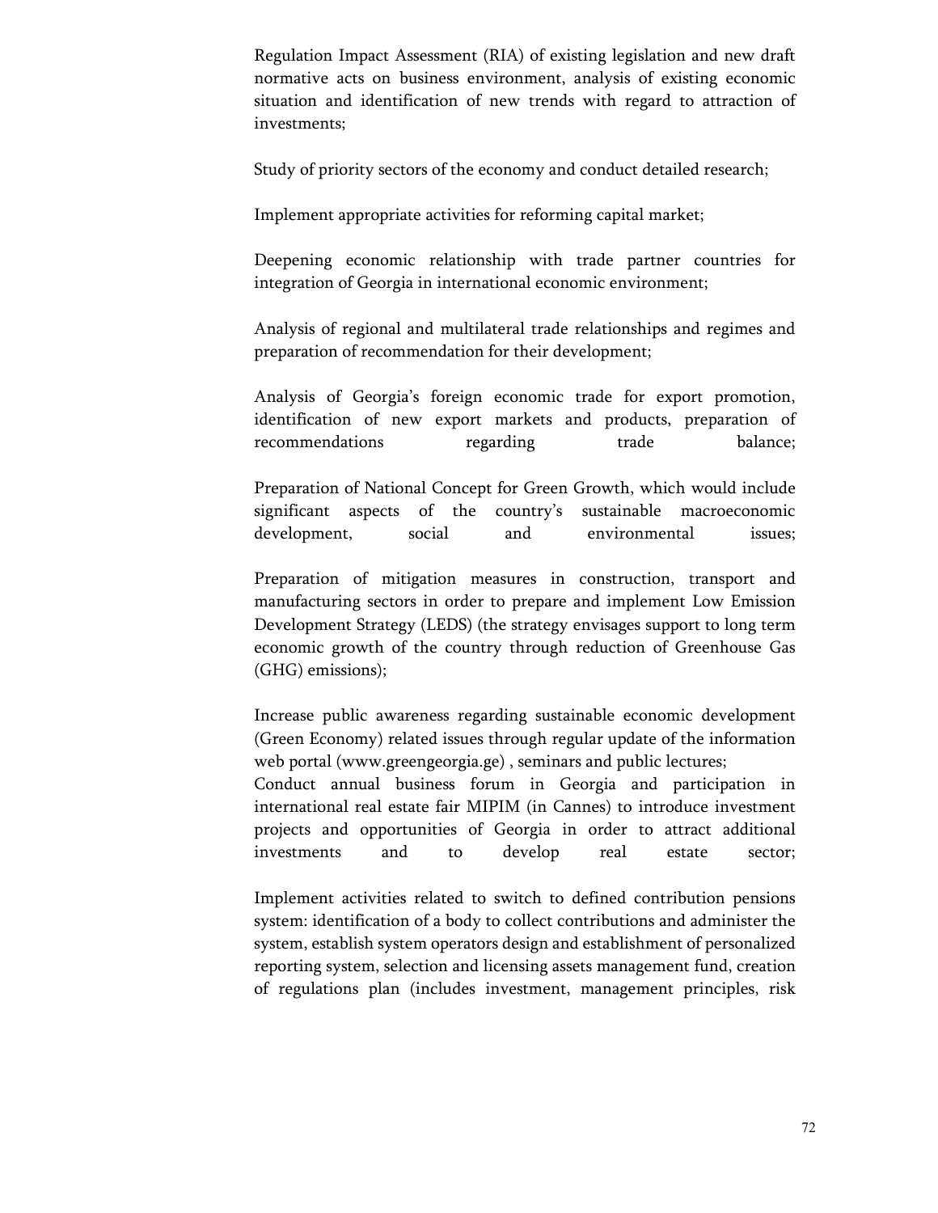Regulation Impact Assessment (RIA) of existing legislation and new draft normative acts on business environment, analysis of existing economic situation and identification of new trends with regard to attraction of investments;

Study of priority sectors of the economy and conduct detailed research;

Implement appropriate activities for reforming capital market;

Deepening economic relationship with trade partner countries for integration of Georgia in international economic environment;

Analysis of regional and multilateral trade relationships and regimes and preparation of recommendation for their development;

Analysis of Georgia's foreign economic trade for export promotion, identification of new export markets and products, preparation of recommendations regarding trade balance;

Preparation of National Concept for Green Growth, which would include significant aspects of the country's sustainable macroeconomic development, social and environmental issues;

Preparation of mitigation measures in construction, transport and manufacturing sectors in order to prepare and implement Low Emission Development Strategy (LEDS) (the strategy envisages support to long term economic growth of the country through reduction of Greenhouse Gas (GHG) emissions);

Increase public awareness regarding sustainable economic development (Green Economy) related issues through regular update of the information web portal (www.greengeorgia.ge) , seminars and public lectures;
Conduct annual business forum in Georgia and participation in international real estate fair MIPIM (in Cannes) to introduce investment projects and opportunities of Georgia in order to attract additional investments and to develop real estate sector;

Implement activities related to switch to defined contribution pensions system: identification of a body to collect contributions and administer the system, establish system operators design and establishment of personalized reporting system, selection and licensing assets management fund, creation of regulations plan (includes investment, management principles, risk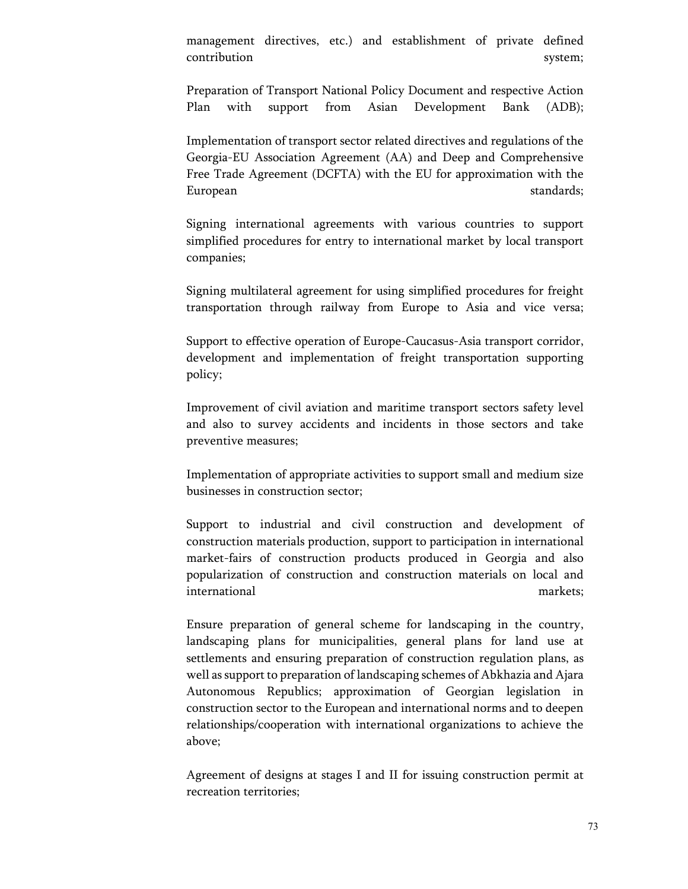management directives, etc.) and establishment of private defined contribution system;

Preparation of Transport National Policy Document and respective Action Plan with support from Asian Development Bank (ADB);

Implementation of transport sector related directives and regulations of the Georgia-EU Association Agreement (AA) and Deep and Comprehensive Free Trade Agreement (DCFTA) with the EU for approximation with the European standards;

Signing international agreements with various countries to support simplified procedures for entry to international market by local transport companies;

Signing multilateral agreement for using simplified procedures for freight transportation through railway from Europe to Asia and vice versa;

Support to effective operation of Europe-Caucasus-Asia transport corridor, development and implementation of freight transportation supporting policy;

Improvement of civil aviation and maritime transport sectors safety level and also to survey accidents and incidents in those sectors and take preventive measures;

Implementation of appropriate activities to support small and medium size businesses in construction sector;

Support to industrial and civil construction and development of construction materials production, support to participation in international market-fairs of construction products produced in Georgia and also popularization of construction and construction materials on local and international markets;

Ensure preparation of general scheme for landscaping in the country, landscaping plans for municipalities, general plans for land use at settlements and ensuring preparation of construction regulation plans, as well as support to preparation of landscaping schemes of Abkhazia and Ajara Autonomous Republics; approximation of Georgian legislation in construction sector to the European and international norms and to deepen relationships/cooperation with international organizations to achieve the above;

Agreement of designs at stages I and II for issuing construction permit at recreation territories;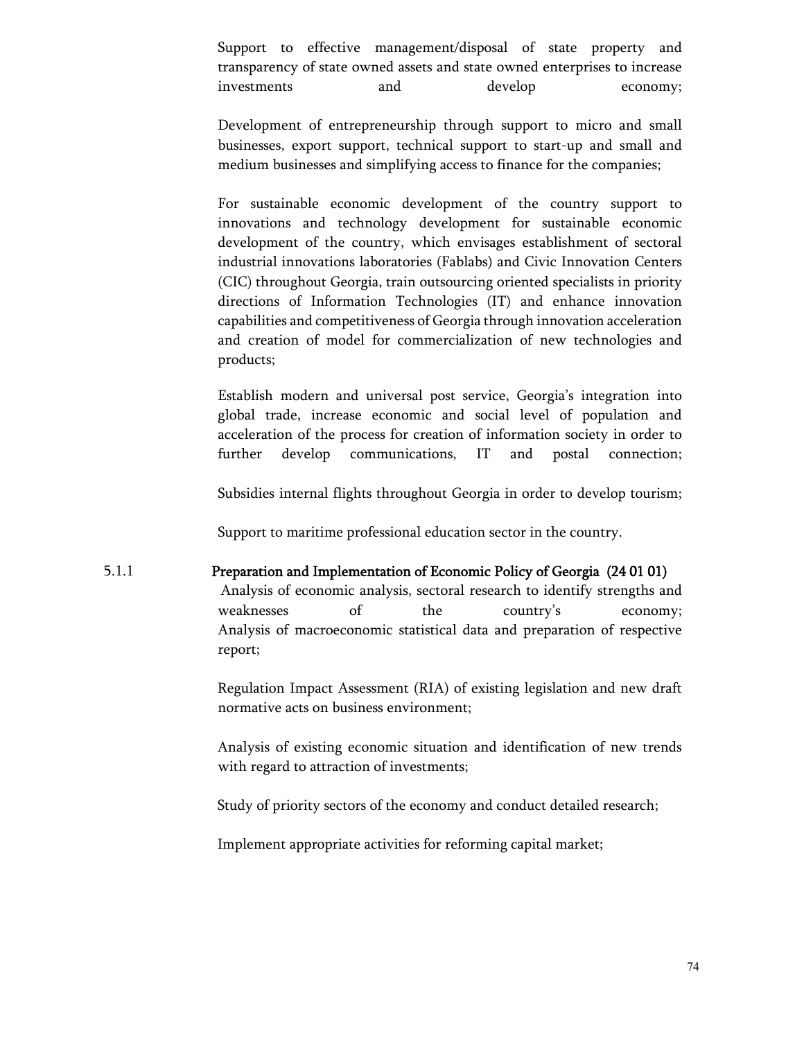Support to effective management/disposal of state property and transparency of state owned assets and state owned enterprises to increase investments and develop economy;

Development of entrepreneurship through support to micro and small businesses, export support, technical support to start-up and small and medium businesses and simplifying access to finance for the companies;

For sustainable economic development of the country support to innovations and technology development for sustainable economic development of the country, which envisages establishment of sectoral industrial innovations laboratories (Fablabs) and Civic Innovation Centers (CIC) throughout Georgia, train outsourcing oriented specialists in priority directions of Information Technologies (IT) and enhance innovation capabilities and competitiveness of Georgia through innovation acceleration and creation of model for commercialization of new technologies and products;

Establish modern and universal post service, Georgia's integration into global trade, increase economic and social level of population and acceleration of the process for creation of information society in order to further develop communications, IT and postal connection;

Subsidies internal flights throughout Georgia in order to develop tourism;

Support to maritime professional education sector in the country.

### 5.1.1 Preparation and Implementation of Economic Policy of Georgia (24 01 01)

Analysis of economic analysis, sectoral research to identify strengths and weaknesses of the country's economy;
Analysis of macroeconomic statistical data and preparation of respective report;

Regulation Impact Assessment (RIA) of existing legislation and new draft normative acts on business environment;

Analysis of existing economic situation and identification of new trends with regard to attraction of investments;

Study of priority sectors of the economy and conduct detailed research;

Implement appropriate activities for reforming capital market;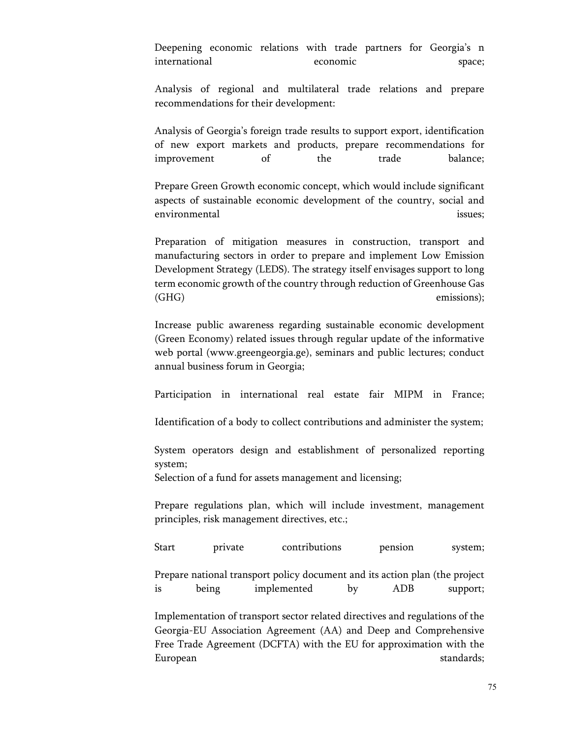Deepening economic relations with trade partners for Georgia's n international economic space;

Analysis of regional and multilateral trade relations and prepare recommendations for their development:

Analysis of Georgia's foreign trade results to support export, identification of new export markets and products, prepare recommendations for improvement of the trade balance;

Prepare Green Growth economic concept, which would include significant aspects of sustainable economic development of the country, social and environmental issues;

Preparation of mitigation measures in construction, transport and manufacturing sectors in order to prepare and implement Low Emission Development Strategy (LEDS). The strategy itself envisages support to long term economic growth of the country through reduction of Greenhouse Gas (GHG) emissions);

Increase public awareness regarding sustainable economic development (Green Economy) related issues through regular update of the informative web portal (www.greengeorgia.ge), seminars and public lectures; conduct annual business forum in Georgia;

Participation in international real estate fair MIPM in France;

Identification of a body to collect contributions and administer the system;

System operators design and establishment of personalized reporting system;
Selection of a fund for assets management and licensing;

Prepare regulations plan, which will include investment, management principles, risk management directives, etc.;

Start private contributions pension system;

Prepare national transport policy document and its action plan (the project is being implemented by ADB support;

Implementation of transport sector related directives and regulations of the Georgia-EU Association Agreement (AA) and Deep and Comprehensive Free Trade Agreement (DCFTA) with the EU for approximation with the European standards;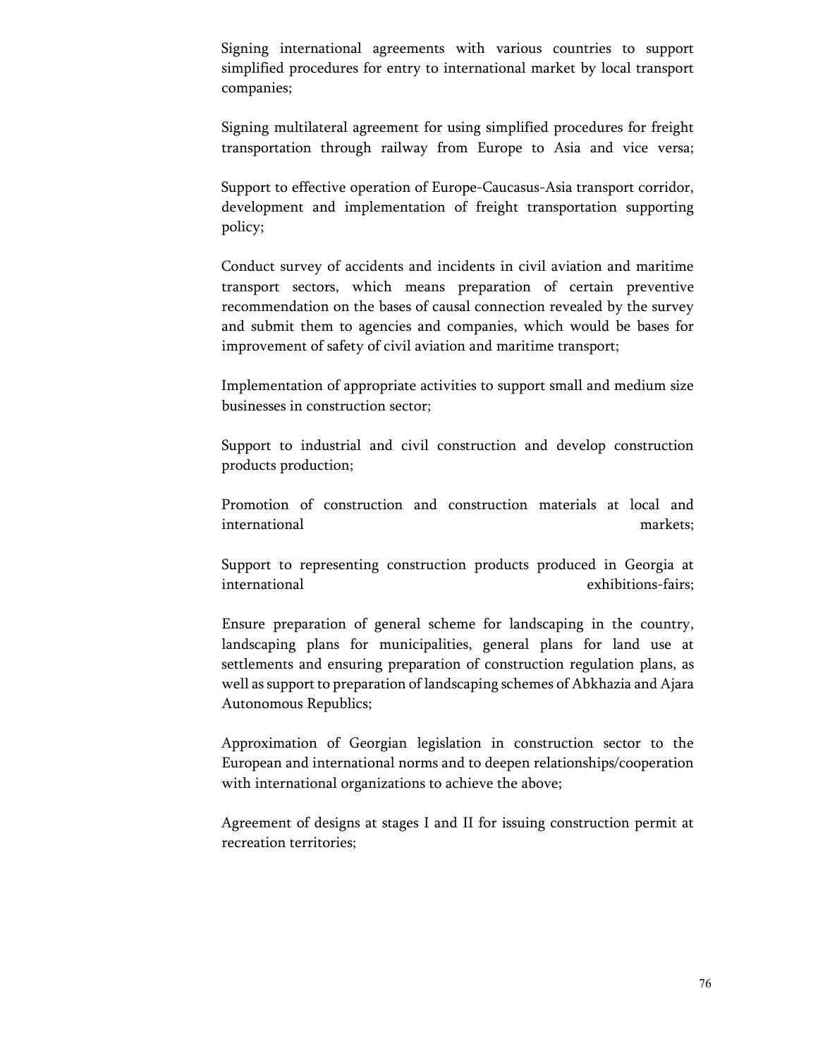Signing international agreements with various countries to support simplified procedures for entry to international market by local transport companies;

Signing multilateral agreement for using simplified procedures for freight transportation through railway from Europe to Asia and vice versa;

Support to effective operation of Europe-Caucasus-Asia transport corridor, development and implementation of freight transportation supporting policy;

Conduct survey of accidents and incidents in civil aviation and maritime transport sectors, which means preparation of certain preventive recommendation on the bases of causal connection revealed by the survey and submit them to agencies and companies, which would be bases for improvement of safety of civil aviation and maritime transport;

Implementation of appropriate activities to support small and medium size businesses in construction sector;

Support to industrial and civil construction and develop construction products production;

Promotion of construction and construction materials at local and international markets;

Support to representing construction products produced in Georgia at international exhibitions-fairs;

Ensure preparation of general scheme for landscaping in the country, landscaping plans for municipalities, general plans for land use at settlements and ensuring preparation of construction regulation plans, as well as support to preparation of landscaping schemes of Abkhazia and Ajara Autonomous Republics;

Approximation of Georgian legislation in construction sector to the European and international norms and to deepen relationships/cooperation with international organizations to achieve the above;

Agreement of designs at stages I and II for issuing construction permit at recreation territories;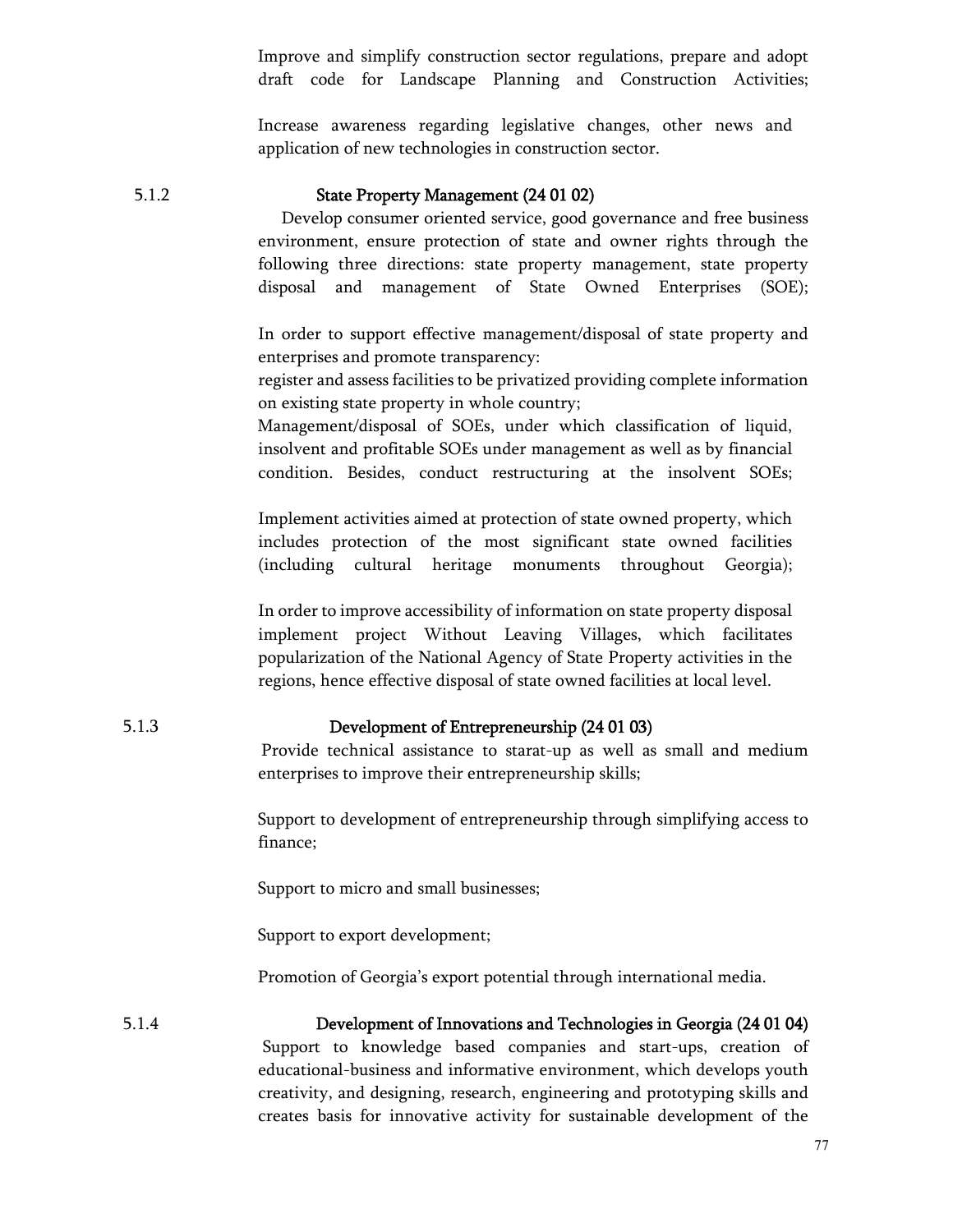Improve and simplify construction sector regulations, prepare and adopt draft code for Landscape Planning and Construction Activities;

Increase awareness regarding legislative changes, other news and application of new technologies in construction sector.

### 5.1.2 State Property Management (24 01 02)

Develop consumer oriented service, good governance and free business environment, ensure protection of state and owner rights through the following three directions: state property management, state property disposal and management of State Owned Enterprises (SOE);

In order to support effective management/disposal of state property and enterprises and promote transparency:

register and assess facilities to be privatized providing complete information on existing state property in whole country;

Management/disposal of SOEs, under which classification of liquid, insolvent and profitable SOEs under management as well as by financial condition. Besides, conduct restructuring at the insolvent SOEs;

Implement activities aimed at protection of state owned property, which includes protection of the most significant state owned facilities (including cultural heritage monuments throughout Georgia);

In order to improve accessibility of information on state property disposal implement project Without Leaving Villages, which facilitates popularization of the National Agency of State Property activities in the regions, hence effective disposal of state owned facilities at local level.

### 5.1.3 Development of Entrepreneurship (24 01 03)

Provide technical assistance to starat-up as well as small and medium enterprises to improve their entrepreneurship skills;

Support to development of entrepreneurship through simplifying access to finance;

Support to micro and small businesses;

Support to export development;

Promotion of Georgia's export potential through international media.

### 5.1.4 Development of Innovations and Technologies in Georgia (24 01 04)

Support to knowledge based companies and start-ups, creation of educational-business and informative environment, which develops youth creativity, and designing, research, engineering and prototyping skills and creates basis for innovative activity for sustainable development of the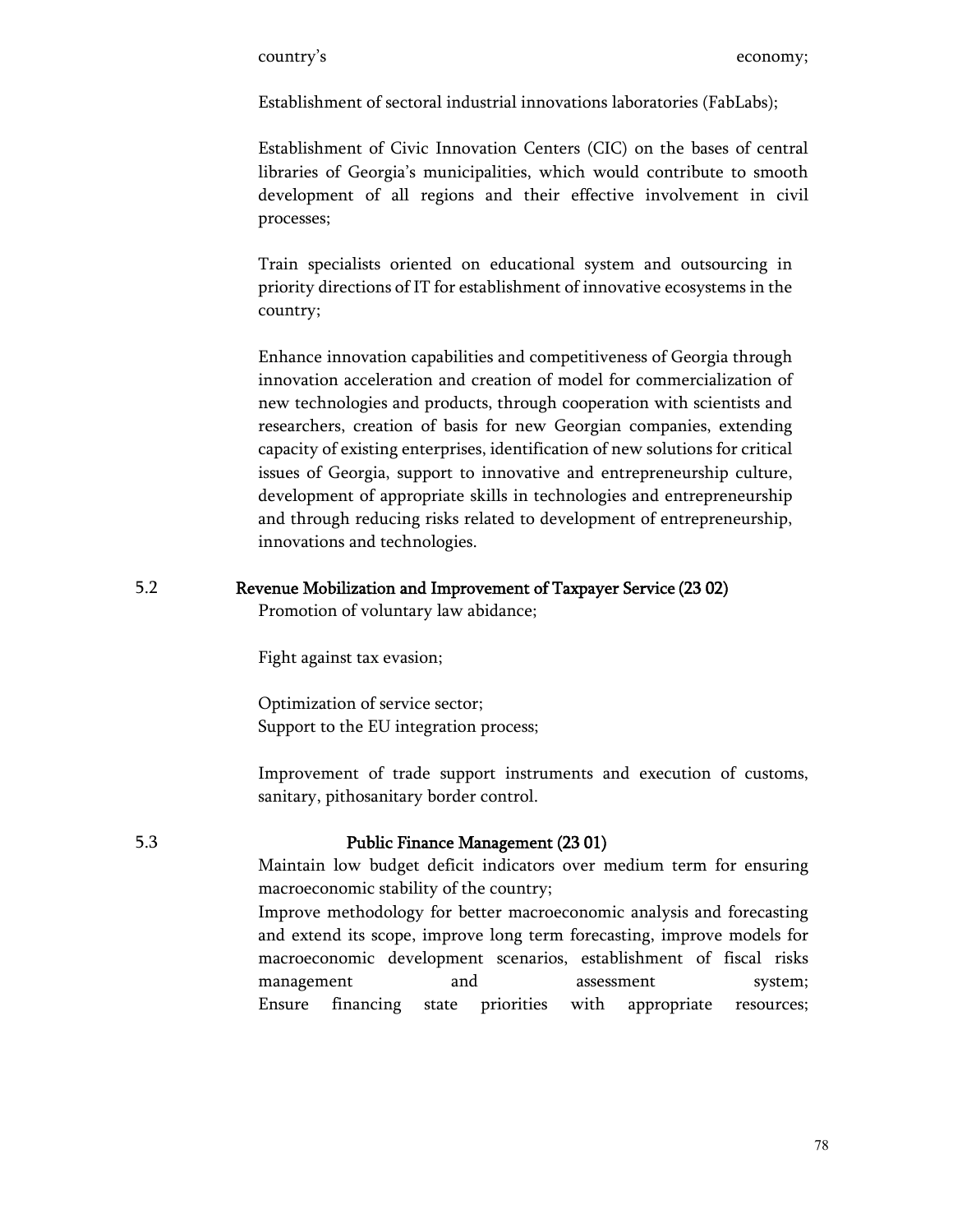country's economy;

Establishment of sectoral industrial innovations laboratories (FabLabs);

Establishment of Civic Innovation Centers (CIC) on the bases of central libraries of Georgia's municipalities, which would contribute to smooth development of all regions and their effective involvement in civil processes;

Train specialists oriented on educational system and outsourcing in priority directions of IT for establishment of innovative ecosystems in the country;

Enhance innovation capabilities and competitiveness of Georgia through innovation acceleration and creation of model for commercialization of new technologies and products, through cooperation with scientists and researchers, creation of basis for new Georgian companies, extending capacity of existing enterprises, identification of new solutions for critical issues of Georgia, support to innovative and entrepreneurship culture, development of appropriate skills in technologies and entrepreneurship and through reducing risks related to development of entrepreneurship, innovations and technologies.

## 5.2 Revenue Mobilization and Improvement of Taxpayer Service (23 02)

Promotion of voluntary law abidance;

Fight against tax evasion;

Optimization of service sector;
Support to the EU integration process;

Improvement of trade support instruments and execution of customs, sanitary, pithosanitary border control.

## 5.3 Public Finance Management (23 01)

Maintain low budget deficit indicators over medium term for ensuring macroeconomic stability of the country;
Improve methodology for better macroeconomic analysis and forecasting and extend its scope, improve long term forecasting, improve models for macroeconomic development scenarios, establishment of fiscal risks management and assessment system;
Ensure financing state priorities with appropriate resources;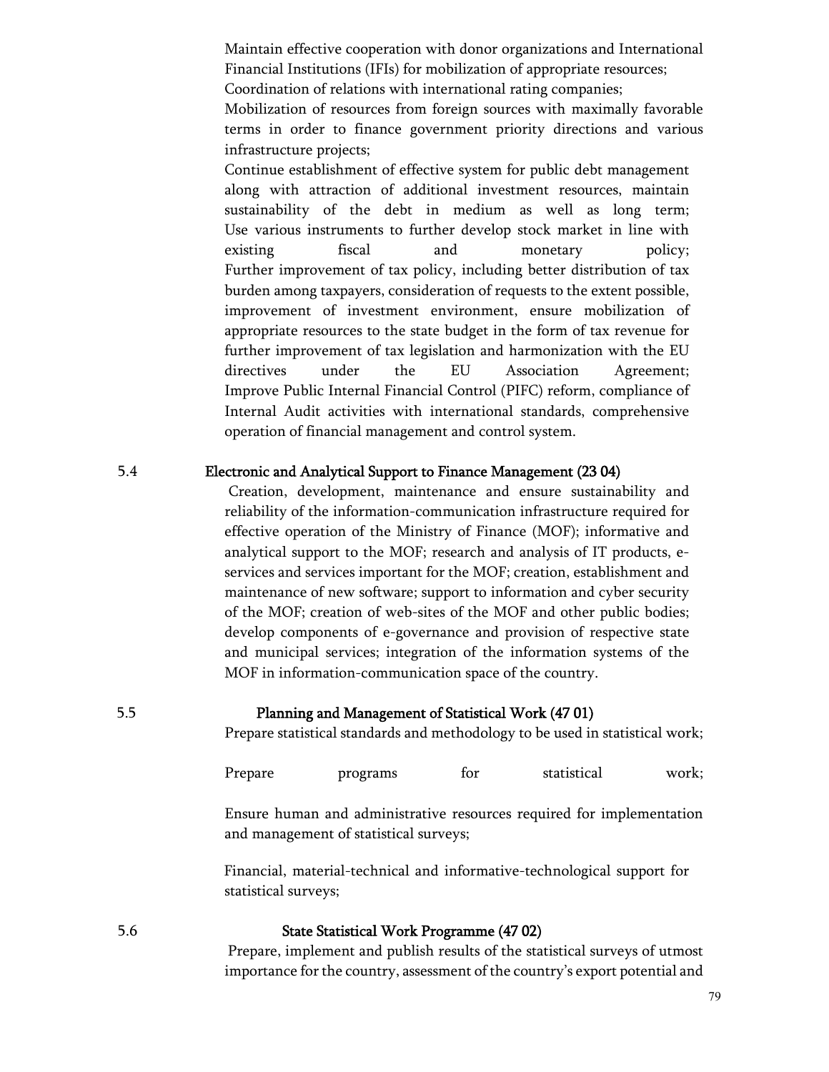Maintain effective cooperation with donor organizations and International Financial Institutions (IFIs) for mobilization of appropriate resources;
Coordination of relations with international rating companies;
Mobilization of resources from foreign sources with maximally favorable terms in order to finance government priority directions and various infrastructure projects;
Continue establishment of effective system for public debt management along with attraction of additional investment resources, maintain sustainability of the debt in medium as well as long term;
Use various instruments to further develop stock market in line with existing fiscal and monetary policy;
Further improvement of tax policy, including better distribution of tax burden among taxpayers, consideration of requests to the extent possible, improvement of investment environment, ensure mobilization of appropriate resources to the state budget in the form of tax revenue for further improvement of tax legislation and harmonization with the EU directives under the EU Association Agreement;
Improve Public Internal Financial Control (PIFC) reform, compliance of Internal Audit activities with international standards, comprehensive operation of financial management and control system.

5.4 **Electronic and Analytical Support to Finance Management (23 04)**

Creation, development, maintenance and ensure sustainability and reliability of the information-communication infrastructure required for effective operation of the Ministry of Finance (MOF); informative and analytical support to the MOF; research and analysis of IT products, e-services and services important for the MOF; creation, establishment and maintenance of new software; support to information and cyber security of the MOF; creation of web-sites of the MOF and other public bodies; develop components of e-governance and provision of respective state and municipal services; integration of the information systems of the MOF in information-communication space of the country.

5.5 **Planning and Management of Statistical Work (47 01)**

Prepare statistical standards and methodology to be used in statistical work;

Prepare programs for statistical work;

Ensure human and administrative resources required for implementation and management of statistical surveys;

Financial, material-technical and informative-technological support for statistical surveys;

5.6 **State Statistical Work Programme (47 02)**

Prepare, implement and publish results of the statistical surveys of utmost importance for the country, assessment of the country's export potential and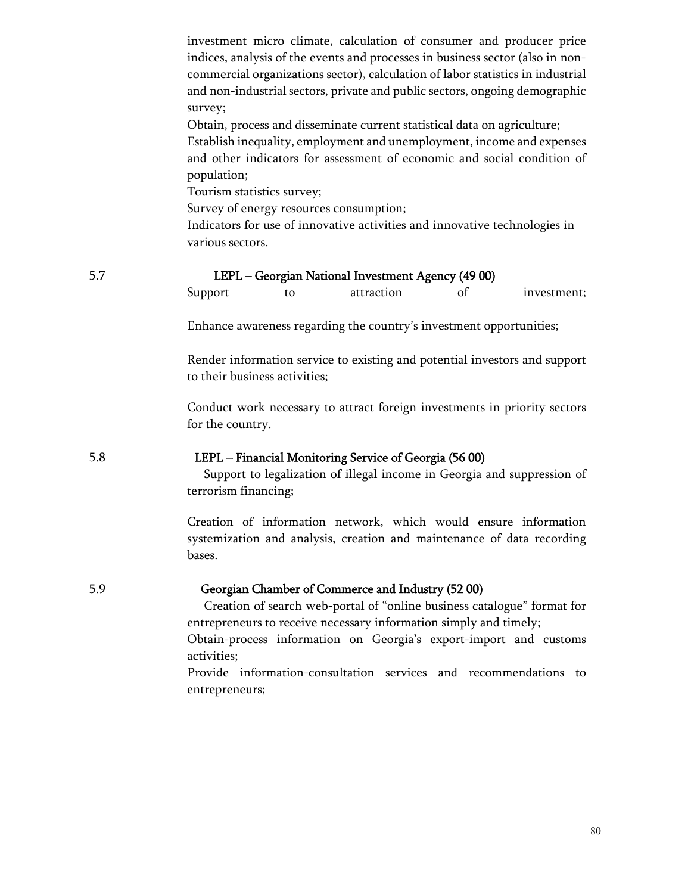investment micro climate, calculation of consumer and producer price indices, analysis of the events and processes in business sector (also in non-commercial organizations sector), calculation of labor statistics in industrial and non-industrial sectors, private and public sectors, ongoing demographic survey;

Obtain, process and disseminate current statistical data on agriculture;

Establish inequality, employment and unemployment, income and expenses and other indicators for assessment of economic and social condition of population;

Tourism statistics survey;

Survey of energy resources consumption;

Indicators for use of innovative activities and innovative technologies in various sectors.

5.7 **LEPL – Georgian National Investment Agency (49 00)**

Support to attraction of investment;

Enhance awareness regarding the country's investment opportunities;

Render information service to existing and potential investors and support to their business activities;

Conduct work necessary to attract foreign investments in priority sectors for the country.

5.8 **LEPL – Financial Monitoring Service of Georgia (56 00)**

Support to legalization of illegal income in Georgia and suppression of terrorism financing;

Creation of information network, which would ensure information systemization and analysis, creation and maintenance of data recording bases.

5.9 **Georgian Chamber of Commerce and Industry (52 00)**

Creation of search web-portal of "online business catalogue" format for entrepreneurs to receive necessary information simply and timely;

Obtain-process information on Georgia's export-import and customs activities;

Provide information-consultation services and recommendations to entrepreneurs;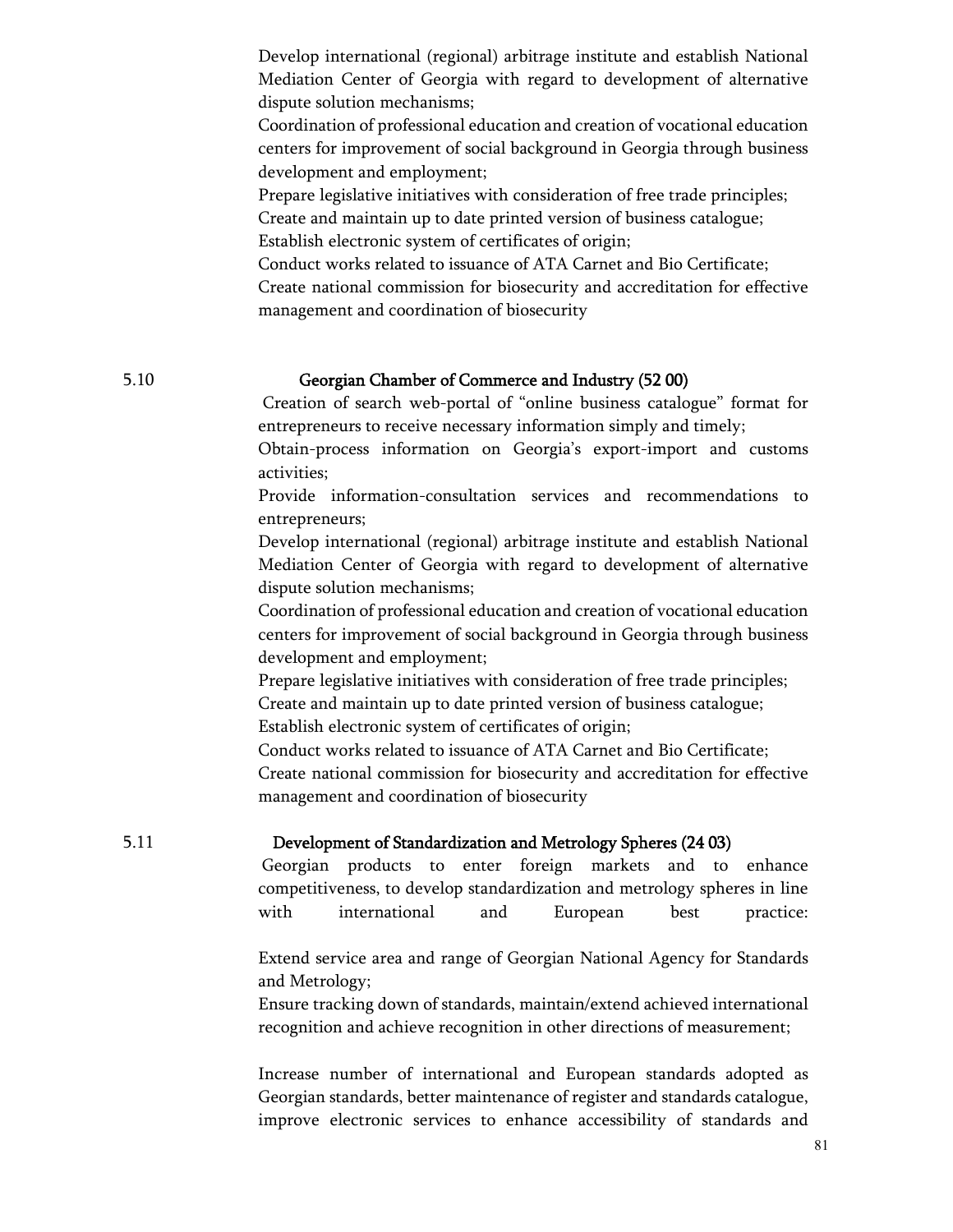Develop international (regional) arbitrage institute and establish National Mediation Center of Georgia with regard to development of alternative dispute solution mechanisms;

Coordination of professional education and creation of vocational education centers for improvement of social background in Georgia through business development and employment;

Prepare legislative initiatives with consideration of free trade principles;

Create and maintain up to date printed version of business catalogue;

Establish electronic system of certificates of origin;

Conduct works related to issuance of ATA Carnet and Bio Certificate;

Create national commission for biosecurity and accreditation for effective management and coordination of biosecurity

### 5.10 Georgian Chamber of Commerce and Industry (52 00)

Creation of search web-portal of "online business catalogue" format for entrepreneurs to receive necessary information simply and timely;

Obtain-process information on Georgia's export-import and customs activities;

Provide information-consultation services and recommendations to entrepreneurs;

Develop international (regional) arbitrage institute and establish National Mediation Center of Georgia with regard to development of alternative dispute solution mechanisms;

Coordination of professional education and creation of vocational education centers for improvement of social background in Georgia through business development and employment;

Prepare legislative initiatives with consideration of free trade principles;

Create and maintain up to date printed version of business catalogue;

Establish electronic system of certificates of origin;

Conduct works related to issuance of ATA Carnet and Bio Certificate;

Create national commission for biosecurity and accreditation for effective management and coordination of biosecurity

### 5.11 Development of Standardization and Metrology Spheres (24 03)

Georgian products to enter foreign markets and to enhance competitiveness, to develop standardization and metrology spheres in line with international and European best practice:

Extend service area and range of Georgian National Agency for Standards and Metrology;

Ensure tracking down of standards, maintain/extend achieved international recognition and achieve recognition in other directions of measurement;

Increase number of international and European standards adopted as Georgian standards, better maintenance of register and standards catalogue, improve electronic services to enhance accessibility of standards and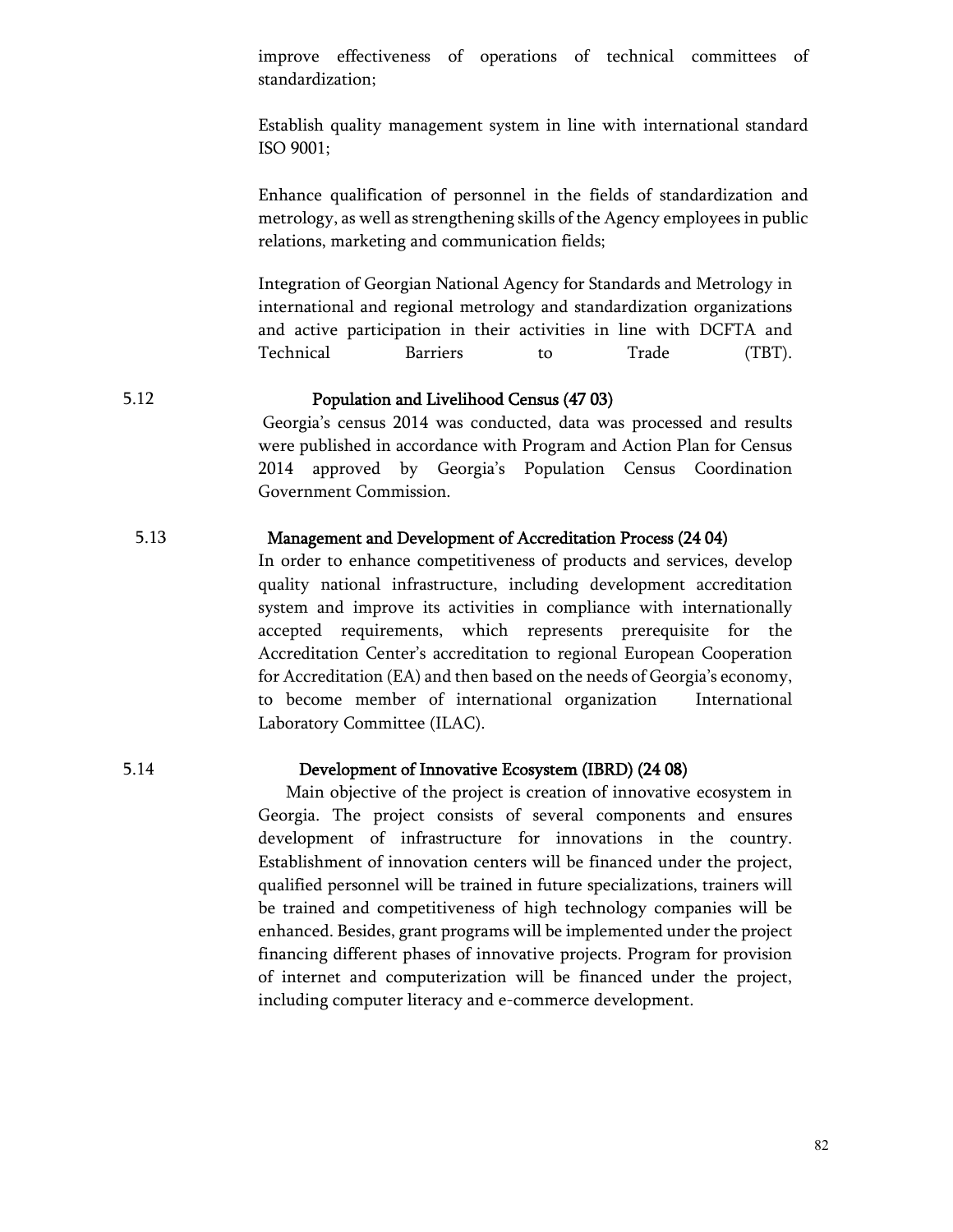improve effectiveness of operations of technical committees of standardization;

Establish quality management system in line with international standard ISO 9001;

Enhance qualification of personnel in the fields of standardization and metrology, as well as strengthening skills of the Agency employees in public relations, marketing and communication fields;

Integration of Georgian National Agency for Standards and Metrology in international and regional metrology and standardization organizations and active participation in their activities in line with DCFTA and Technical Barriers to Trade (TBT).

### 5.12 Population and Livelihood Census (47 03)

Georgia's census 2014 was conducted, data was processed and results were published in accordance with Program and Action Plan for Census 2014 approved by Georgia's Population Census Coordination Government Commission.

### 5.13 Management and Development of Accreditation Process (24 04)

In order to enhance competitiveness of products and services, develop quality national infrastructure, including development accreditation system and improve its activities in compliance with internationally accepted requirements, which represents prerequisite for the Accreditation Center's accreditation to regional European Cooperation for Accreditation (EA) and then based on the needs of Georgia's economy, to become member of international organization International Laboratory Committee (ILAC).

### 5.14 Development of Innovative Ecosystem (IBRD) (24 08)

Main objective of the project is creation of innovative ecosystem in Georgia. The project consists of several components and ensures development of infrastructure for innovations in the country. Establishment of innovation centers will be financed under the project, qualified personnel will be trained in future specializations, trainers will be trained and competitiveness of high technology companies will be enhanced. Besides, grant programs will be implemented under the project financing different phases of innovative projects. Program for provision of internet and computerization will be financed under the project, including computer literacy and e-commerce development.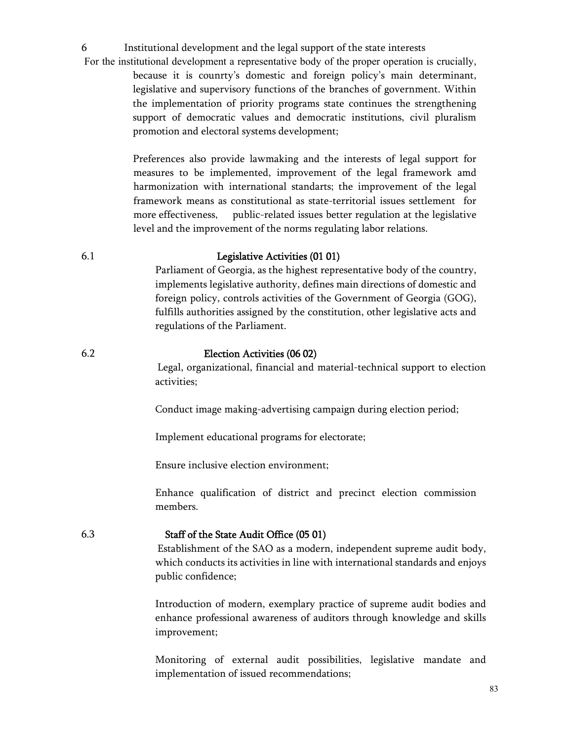# 6 Institutional development and the legal support of the state interests

For the institutional development a representative body of the proper operation is crucially, because it is counrty's domestic and foreign policy's main determinant, legislative and supervisory functions of the branches of government. Within the implementation of priority programs state continues the strengthening support of democratic values and democratic institutions, civil pluralism promotion and electoral systems development;

Preferences also provide lawmaking and the interests of legal support for measures to be implemented, improvement of the legal framework amd harmonization with international standarts; the improvement of the legal framework means as constitutional as state-territorial issues settlement for more effectiveness, public-related issues better regulation at the legislative level and the improvement of the norms regulating labor relations.

## 6.1 Legislative Activities (01 01)

Parliament of Georgia, as the highest representative body of the country, implements legislative authority, defines main directions of domestic and foreign policy, controls activities of the Government of Georgia (GOG), fulfills authorities assigned by the constitution, other legislative acts and regulations of the Parliament.

## 6.2 Election Activities (06 02)

Legal, organizational, financial and material-technical support to election activities;

Conduct image making-advertising campaign during election period;

Implement educational programs for electorate;

Ensure inclusive election environment;

Enhance qualification of district and precinct election commission members.

## 6.3 Staff of the State Audit Office (05 01)

Establishment of the SAO as a modern, independent supreme audit body, which conducts its activities in line with international standards and enjoys public confidence;

Introduction of modern, exemplary practice of supreme audit bodies and enhance professional awareness of auditors through knowledge and skills improvement;

Monitoring of external audit possibilities, legislative mandate and implementation of issued recommendations;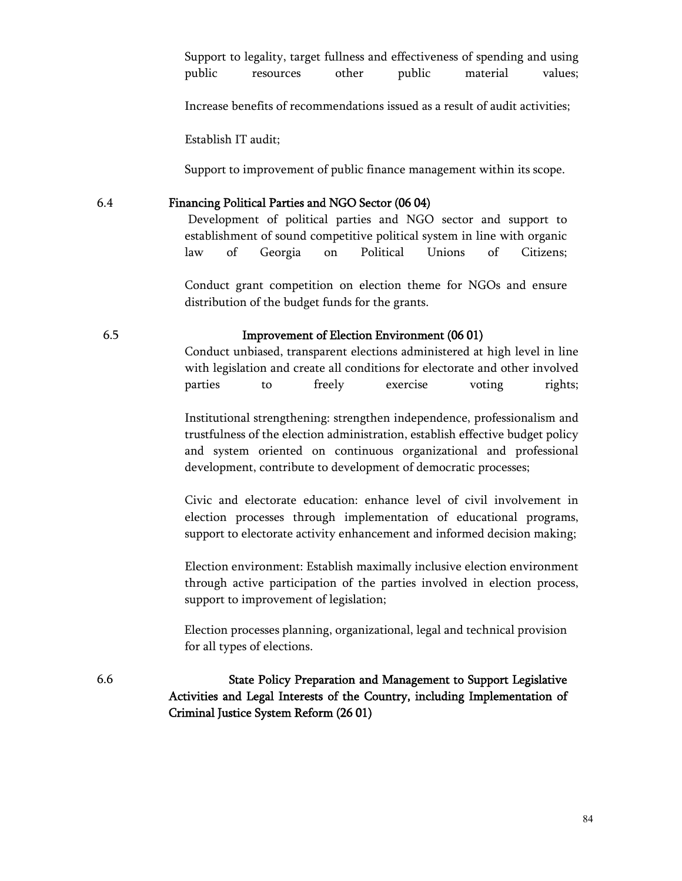Support to legality, target fullness and effectiveness of spending and using public resources other public material values;

Increase benefits of recommendations issued as a result of audit activities;

Establish IT audit;

Support to improvement of public finance management within its scope.

### 6.4 Financing Political Parties and NGO Sector (06 04)

Development of political parties and NGO sector and support to establishment of sound competitive political system in line with organic law of Georgia on Political Unions of Citizens;

Conduct grant competition on election theme for NGOs and ensure distribution of the budget funds for the grants.

### 6.5 Improvement of Election Environment (06 01)

Conduct unbiased, transparent elections administered at high level in line with legislation and create all conditions for electorate and other involved parties to freely exercise voting rights;

Institutional strengthening: strengthen independence, professionalism and trustfulness of the election administration, establish effective budget policy and system oriented on continuous organizational and professional development, contribute to development of democratic processes;

Civic and electorate education: enhance level of civil involvement in election processes through implementation of educational programs, support to electorate activity enhancement and informed decision making;

Election environment: Establish maximally inclusive election environment through active participation of the parties involved in election process, support to improvement of legislation;

Election processes planning, organizational, legal and technical provision for all types of elections.

### 6.6 State Policy Preparation and Management to Support Legislative Activities and Legal Interests of the Country, including Implementation of Criminal Justice System Reform (26 01)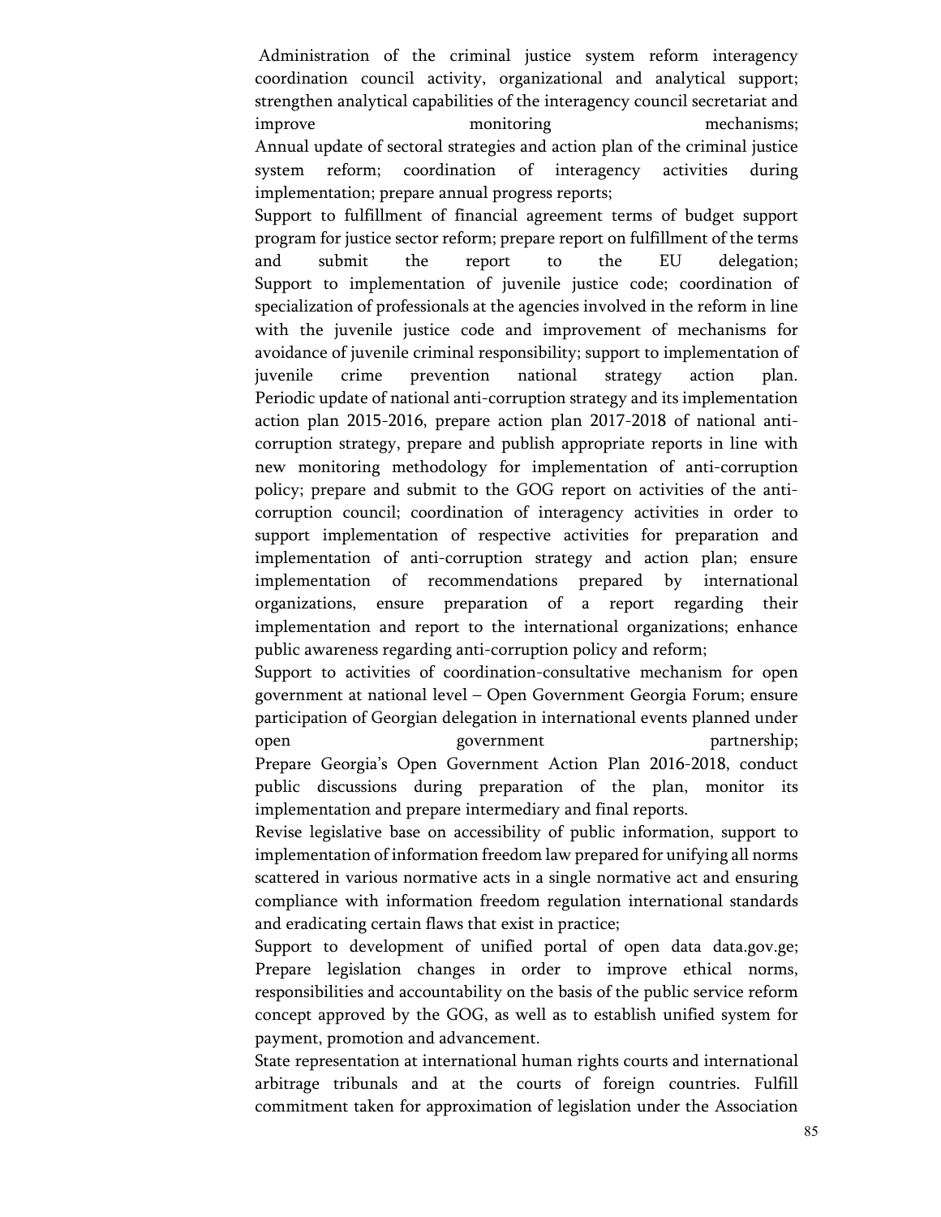Administration of the criminal justice system reform interagency coordination council activity, organizational and analytical support; strengthen analytical capabilities of the interagency council secretariat and improve monitoring mechanisms;

Annual update of sectoral strategies and action plan of the criminal justice system reform; coordination of interagency activities during implementation; prepare annual progress reports;

Support to fulfillment of financial agreement terms of budget support program for justice sector reform; prepare report on fulfillment of the terms and submit the report to the EU delegation;

Support to implementation of juvenile justice code; coordination of specialization of professionals at the agencies involved in the reform in line with the juvenile justice code and improvement of mechanisms for avoidance of juvenile criminal responsibility; support to implementation of juvenile crime prevention national strategy action plan.

Periodic update of national anti-corruption strategy and its implementation action plan 2015-2016, prepare action plan 2017-2018 of national anti-corruption strategy, prepare and publish appropriate reports in line with new monitoring methodology for implementation of anti-corruption policy; prepare and submit to the GOG report on activities of the anti-corruption council; coordination of interagency activities in order to support implementation of respective activities for preparation and implementation of anti-corruption strategy and action plan; ensure implementation of recommendations prepared by international organizations, ensure preparation of a report regarding their implementation and report to the international organizations; enhance public awareness regarding anti-corruption policy and reform;

Support to activities of coordination-consultative mechanism for open government at national level – Open Government Georgia Forum; ensure participation of Georgian delegation in international events planned under open government partnership;

Prepare Georgia's Open Government Action Plan 2016-2018, conduct public discussions during preparation of the plan, monitor its implementation and prepare intermediary and final reports.

Revise legislative base on accessibility of public information, support to implementation of information freedom law prepared for unifying all norms scattered in various normative acts in a single normative act and ensuring compliance with information freedom regulation international standards and eradicating certain flaws that exist in practice;

Support to development of unified portal of open data data.gov.ge;

Prepare legislation changes in order to improve ethical norms, responsibilities and accountability on the basis of the public service reform concept approved by the GOG, as well as to establish unified system for payment, promotion and advancement.

State representation at international human rights courts and international arbitrage tribunals and at the courts of foreign countries. Fulfill commitment taken for approximation of legislation under the Association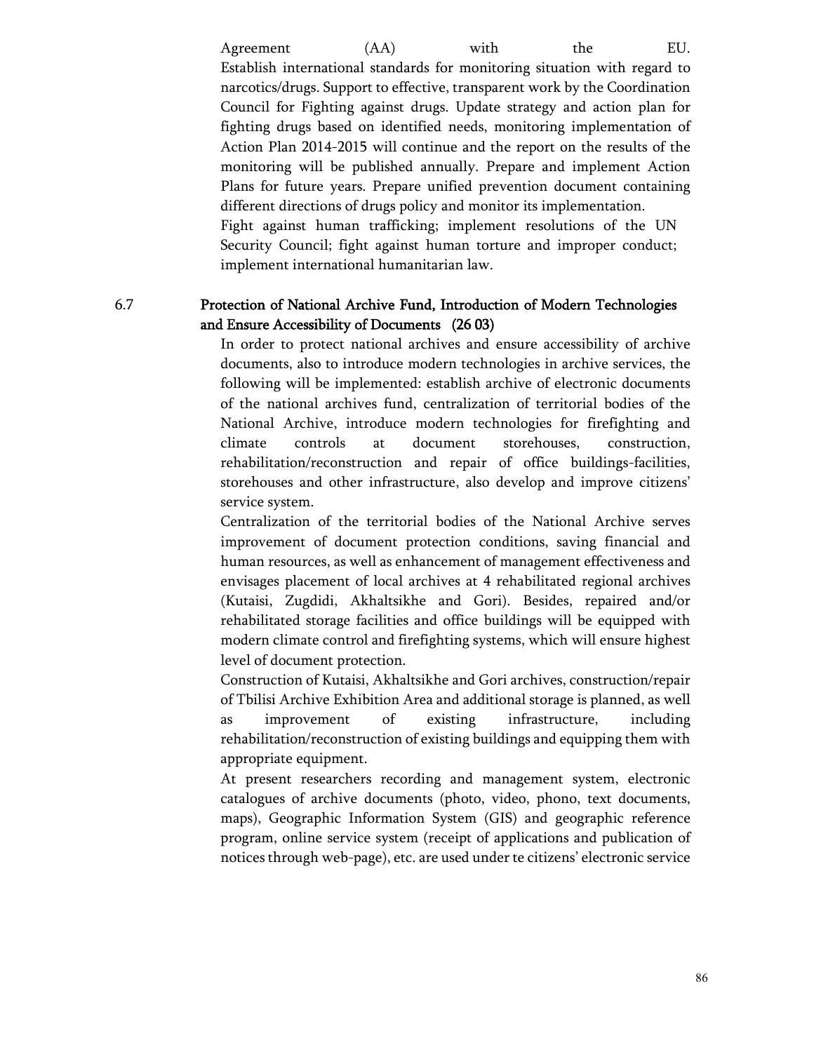Agreement (AA) with the EU. Establish international standards for monitoring situation with regard to narcotics/drugs. Support to effective, transparent work by the Coordination Council for Fighting against drugs. Update strategy and action plan for fighting drugs based on identified needs, monitoring implementation of Action Plan 2014-2015 will continue and the report on the results of the monitoring will be published annually. Prepare and implement Action Plans for future years. Prepare unified prevention document containing different directions of drugs policy and monitor its implementation.

Fight against human trafficking; implement resolutions of the UN Security Council; fight against human torture and improper conduct; implement international humanitarian law.

### 6.7 Protection of National Archive Fund, Introduction of Modern Technologies and Ensure Accessibility of Documents (26 03)

In order to protect national archives and ensure accessibility of archive documents, also to introduce modern technologies in archive services, the following will be implemented: establish archive of electronic documents of the national archives fund, centralization of territorial bodies of the National Archive, introduce modern technologies for firefighting and climate controls at document storehouses, construction, rehabilitation/reconstruction and repair of office buildings-facilities, storehouses and other infrastructure, also develop and improve citizens' service system.

Centralization of the territorial bodies of the National Archive serves improvement of document protection conditions, saving financial and human resources, as well as enhancement of management effectiveness and envisages placement of local archives at 4 rehabilitated regional archives (Kutaisi, Zugdidi, Akhaltsikhe and Gori). Besides, repaired and/or rehabilitated storage facilities and office buildings will be equipped with modern climate control and firefighting systems, which will ensure highest level of document protection.

Construction of Kutaisi, Akhaltsikhe and Gori archives, construction/repair of Tbilisi Archive Exhibition Area and additional storage is planned, as well as improvement of existing infrastructure, including rehabilitation/reconstruction of existing buildings and equipping them with appropriate equipment.

At present researchers recording and management system, electronic catalogues of archive documents (photo, video, phono, text documents, maps), Geographic Information System (GIS) and geographic reference program, online service system (receipt of applications and publication of notices through web-page), etc. are used under te citizens' electronic service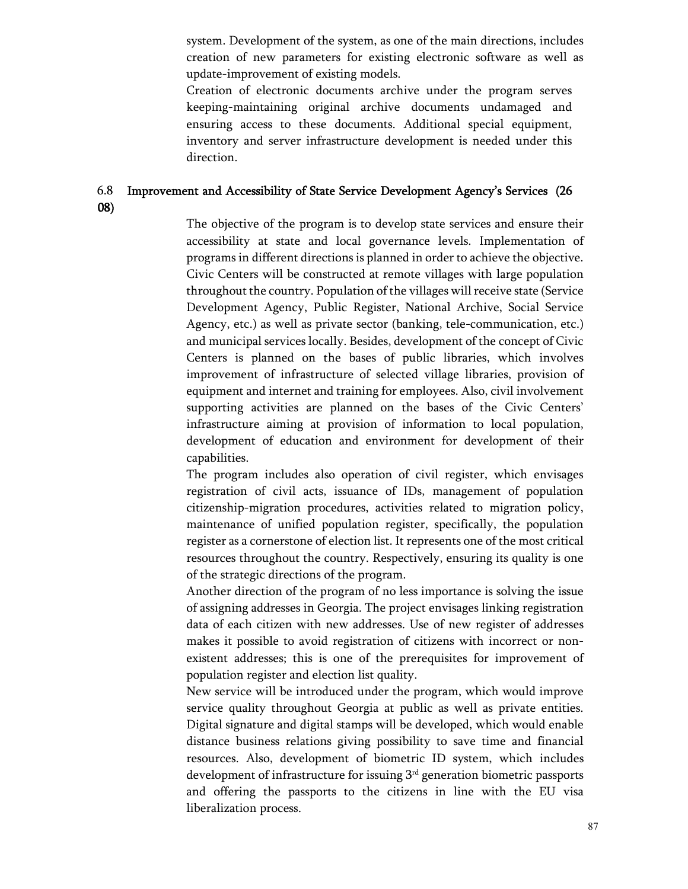system. Development of the system, as one of the main directions, includes creation of new parameters for existing electronic software as well as update-improvement of existing models.

Creation of electronic documents archive under the program serves keeping-maintaining original archive documents undamaged and ensuring access to these documents. Additional special equipment, inventory and server infrastructure development is needed under this direction.

### 6.8 Improvement and Accessibility of State Service Development Agency's Services (26 08)

The objective of the program is to develop state services and ensure their accessibility at state and local governance levels. Implementation of programs in different directions is planned in order to achieve the objective. Civic Centers will be constructed at remote villages with large population throughout the country. Population of the villages will receive state (Service Development Agency, Public Register, National Archive, Social Service Agency, etc.) as well as private sector (banking, tele-communication, etc.) and municipal services locally. Besides, development of the concept of Civic Centers is planned on the bases of public libraries, which involves improvement of infrastructure of selected village libraries, provision of equipment and internet and training for employees. Also, civil involvement supporting activities are planned on the bases of the Civic Centers' infrastructure aiming at provision of information to local population, development of education and environment for development of their capabilities.

The program includes also operation of civil register, which envisages registration of civil acts, issuance of IDs, management of population citizenship-migration procedures, activities related to migration policy, maintenance of unified population register, specifically, the population register as a cornerstone of election list. It represents one of the most critical resources throughout the country. Respectively, ensuring its quality is one of the strategic directions of the program.

Another direction of the program of no less importance is solving the issue of assigning addresses in Georgia. The project envisages linking registration data of each citizen with new addresses. Use of new register of addresses makes it possible to avoid registration of citizens with incorrect or non-existent addresses; this is one of the prerequisites for improvement of population register and election list quality.

New service will be introduced under the program, which would improve service quality throughout Georgia at public as well as private entities. Digital signature and digital stamps will be developed, which would enable distance business relations giving possibility to save time and financial resources. Also, development of biometric ID system, which includes development of infrastructure for issuing 3rd generation biometric passports and offering the passports to the citizens in line with the EU visa liberalization process.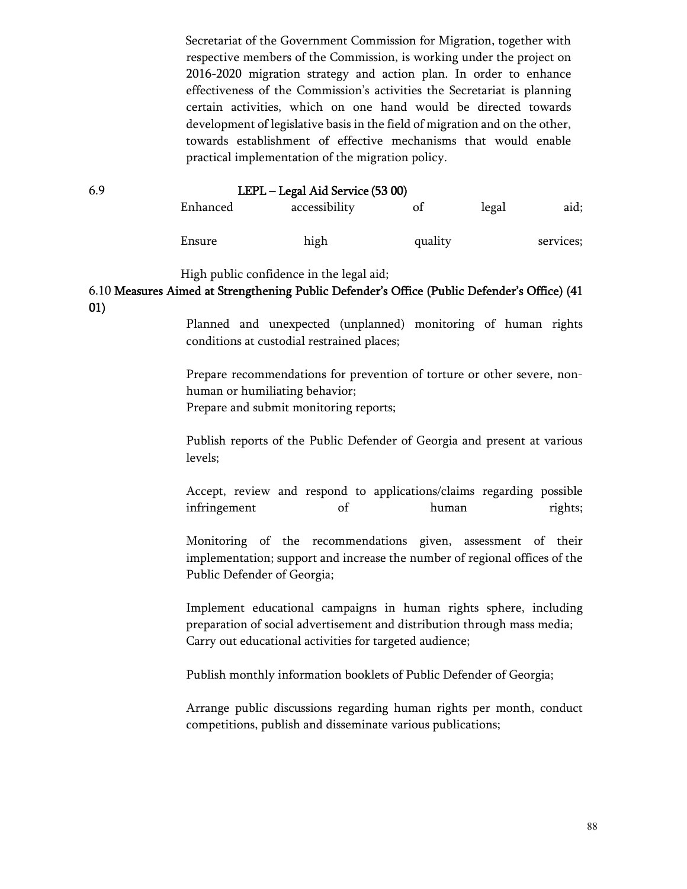Secretariat of the Government Commission for Migration, together with respective members of the Commission, is working under the project on 2016-2020 migration strategy and action plan. In order to enhance effectiveness of the Commission's activities the Secretariat is planning certain activities, which on one hand would be directed towards development of legislative basis in the field of migration and on the other, towards establishment of effective mechanisms that would enable practical implementation of the migration policy.

### 6.9 LEPL – Legal Aid Service (53 00)

Enhanced accessibility of legal aid;

Ensure high quality services;

High public confidence in the legal aid;

### 6.10 Measures Aimed at Strengthening Public Defender's Office (Public Defender's Office) (41 01)

Planned and unexpected (unplanned) monitoring of human rights conditions at custodial restrained places;

Prepare recommendations for prevention of torture or other severe, non-human or humiliating behavior;
Prepare and submit monitoring reports;

Publish reports of the Public Defender of Georgia and present at various levels;

Accept, review and respond to applications/claims regarding possible infringement of human rights;

Monitoring of the recommendations given, assessment of their implementation; support and increase the number of regional offices of the Public Defender of Georgia;

Implement educational campaigns in human rights sphere, including preparation of social advertisement and distribution through mass media;
Carry out educational activities for targeted audience;

Publish monthly information booklets of Public Defender of Georgia;

Arrange public discussions regarding human rights per month, conduct competitions, publish and disseminate various publications;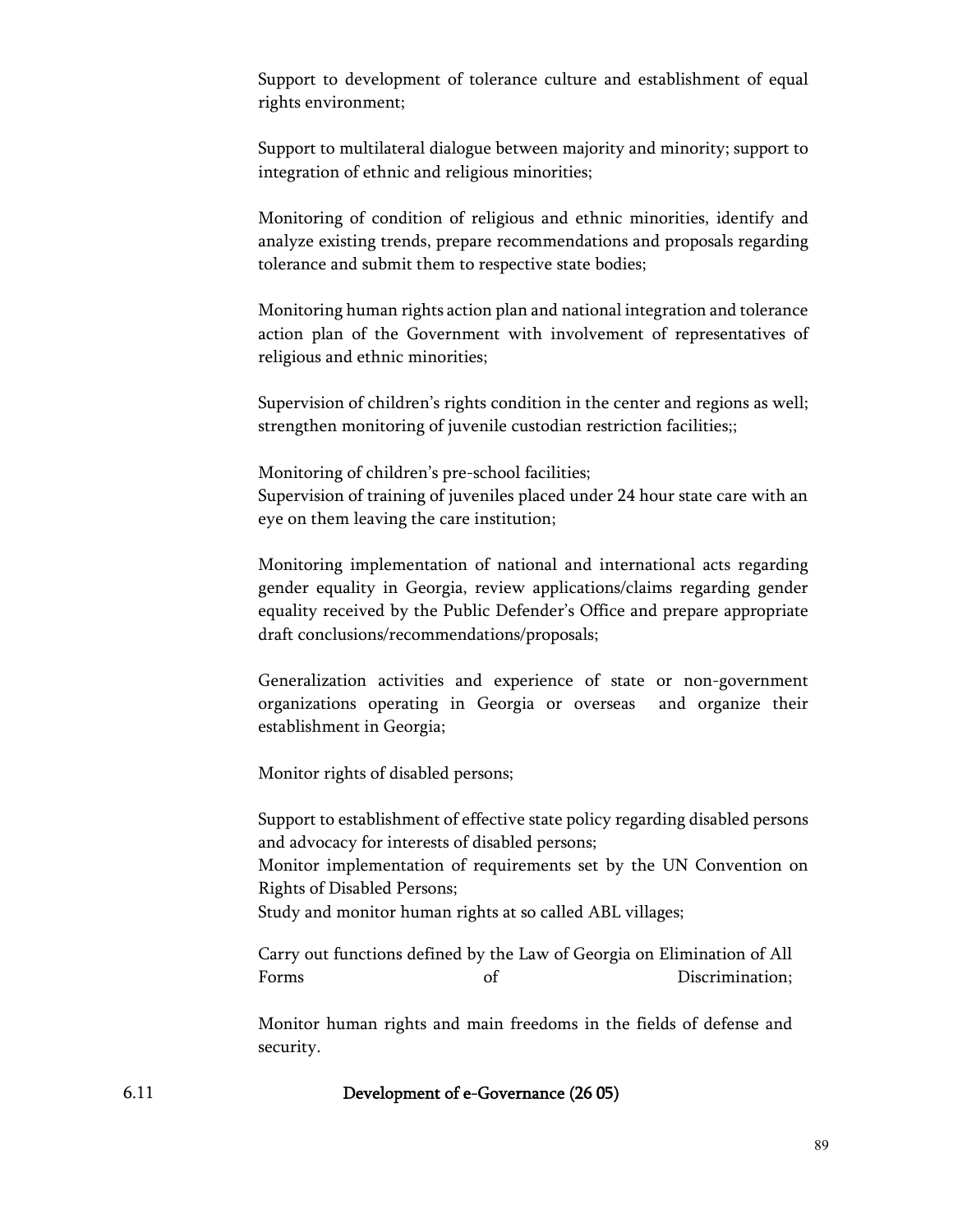Support to development of tolerance culture and establishment of equal rights environment;

Support to multilateral dialogue between majority and minority; support to integration of ethnic and religious minorities;

Monitoring of condition of religious and ethnic minorities, identify and analyze existing trends, prepare recommendations and proposals regarding tolerance and submit them to respective state bodies;

Monitoring human rights action plan and national integration and tolerance action plan of the Government with involvement of representatives of religious and ethnic minorities;

Supervision of children's rights condition in the center and regions as well; strengthen monitoring of juvenile custodian restriction facilities;;

Monitoring of children's pre-school facilities;
Supervision of training of juveniles placed under 24 hour state care with an eye on them leaving the care institution;

Monitoring implementation of national and international acts regarding gender equality in Georgia, review applications/claims regarding gender equality received by the Public Defender's Office and prepare appropriate draft conclusions/recommendations/proposals;

Generalization activities and experience of state or non-government organizations operating in Georgia or overseas and organize their establishment in Georgia;

Monitor rights of disabled persons;

Support to establishment of effective state policy regarding disabled persons and advocacy for interests of disabled persons;
Monitor implementation of requirements set by the UN Convention on Rights of Disabled Persons;
Study and monitor human rights at so called ABL villages;

Carry out functions defined by the Law of Georgia on Elimination of All Forms of Discrimination;

Monitor human rights and main freedoms in the fields of defense and security.

## 6.11 Development of e-Governance (26 05)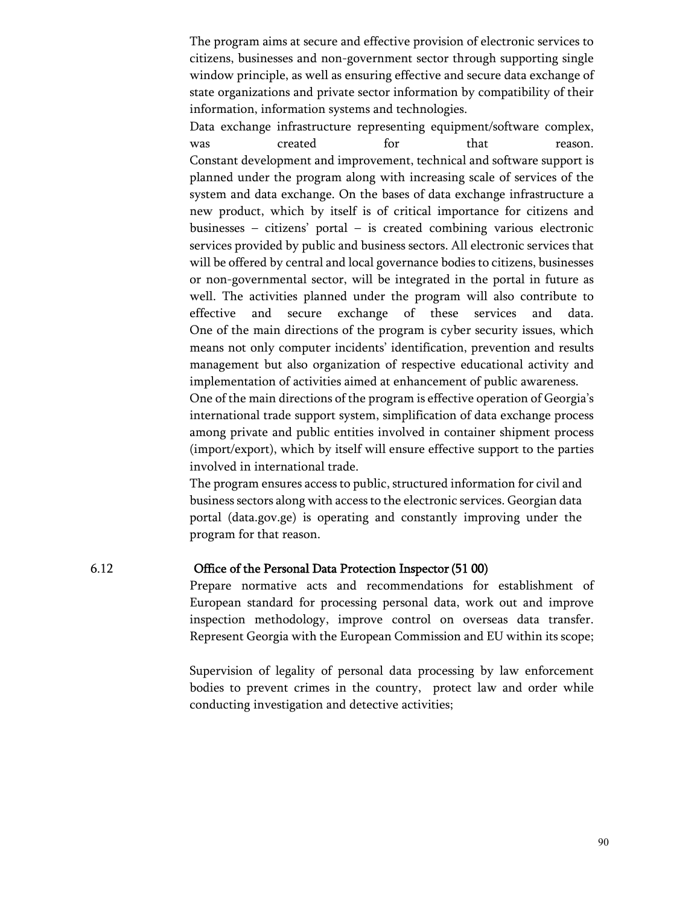The program aims at secure and effective provision of electronic services to citizens, businesses and non-government sector through supporting single window principle, as well as ensuring effective and secure data exchange of state organizations and private sector information by compatibility of their information, information systems and technologies.

Data exchange infrastructure representing equipment/software complex, was created for that reason.

Constant development and improvement, technical and software support is planned under the program along with increasing scale of services of the system and data exchange. On the bases of data exchange infrastructure a new product, which by itself is of critical importance for citizens and businesses – citizens' portal – is created combining various electronic services provided by public and business sectors. All electronic services that will be offered by central and local governance bodies to citizens, businesses or non-governmental sector, will be integrated in the portal in future as well. The activities planned under the program will also contribute to effective and secure exchange of these services and data.

One of the main directions of the program is cyber security issues, which means not only computer incidents' identification, prevention and results management but also organization of respective educational activity and implementation of activities aimed at enhancement of public awareness.

One of the main directions of the program is effective operation of Georgia's international trade support system, simplification of data exchange process among private and public entities involved in container shipment process (import/export), which by itself will ensure effective support to the parties involved in international trade.

The program ensures access to public, structured information for civil and business sectors along with access to the electronic services. Georgian data portal (data.gov.ge) is operating and constantly improving under the program for that reason.

## 6.12 Office of the Personal Data Protection Inspector (51 00)

Prepare normative acts and recommendations for establishment of European standard for processing personal data, work out and improve inspection methodology, improve control on overseas data transfer. Represent Georgia with the European Commission and EU within its scope;

Supervision of legality of personal data processing by law enforcement bodies to prevent crimes in the country, protect law and order while conducting investigation and detective activities;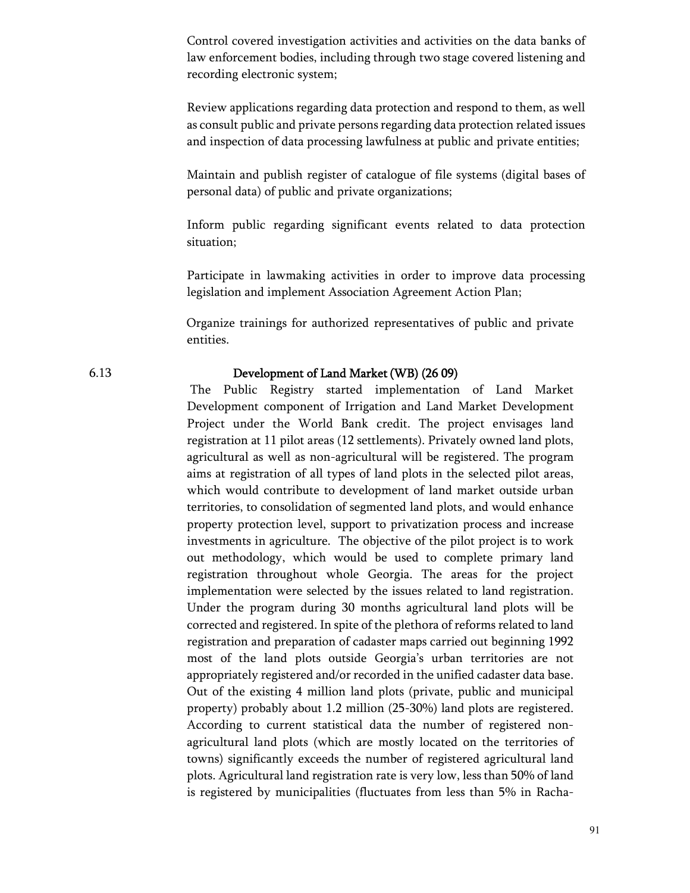Control covered investigation activities and activities on the data banks of law enforcement bodies, including through two stage covered listening and recording electronic system;

Review applications regarding data protection and respond to them, as well as consult public and private persons regarding data protection related issues and inspection of data processing lawfulness at public and private entities;

Maintain and publish register of catalogue of file systems (digital bases of personal data) of public and private organizations;

Inform public regarding significant events related to data protection situation;

Participate in lawmaking activities in order to improve data processing legislation and implement Association Agreement Action Plan;

Organize trainings for authorized representatives of public and private entities.

6.13 **Development of Land Market (WB) (26 09)**

The Public Registry started implementation of Land Market Development component of Irrigation and Land Market Development Project under the World Bank credit. The project envisages land registration at 11 pilot areas (12 settlements). Privately owned land plots, agricultural as well as non-agricultural will be registered. The program aims at registration of all types of land plots in the selected pilot areas, which would contribute to development of land market outside urban territories, to consolidation of segmented land plots, and would enhance property protection level, support to privatization process and increase investments in agriculture. The objective of the pilot project is to work out methodology, which would be used to complete primary land registration throughout whole Georgia. The areas for the project implementation were selected by the issues related to land registration. Under the program during 30 months agricultural land plots will be corrected and registered. In spite of the plethora of reforms related to land registration and preparation of cadaster maps carried out beginning 1992 most of the land plots outside Georgia's urban territories are not appropriately registered and/or recorded in the unified cadaster data base. Out of the existing 4 million land plots (private, public and municipal property) probably about 1.2 million (25-30%) land plots are registered. According to current statistical data the number of registered non-agricultural land plots (which are mostly located on the territories of towns) significantly exceeds the number of registered agricultural land plots. Agricultural land registration rate is very low, less than 50% of land is registered by municipalities (fluctuates from less than 5% in Racha-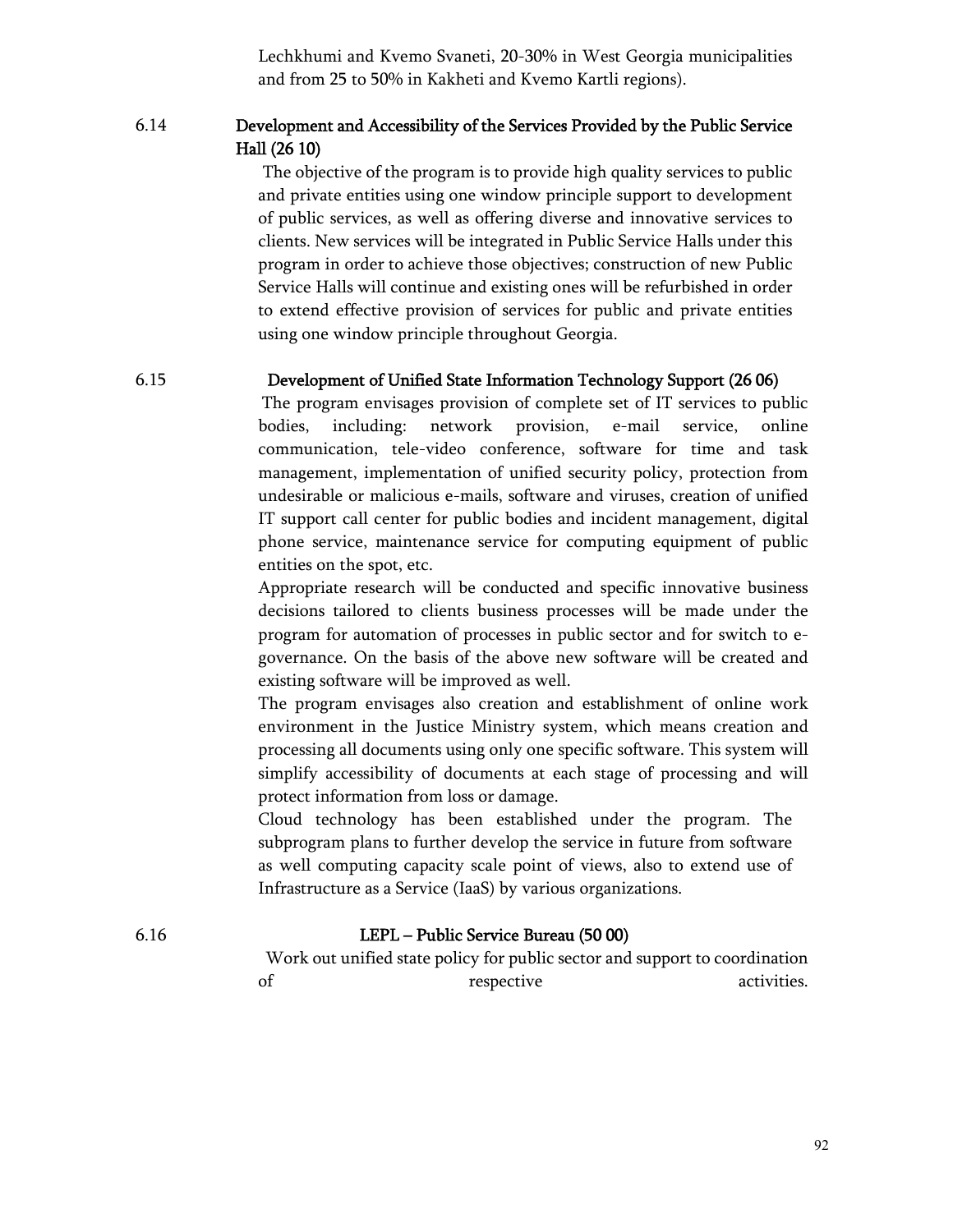Lechkhumi and Kvemo Svaneti, 20-30% in West Georgia municipalities and from 25 to 50% in Kakheti and Kvemo Kartli regions).

### 6.14 Development and Accessibility of the Services Provided by the Public Service Hall (26 10)

The objective of the program is to provide high quality services to public and private entities using one window principle support to development of public services, as well as offering diverse and innovative services to clients. New services will be integrated in Public Service Halls under this program in order to achieve those objectives; construction of new Public Service Halls will continue and existing ones will be refurbished in order to extend effective provision of services for public and private entities using one window principle throughout Georgia.

### 6.15 Development of Unified State Information Technology Support (26 06)

The program envisages provision of complete set of IT services to public bodies, including: network provision, e-mail service, online communication, tele-video conference, software for time and task management, implementation of unified security policy, protection from undesirable or malicious e-mails, software and viruses, creation of unified IT support call center for public bodies and incident management, digital phone service, maintenance service for computing equipment of public entities on the spot, etc.

Appropriate research will be conducted and specific innovative business decisions tailored to clients business processes will be made under the program for automation of processes in public sector and for switch to e-governance. On the basis of the above new software will be created and existing software will be improved as well.

The program envisages also creation and establishment of online work environment in the Justice Ministry system, which means creation and processing all documents using only one specific software. This system will simplify accessibility of documents at each stage of processing and will protect information from loss or damage.

Cloud technology has been established under the program. The subprogram plans to further develop the service in future from software as well computing capacity scale point of views, also to extend use of Infrastructure as a Service (IaaS) by various organizations.

### 6.16 LEPL – Public Service Bureau (50 00)

Work out unified state policy for public sector and support to coordination of respective activities.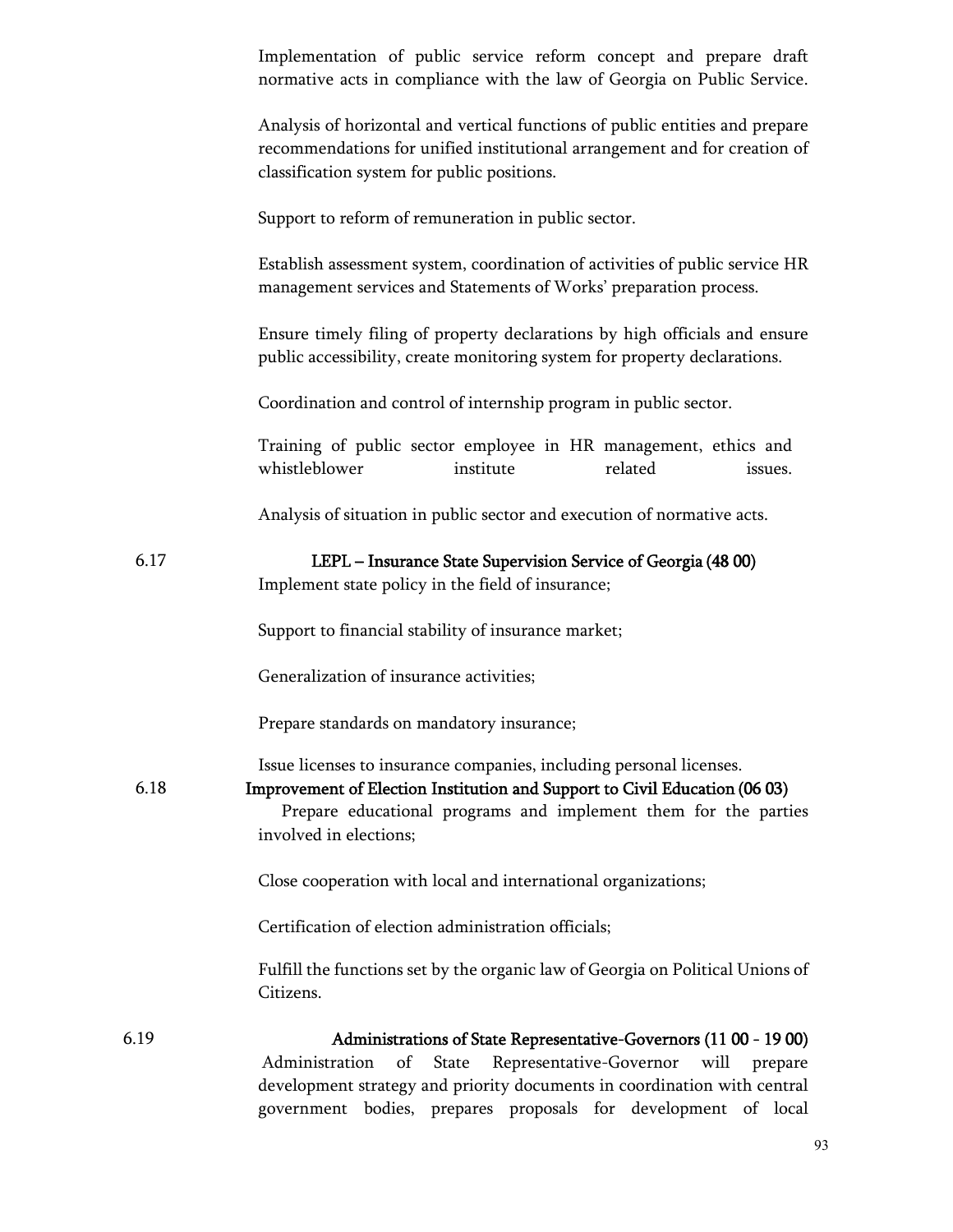Implementation of public service reform concept and prepare draft normative acts in compliance with the law of Georgia on Public Service.

Analysis of horizontal and vertical functions of public entities and prepare recommendations for unified institutional arrangement and for creation of classification system for public positions.

Support to reform of remuneration in public sector.

Establish assessment system, coordination of activities of public service HR management services and Statements of Works' preparation process.

Ensure timely filing of property declarations by high officials and ensure public accessibility, create monitoring system for property declarations.

Coordination and control of internship program in public sector.

Training of public sector employee in HR management, ethics and whistleblower institute related issues.

Analysis of situation in public sector and execution of normative acts.

### 6.17 LEPL – Insurance State Supervision Service of Georgia (48 00)

Implement state policy in the field of insurance;

Support to financial stability of insurance market;

Generalization of insurance activities;

Prepare standards on mandatory insurance;

Issue licenses to insurance companies, including personal licenses.

### 6.18 Improvement of Election Institution and Support to Civil Education (06 03)

Prepare educational programs and implement them for the parties involved in elections;

Close cooperation with local and international organizations;

Certification of election administration officials;

Fulfill the functions set by the organic law of Georgia on Political Unions of Citizens.

### 6.19 Administrations of State Representative-Governors (11 00 - 19 00)

Administration of State Representative-Governor will prepare development strategy and priority documents in coordination with central government bodies, prepares proposals for development of local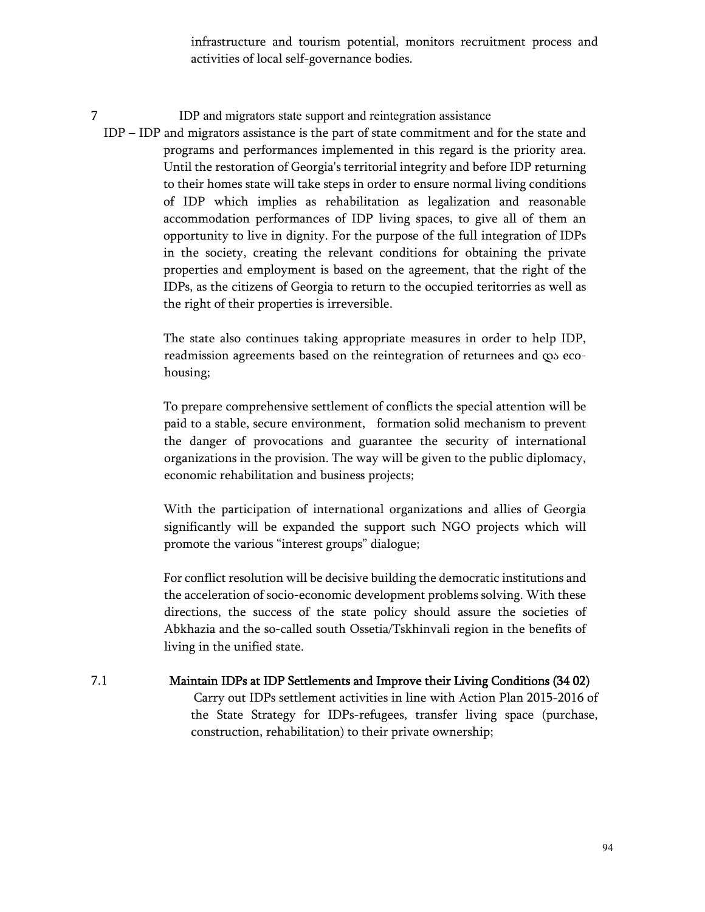infrastructure and tourism potential, monitors recruitment process and activities of local self-governance bodies.

## 7 IDP and migrators state support and reintegration assistance

IDP – IDP and migrators assistance is the part of state commitment and for the state and programs and performances implemented in this regard is the priority area. Until the restoration of Georgia's territorial integrity and before IDP returning to their homes state will take steps in order to ensure normal living conditions of IDP which implies as rehabilitation as legalization and reasonable accommodation performances of IDP living spaces, to give all of them an opportunity to live in dignity. For the purpose of the full integration of IDPs in the society, creating the relevant conditions for obtaining the private properties and employment is based on the agreement, that the right of the IDPs, as the citizens of Georgia to return to the occupied teritorries as well as the right of their properties is irreversible.

The state also continues taking appropriate measures in order to help IDP, readmission agreements based on the reintegration of returnees and და eco-housing;

To prepare comprehensive settlement of conflicts the special attention will be paid to a stable, secure environment, formation solid mechanism to prevent the danger of provocations and guarantee the security of international organizations in the provision. The way will be given to the public diplomacy, economic rehabilitation and business projects;

With the participation of international organizations and allies of Georgia significantly will be expanded the support such NGO projects which will promote the various "interest groups" dialogue;

For conflict resolution will be decisive building the democratic institutions and the acceleration of socio-economic development problems solving. With these directions, the success of the state policy should assure the societies of Abkhazia and the so-called south Ossetia/Tskhinvali region in the benefits of living in the unified state.

### 7.1 Maintain IDPs at IDP Settlements and Improve their Living Conditions (34 02)

Carry out IDPs settlement activities in line with Action Plan 2015-2016 of the State Strategy for IDPs-refugees, transfer living space (purchase, construction, rehabilitation) to their private ownership;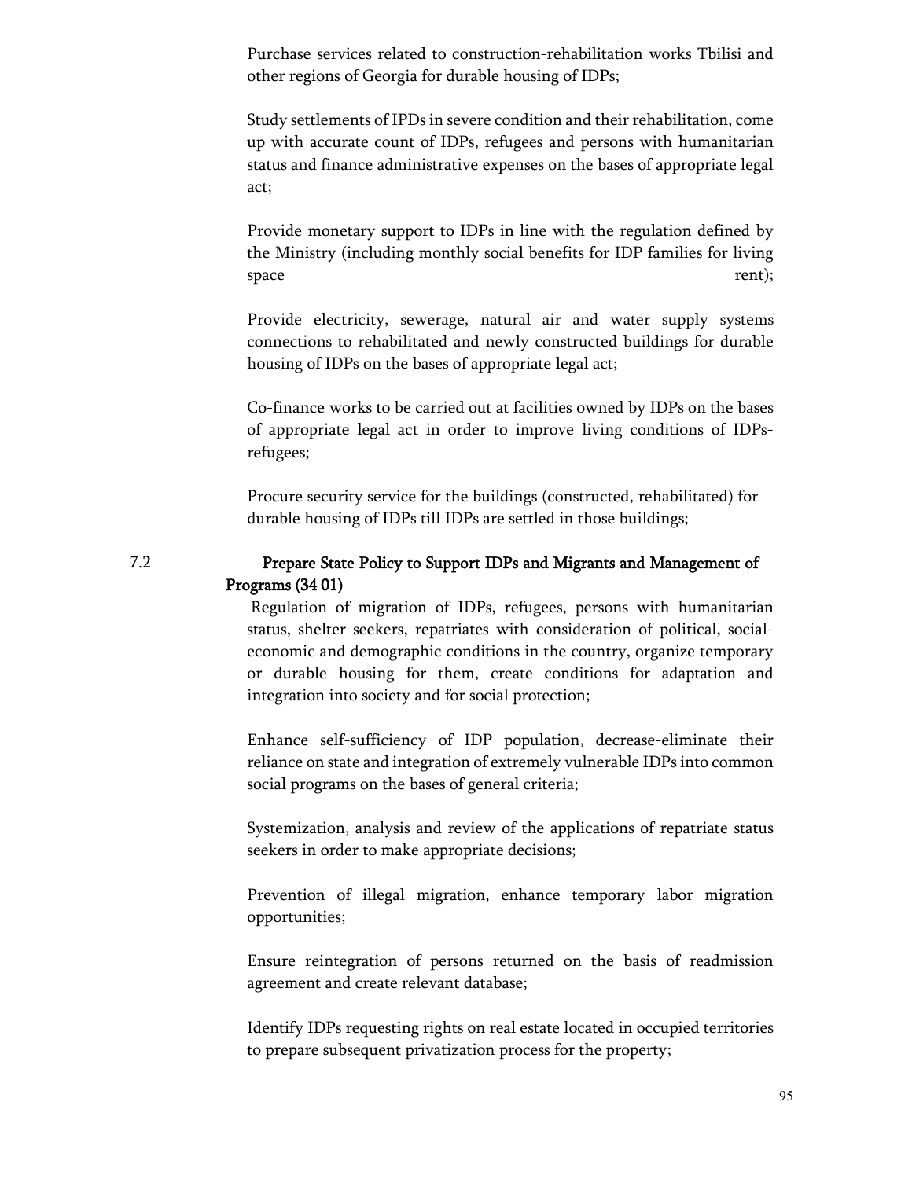Purchase services related to construction-rehabilitation works Tbilisi and other regions of Georgia for durable housing of IDPs;

Study settlements of IPDs in severe condition and their rehabilitation, come up with accurate count of IDPs, refugees and persons with humanitarian status and finance administrative expenses on the bases of appropriate legal act;

Provide monetary support to IDPs in line with the regulation defined by the Ministry (including monthly social benefits for IDP families for living space rent);

Provide electricity, sewerage, natural air and water supply systems connections to rehabilitated and newly constructed buildings for durable housing of IDPs on the bases of appropriate legal act;

Co-finance works to be carried out at facilities owned by IDPs on the bases of appropriate legal act in order to improve living conditions of IDPs-refugees;

Procure security service for the buildings (constructed, rehabilitated) for durable housing of IDPs till IDPs are settled in those buildings;

### 7.2 Prepare State Policy to Support IDPs and Migrants and Management of Programs (34 01)

Regulation of migration of IDPs, refugees, persons with humanitarian status, shelter seekers, repatriates with consideration of political, social-economic and demographic conditions in the country, organize temporary or durable housing for them, create conditions for adaptation and integration into society and for social protection;

Enhance self-sufficiency of IDP population, decrease-eliminate their reliance on state and integration of extremely vulnerable IDPs into common social programs on the bases of general criteria;

Systemization, analysis and review of the applications of repatriate status seekers in order to make appropriate decisions;

Prevention of illegal migration, enhance temporary labor migration opportunities;

Ensure reintegration of persons returned on the basis of readmission agreement and create relevant database;

Identify IDPs requesting rights on real estate located in occupied territories to prepare subsequent privatization process for the property;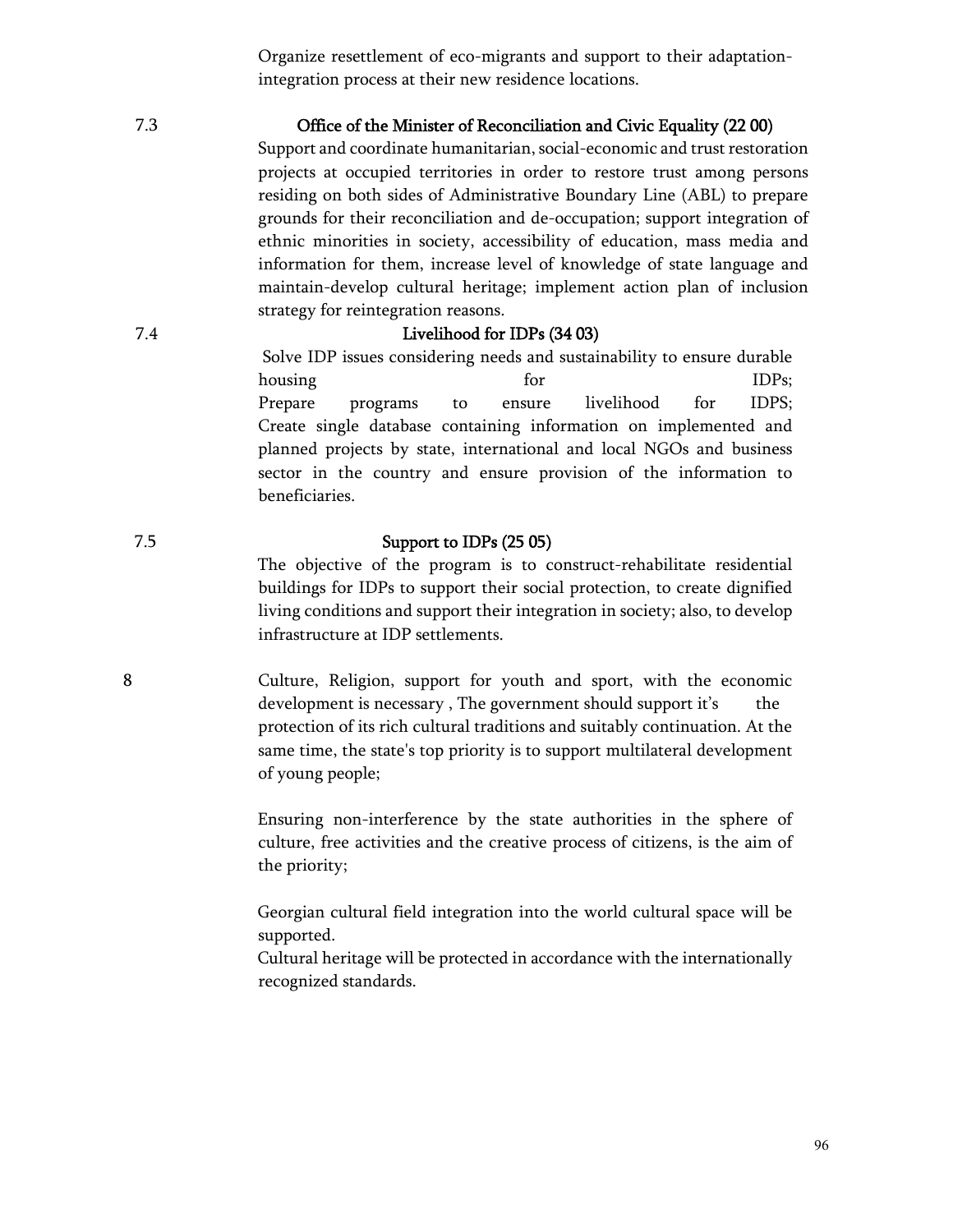Organize resettlement of eco-migrants and support to their adaptation-integration process at their new residence locations.

7.3 **Office of the Minister of Reconciliation and Civic Equality (22 00)**

Support and coordinate humanitarian, social-economic and trust restoration projects at occupied territories in order to restore trust among persons residing on both sides of Administrative Boundary Line (ABL) to prepare grounds for their reconciliation and de-occupation; support integration of ethnic minorities in society, accessibility of education, mass media and information for them, increase level of knowledge of state language and maintain-develop cultural heritage; implement action plan of inclusion strategy for reintegration reasons.

7.4 **Livelihood for IDPs (34 03)**

Solve IDP issues considering needs and sustainability to ensure durable housing for IDPs;
Prepare programs to ensure livelihood for IDPS;
Create single database containing information on implemented and planned projects by state, international and local NGOs and business sector in the country and ensure provision of the information to beneficiaries.

7.5 **Support to IDPs (25 05)**

The objective of the program is to construct-rehabilitate residential buildings for IDPs to support their social protection, to create dignified living conditions and support their integration in society; also, to develop infrastructure at IDP settlements.

8 Culture, Religion, support for youth and sport, with the economic development is necessary , The government should support it's the protection of its rich cultural traditions and suitably continuation. At the same time, the state's top priority is to support multilateral development of young people;

Ensuring non-interference by the state authorities in the sphere of culture, free activities and the creative process of citizens, is the aim of the priority;

Georgian cultural field integration into the world cultural space will be supported.
Cultural heritage will be protected in accordance with the internationally recognized standards.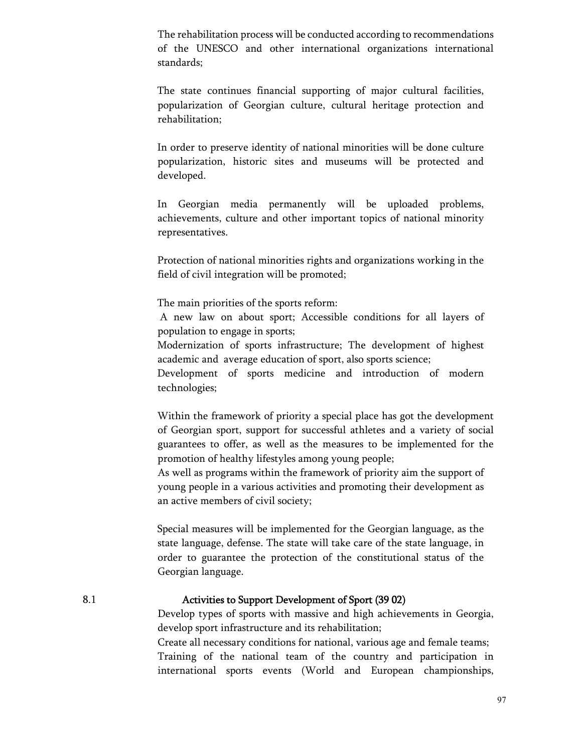The rehabilitation process will be conducted according to recommendations of the UNESCO and other international organizations international standards;

The state continues financial supporting of major cultural facilities, popularization of Georgian culture, cultural heritage protection and rehabilitation;

In order to preserve identity of national minorities will be done culture popularization, historic sites and museums will be protected and developed.

In Georgian media permanently will be uploaded problems, achievements, culture and other important topics of national minority representatives.

Protection of national minorities rights and organizations working in the field of civil integration will be promoted;

The main priorities of the sports reform:
A new law on about sport; Accessible conditions for all layers of population to engage in sports;
Modernization of sports infrastructure; The development of highest academic and average education of sport, also sports science;
Development of sports medicine and introduction of modern technologies;

Within the framework of priority a special place has got the development of Georgian sport, support for successful athletes and a variety of social guarantees to offer, as well as the measures to be implemented for the promotion of healthy lifestyles among young people;
As well as programs within the framework of priority aim the support of young people in a various activities and promoting their development as an active members of civil society;

Special measures will be implemented for the Georgian language, as the state language, defense. The state will take care of the state language, in order to guarantee the protection of the constitutional status of the Georgian language.

## 8.1 Activities to Support Development of Sport (39 02)

Develop types of sports with massive and high achievements in Georgia, develop sport infrastructure and its rehabilitation;
Create all necessary conditions for national, various age and female teams;
Training of the national team of the country and participation in international sports events (World and European championships,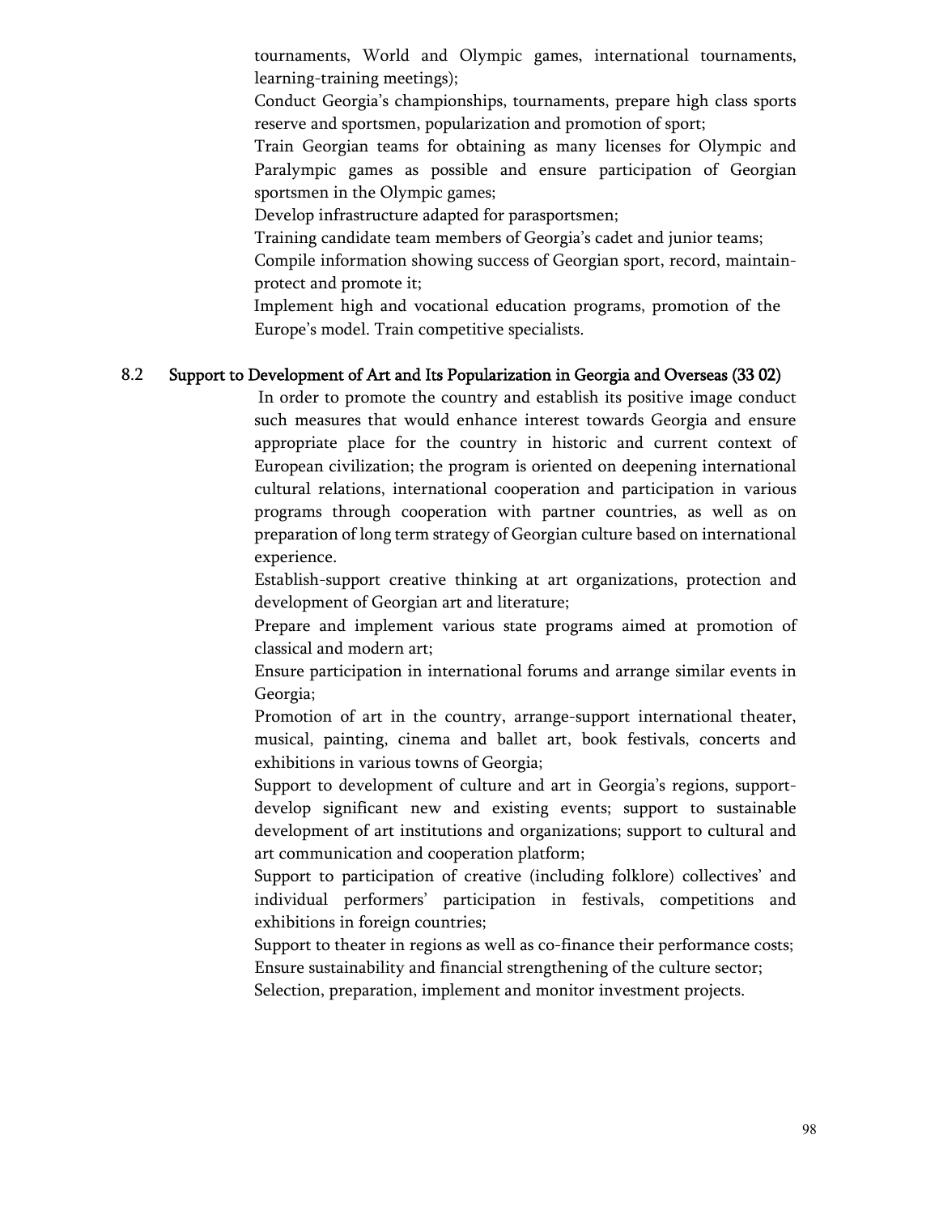tournaments, World and Olympic games, international tournaments, learning-training meetings);

Conduct Georgia's championships, tournaments, prepare high class sports reserve and sportsmen, popularization and promotion of sport;

Train Georgian teams for obtaining as many licenses for Olympic and Paralympic games as possible and ensure participation of Georgian sportsmen in the Olympic games;

Develop infrastructure adapted for parasportsmen;

Training candidate team members of Georgia's cadet and junior teams;

Compile information showing success of Georgian sport, record, maintain-protect and promote it;

Implement high and vocational education programs, promotion of the Europe's model. Train competitive specialists.

### 8.2 Support to Development of Art and Its Popularization in Georgia and Overseas (33 02)

In order to promote the country and establish its positive image conduct such measures that would enhance interest towards Georgia and ensure appropriate place for the country in historic and current context of European civilization; the program is oriented on deepening international cultural relations, international cooperation and participation in various programs through cooperation with partner countries, as well as on preparation of long term strategy of Georgian culture based on international experience.

Establish-support creative thinking at art organizations, protection and development of Georgian art and literature;

Prepare and implement various state programs aimed at promotion of classical and modern art;

Ensure participation in international forums and arrange similar events in Georgia;

Promotion of art in the country, arrange-support international theater, musical, painting, cinema and ballet art, book festivals, concerts and exhibitions in various towns of Georgia;

Support to development of culture and art in Georgia's regions, support-develop significant new and existing events; support to sustainable development of art institutions and organizations; support to cultural and art communication and cooperation platform;

Support to participation of creative (including folklore) collectives' and individual performers' participation in festivals, competitions and exhibitions in foreign countries;

Support to theater in regions as well as co-finance their performance costs;

Ensure sustainability and financial strengthening of the culture sector;

Selection, preparation, implement and monitor investment projects.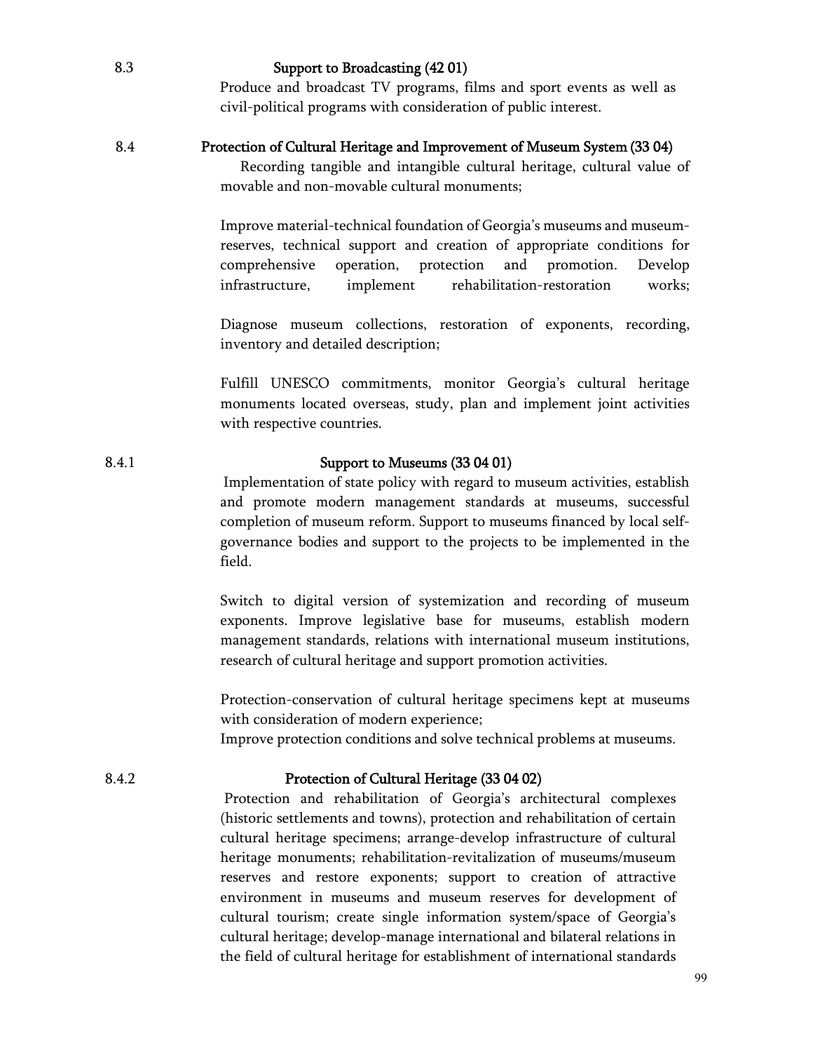### 8.3 Support to Broadcasting (42 01)

Produce and broadcast TV programs, films and sport events as well as civil-political programs with consideration of public interest.

### 8.4 Protection of Cultural Heritage and Improvement of Museum System (33 04)

Recording tangible and intangible cultural heritage, cultural value of movable and non-movable cultural monuments;

Improve material-technical foundation of Georgia's museums and museum-reserves, technical support and creation of appropriate conditions for comprehensive operation, protection and promotion. Develop infrastructure, implement rehabilitation-restoration works;

Diagnose museum collections, restoration of exponents, recording, inventory and detailed description;

Fulfill UNESCO commitments, monitor Georgia's cultural heritage monuments located overseas, study, plan and implement joint activities with respective countries.

#### 8.4.1 Support to Museums (33 04 01)

Implementation of state policy with regard to museum activities, establish and promote modern management standards at museums, successful completion of museum reform. Support to museums financed by local self-governance bodies and support to the projects to be implemented in the field.

Switch to digital version of systemization and recording of museum exponents. Improve legislative base for museums, establish modern management standards, relations with international museum institutions, research of cultural heritage and support promotion activities.

Protection-conservation of cultural heritage specimens kept at museums with consideration of modern experience;
Improve protection conditions and solve technical problems at museums.

#### 8.4.2 Protection of Cultural Heritage (33 04 02)

Protection and rehabilitation of Georgia's architectural complexes (historic settlements and towns), protection and rehabilitation of certain cultural heritage specimens; arrange-develop infrastructure of cultural heritage monuments; rehabilitation-revitalization of museums/museum reserves and restore exponents; support to creation of attractive environment in museums and museum reserves for development of cultural tourism; create single information system/space of Georgia's cultural heritage; develop-manage international and bilateral relations in the field of cultural heritage for establishment of international standards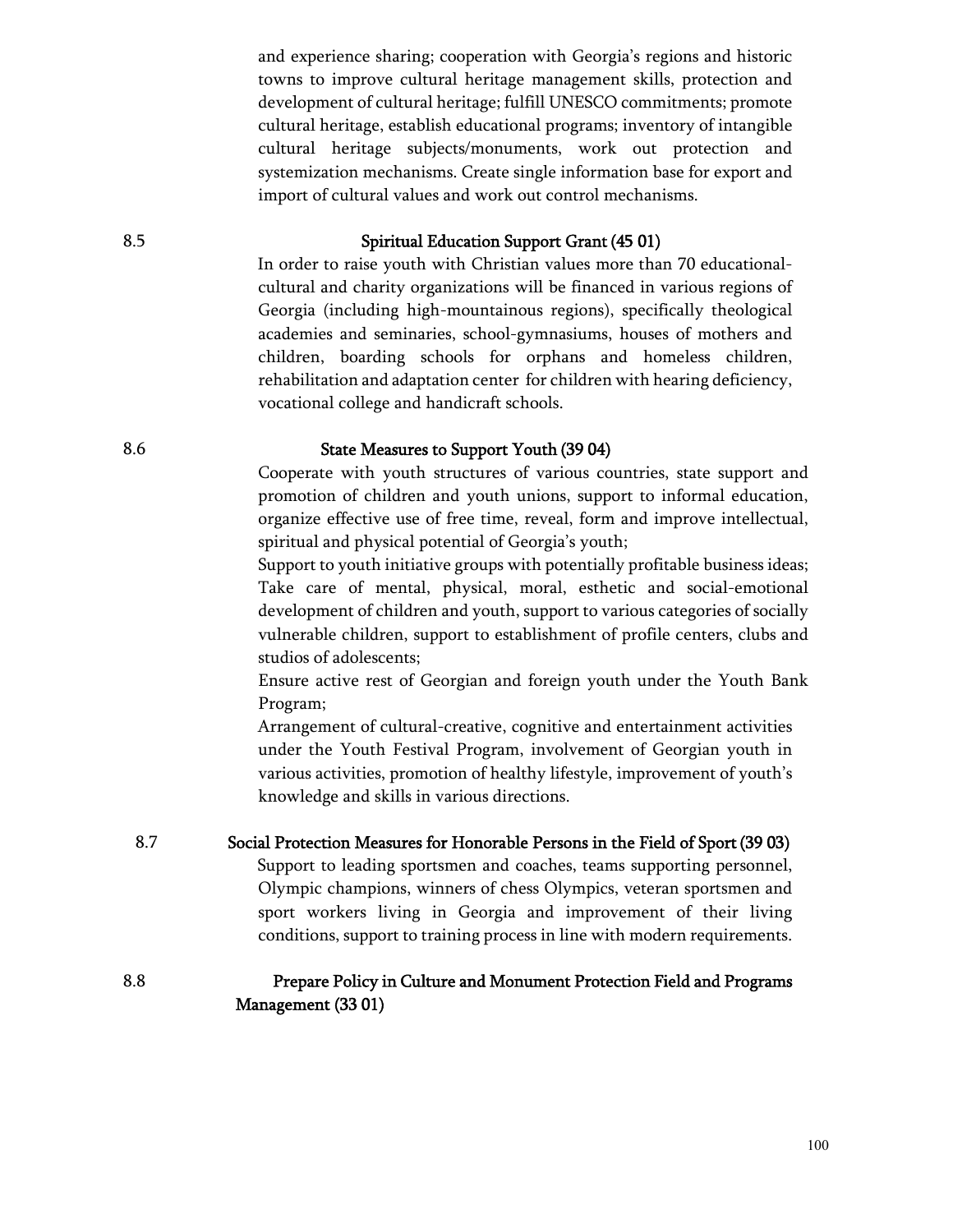and experience sharing; cooperation with Georgia's regions and historic towns to improve cultural heritage management skills, protection and development of cultural heritage; fulfill UNESCO commitments; promote cultural heritage, establish educational programs; inventory of intangible cultural heritage subjects/monuments, work out protection and systemization mechanisms. Create single information base for export and import of cultural values and work out control mechanisms.

### 8.5 Spiritual Education Support Grant (45 01)

In order to raise youth with Christian values more than 70 educational-cultural and charity organizations will be financed in various regions of Georgia (including high-mountainous regions), specifically theological academies and seminaries, school-gymnasiums, houses of mothers and children, boarding schools for orphans and homeless children, rehabilitation and adaptation center for children with hearing deficiency, vocational college and handicraft schools.

### 8.6 State Measures to Support Youth (39 04)

Cooperate with youth structures of various countries, state support and promotion of children and youth unions, support to informal education, organize effective use of free time, reveal, form and improve intellectual, spiritual and physical potential of Georgia's youth;

Support to youth initiative groups with potentially profitable business ideas; Take care of mental, physical, moral, esthetic and social-emotional development of children and youth, support to various categories of socially vulnerable children, support to establishment of profile centers, clubs and studios of adolescents;

Ensure active rest of Georgian and foreign youth under the Youth Bank Program;

Arrangement of cultural-creative, cognitive and entertainment activities under the Youth Festival Program, involvement of Georgian youth in various activities, promotion of healthy lifestyle, improvement of youth's knowledge and skills in various directions.

### 8.7 Social Protection Measures for Honorable Persons in the Field of Sport (39 03)

Support to leading sportsmen and coaches, teams supporting personnel, Olympic champions, winners of chess Olympics, veteran sportsmen and sport workers living in Georgia and improvement of their living conditions, support to training process in line with modern requirements.

### 8.8 Prepare Policy in Culture and Monument Protection Field and Programs Management (33 01)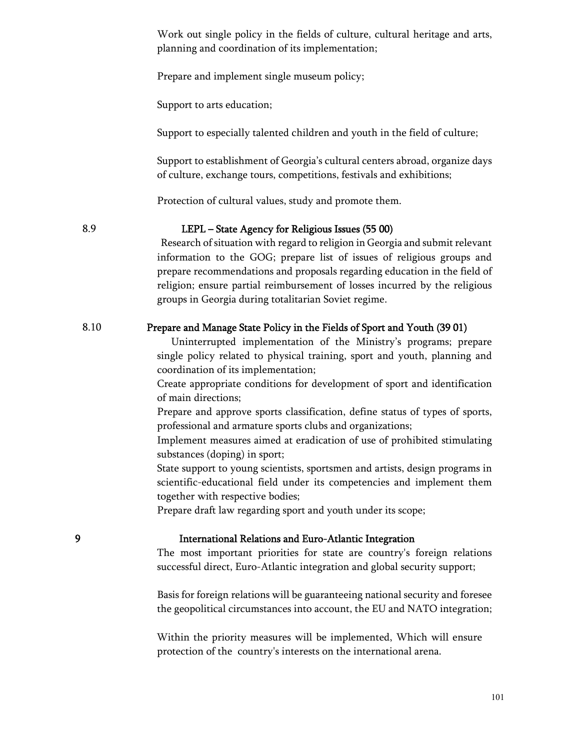Work out single policy in the fields of culture, cultural heritage and arts, planning and coordination of its implementation;

Prepare and implement single museum policy;

Support to arts education;

Support to especially talented children and youth in the field of culture;

Support to establishment of Georgia's cultural centers abroad, organize days of culture, exchange tours, competitions, festivals and exhibitions;

Protection of cultural values, study and promote them.

### 8.9 LEPL – State Agency for Religious Issues (55 00)

Research of situation with regard to religion in Georgia and submit relevant information to the GOG; prepare list of issues of religious groups and prepare recommendations and proposals regarding education in the field of religion; ensure partial reimbursement of losses incurred by the religious groups in Georgia during totalitarian Soviet regime.

### 8.10 Prepare and Manage State Policy in the Fields of Sport and Youth (39 01)

Uninterrupted implementation of the Ministry's programs; prepare single policy related to physical training, sport and youth, planning and coordination of its implementation;

Create appropriate conditions for development of sport and identification of main directions;

Prepare and approve sports classification, define status of types of sports, professional and armature sports clubs and organizations;

Implement measures aimed at eradication of use of prohibited stimulating substances (doping) in sport;

State support to young scientists, sportsmen and artists, design programs in scientific-educational field under its competencies and implement them together with respective bodies;

Prepare draft law regarding sport and youth under its scope;

## 9 International Relations and Euro-Atlantic Integration

The most important priorities for state are country's foreign relations successful direct, Euro-Atlantic integration and global security support;

Basis for foreign relations will be guaranteeing national security and foresee the geopolitical circumstances into account, the EU and NATO integration;

Within the priority measures will be implemented, Which will ensure protection of the country's interests on the international arena.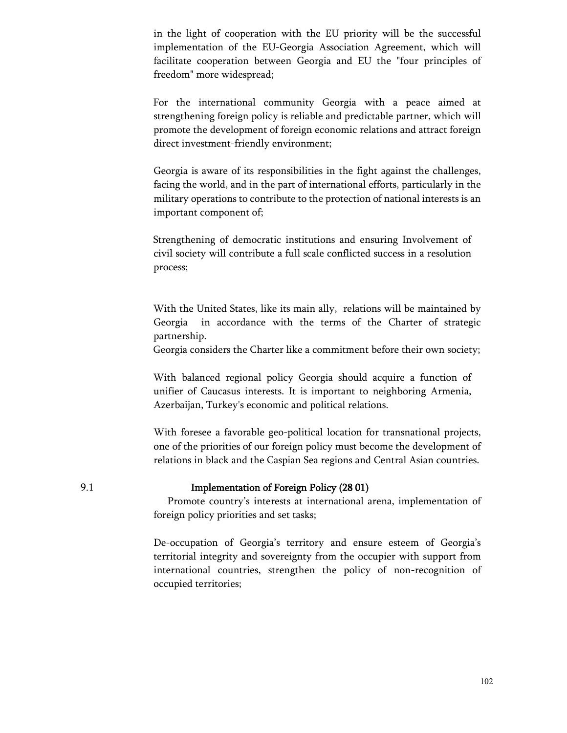in the light of cooperation with the EU priority will be the successful implementation of the EU-Georgia Association Agreement, which will facilitate cooperation between Georgia and EU the "four principles of freedom" more widespread;

For the international community Georgia with a peace aimed at strengthening foreign policy is reliable and predictable partner, which will promote the development of foreign economic relations and attract foreign direct investment-friendly environment;

Georgia is aware of its responsibilities in the fight against the challenges, facing the world, and in the part of international efforts, particularly in the military operations to contribute to the protection of national interests is an important component of;

Strengthening of democratic institutions and ensuring Involvement of civil society will contribute a full scale conflicted success in a resolution process;

With the United States, like its main ally, relations will be maintained by Georgia in accordance with the terms of the Charter of strategic partnership.
Georgia considers the Charter like a commitment before their own society;

With balanced regional policy Georgia should acquire a function of unifier of Caucasus interests. It is important to neighboring Armenia, Azerbaijan, Turkey's economic and political relations.

With foresee a favorable geo-political location for transnational projects, one of the priorities of our foreign policy must become the development of relations in black and the Caspian Sea regions and Central Asian countries.

## 9.1 Implementation of Foreign Policy (28 01)

Promote country's interests at international arena, implementation of foreign policy priorities and set tasks;

De-occupation of Georgia's territory and ensure esteem of Georgia's territorial integrity and sovereignty from the occupier with support from international countries, strengthen the policy of non-recognition of occupied territories;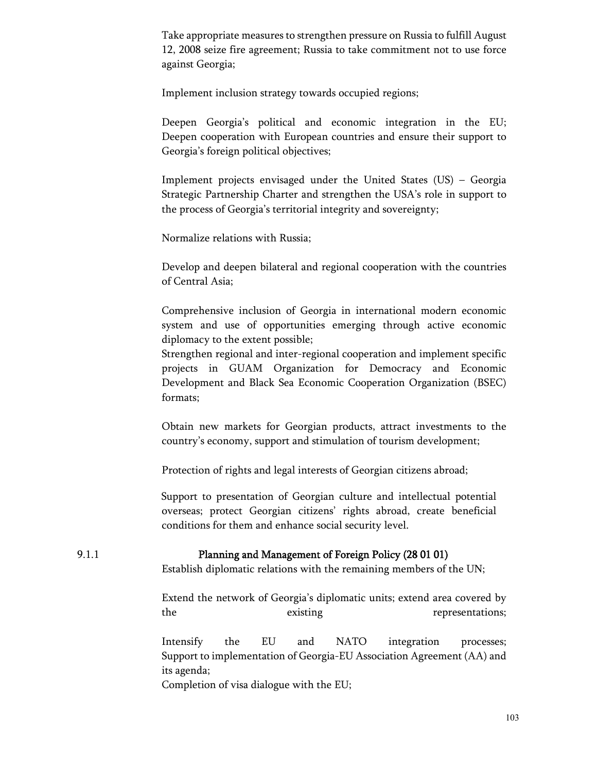Take appropriate measures to strengthen pressure on Russia to fulfill August 12, 2008 seize fire agreement; Russia to take commitment not to use force against Georgia;

Implement inclusion strategy towards occupied regions;

Deepen Georgia's political and economic integration in the EU; Deepen cooperation with European countries and ensure their support to Georgia's foreign political objectives;

Implement projects envisaged under the United States (US) – Georgia Strategic Partnership Charter and strengthen the USA's role in support to the process of Georgia's territorial integrity and sovereignty;

Normalize relations with Russia;

Develop and deepen bilateral and regional cooperation with the countries of Central Asia;

Comprehensive inclusion of Georgia in international modern economic system and use of opportunities emerging through active economic diplomacy to the extent possible;

Strengthen regional and inter-regional cooperation and implement specific projects in GUAM Organization for Democracy and Economic Development and Black Sea Economic Cooperation Organization (BSEC) formats;

Obtain new markets for Georgian products, attract investments to the country's economy, support and stimulation of tourism development;

Protection of rights and legal interests of Georgian citizens abroad;

Support to presentation of Georgian culture and intellectual potential overseas; protect Georgian citizens' rights abroad, create beneficial conditions for them and enhance social security level.

### 9.1.1 Planning and Management of Foreign Policy (28 01 01)

Establish diplomatic relations with the remaining members of the UN;

Extend the network of Georgia's diplomatic units; extend area covered by the existing representations;

Intensify the EU and NATO integration processes; Support to implementation of Georgia-EU Association Agreement (AA) and its agenda;

Completion of visa dialogue with the EU;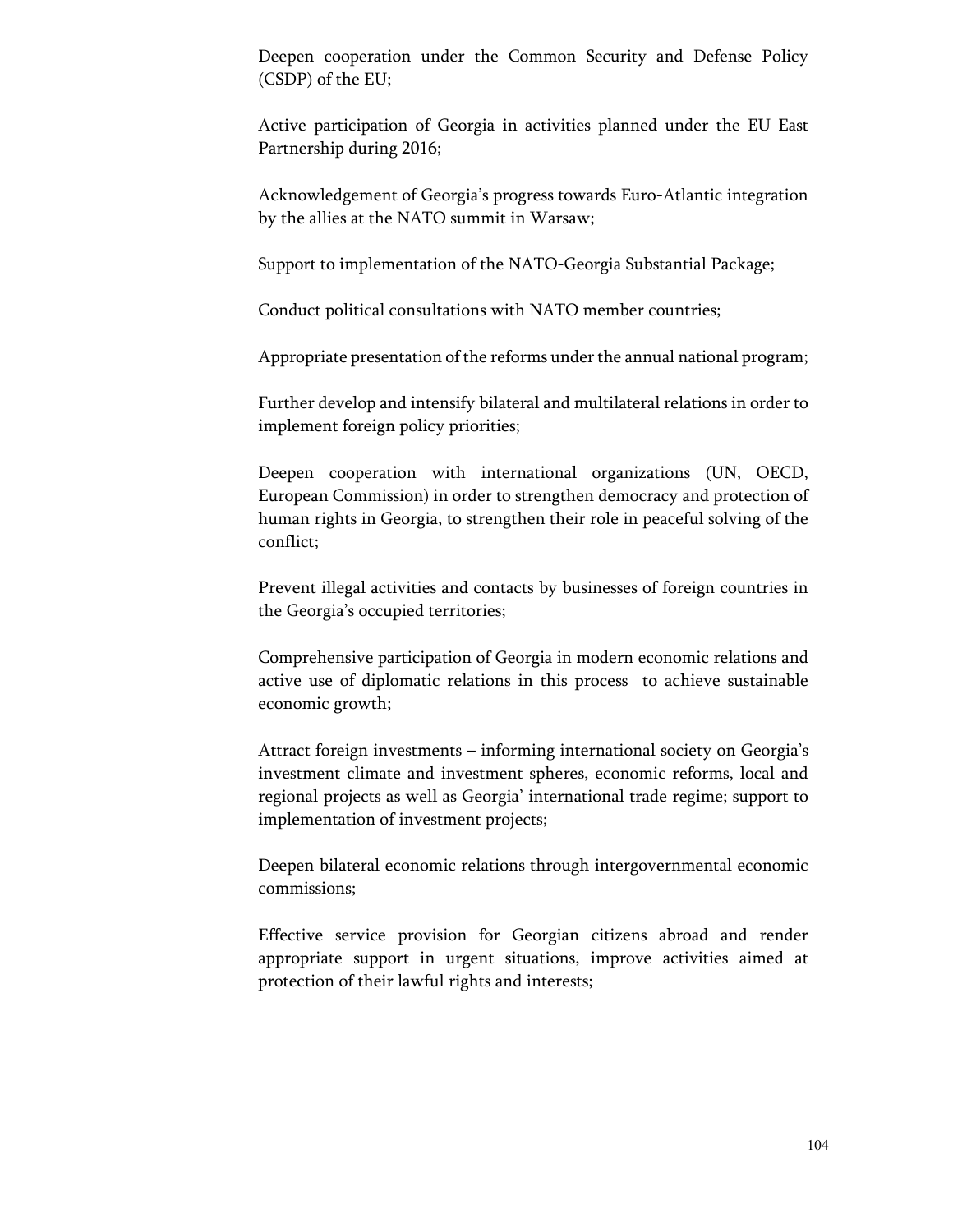Deepen cooperation under the Common Security and Defense Policy (CSDP) of the EU;

Active participation of Georgia in activities planned under the EU East Partnership during 2016;

Acknowledgement of Georgia's progress towards Euro-Atlantic integration by the allies at the NATO summit in Warsaw;

Support to implementation of the NATO-Georgia Substantial Package;

Conduct political consultations with NATO member countries;

Appropriate presentation of the reforms under the annual national program;

Further develop and intensify bilateral and multilateral relations in order to implement foreign policy priorities;

Deepen cooperation with international organizations (UN, OECD, European Commission) in order to strengthen democracy and protection of human rights in Georgia, to strengthen their role in peaceful solving of the conflict;

Prevent illegal activities and contacts by businesses of foreign countries in the Georgia's occupied territories;

Comprehensive participation of Georgia in modern economic relations and active use of diplomatic relations in this process to achieve sustainable economic growth;

Attract foreign investments – informing international society on Georgia's investment climate and investment spheres, economic reforms, local and regional projects as well as Georgia' international trade regime; support to implementation of investment projects;

Deepen bilateral economic relations through intergovernmental economic commissions;

Effective service provision for Georgian citizens abroad and render appropriate support in urgent situations, improve activities aimed at protection of their lawful rights and interests;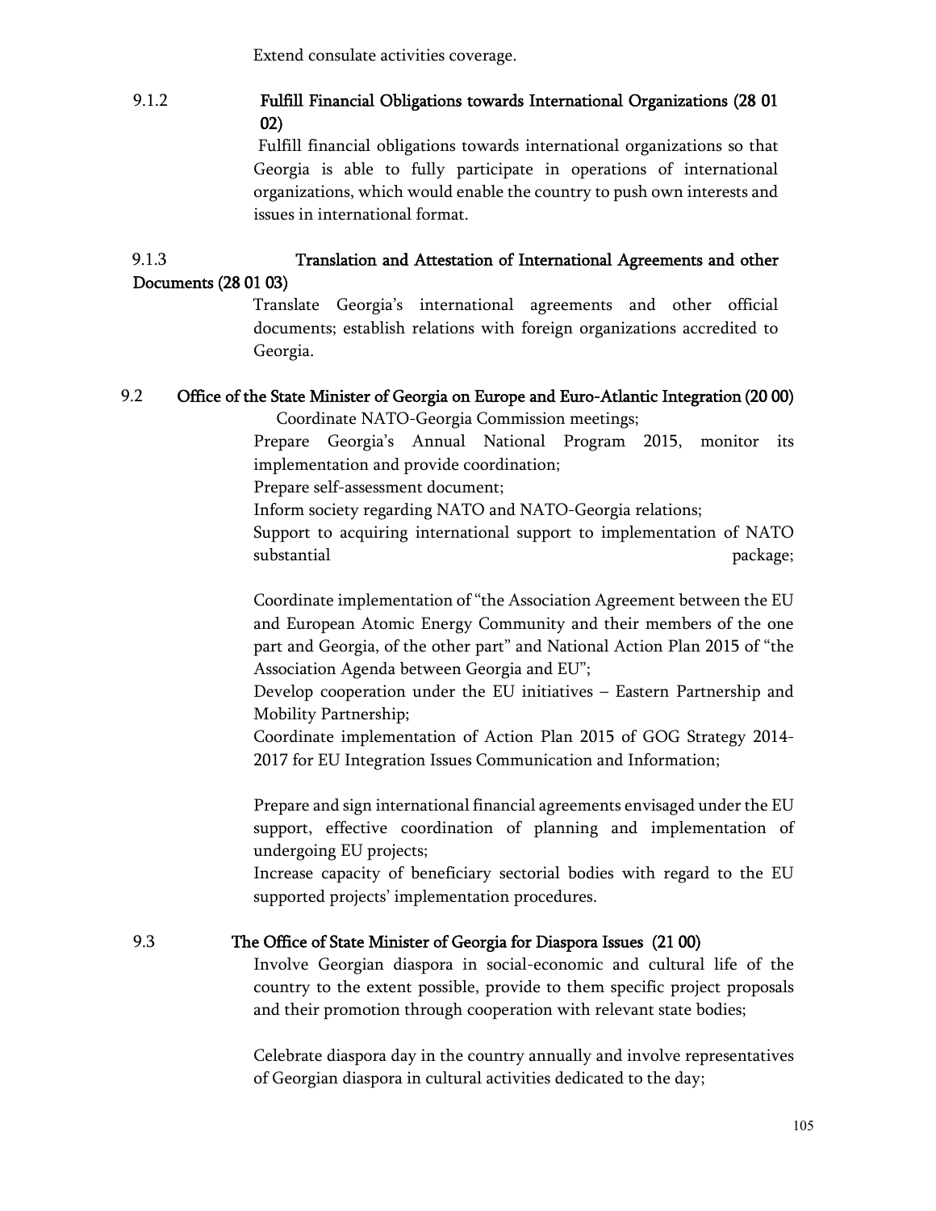Extend consulate activities coverage.

### 9.1.2 Fulfill Financial Obligations towards International Organizations (28 01 02)

Fulfill financial obligations towards international organizations so that Georgia is able to fully participate in operations of international organizations, which would enable the country to push own interests and issues in international format.

### 9.1.3 Translation and Attestation of International Agreements and other Documents (28 01 03)

Translate Georgia's international agreements and other official documents; establish relations with foreign organizations accredited to Georgia.

## 9.2 Office of the State Minister of Georgia on Europe and Euro-Atlantic Integration (20 00)

Coordinate NATO-Georgia Commission meetings;

Prepare Georgia's Annual National Program 2015, monitor its implementation and provide coordination;

Prepare self-assessment document;

Inform society regarding NATO and NATO-Georgia relations;

Support to acquiring international support to implementation of NATO substantial package;

Coordinate implementation of "the Association Agreement between the EU and European Atomic Energy Community and their members of the one part and Georgia, of the other part" and National Action Plan 2015 of "the Association Agenda between Georgia and EU";

Develop cooperation under the EU initiatives – Eastern Partnership and Mobility Partnership;

Coordinate implementation of Action Plan 2015 of GOG Strategy 2014-2017 for EU Integration Issues Communication and Information;

Prepare and sign international financial agreements envisaged under the EU support, effective coordination of planning and implementation of undergoing EU projects;

Increase capacity of beneficiary sectorial bodies with regard to the EU supported projects' implementation procedures.

## 9.3 The Office of State Minister of Georgia for Diaspora Issues (21 00)

Involve Georgian diaspora in social-economic and cultural life of the country to the extent possible, provide to them specific project proposals and their promotion through cooperation with relevant state bodies;

Celebrate diaspora day in the country annually and involve representatives of Georgian diaspora in cultural activities dedicated to the day;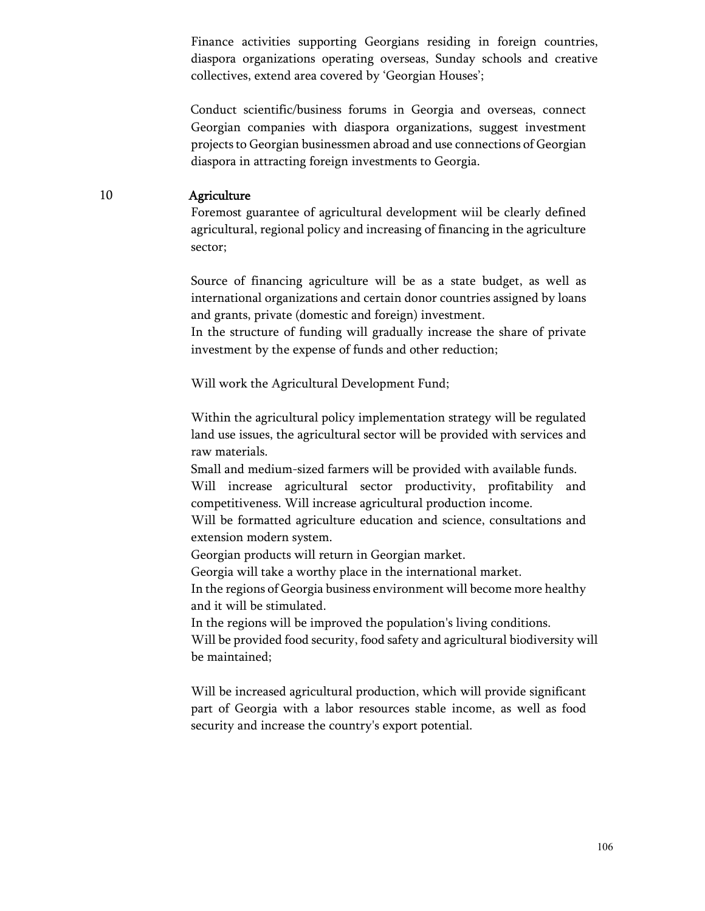Finance activities supporting Georgians residing in foreign countries, diaspora organizations operating overseas, Sunday schools and creative collectives, extend area covered by 'Georgian Houses';

Conduct scientific/business forums in Georgia and overseas, connect Georgian companies with diaspora organizations, suggest investment projects to Georgian businessmen abroad and use connections of Georgian diaspora in attracting foreign investments to Georgia.

## 10 Agriculture

Foremost guarantee of agricultural development wiil be clearly defined agricultural, regional policy and increasing of financing in the agriculture sector;

Source of financing agriculture will be as a state budget, as well as international organizations and certain donor countries assigned by loans and grants, private (domestic and foreign) investment.
In the structure of funding will gradually increase the share of private investment by the expense of funds and other reduction;

Will work the Agricultural Development Fund;

Within the agricultural policy implementation strategy will be regulated land use issues, the agricultural sector will be provided with services and raw materials.
Small and medium-sized farmers will be provided with available funds.
Will increase agricultural sector productivity, profitability and competitiveness. Will increase agricultural production income.
Will be formatted agriculture education and science, consultations and extension modern system.
Georgian products will return in Georgian market.
Georgia will take a worthy place in the international market.
In the regions of Georgia business environment will become more healthy and it will be stimulated.
In the regions will be improved the population's living conditions.
Will be provided food security, food safety and agricultural biodiversity will be maintained;

Will be increased agricultural production, which will provide significant part of Georgia with a labor resources stable income, as well as food security and increase the country's export potential.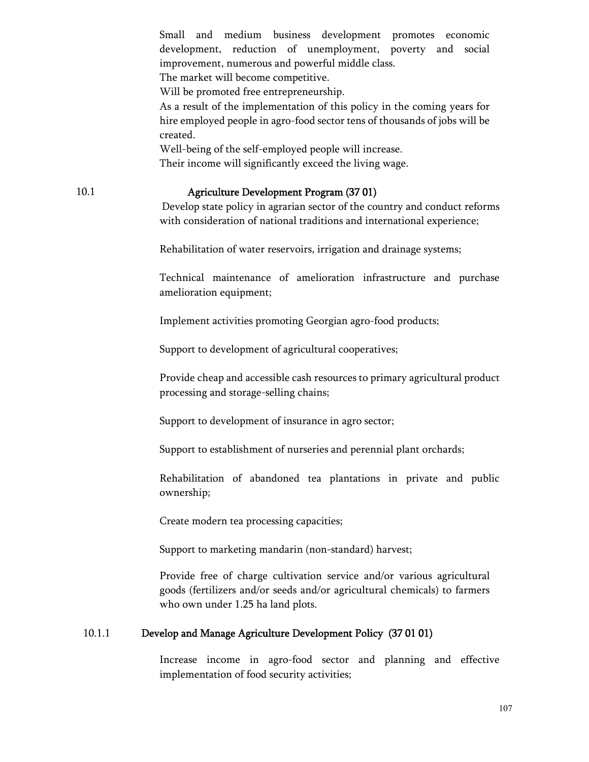Small and medium business development promotes economic development, reduction of unemployment, poverty and social improvement, numerous and powerful middle class.

The market will become competitive.

Will be promoted free entrepreneurship.

As a result of the implementation of this policy in the coming years for hire employed people in agro-food sector tens of thousands of jobs will be created.

Well-being of the self-employed people will increase.

Their income will significantly exceed the living wage.

## 10.1 Agriculture Development Program (37 01)

Develop state policy in agrarian sector of the country and conduct reforms with consideration of national traditions and international experience;

Rehabilitation of water reservoirs, irrigation and drainage systems;

Technical maintenance of amelioration infrastructure and purchase amelioration equipment;

Implement activities promoting Georgian agro-food products;

Support to development of agricultural cooperatives;

Provide cheap and accessible cash resources to primary agricultural product processing and storage-selling chains;

Support to development of insurance in agro sector;

Support to establishment of nurseries and perennial plant orchards;

Rehabilitation of abandoned tea plantations in private and public ownership;

Create modern tea processing capacities;

Support to marketing mandarin (non-standard) harvest;

Provide free of charge cultivation service and/or various agricultural goods (fertilizers and/or seeds and/or agricultural chemicals) to farmers who own under 1.25 ha land plots.

### 10.1.1 Develop and Manage Agriculture Development Policy (37 01 01)

Increase income in agro-food sector and planning and effective implementation of food security activities;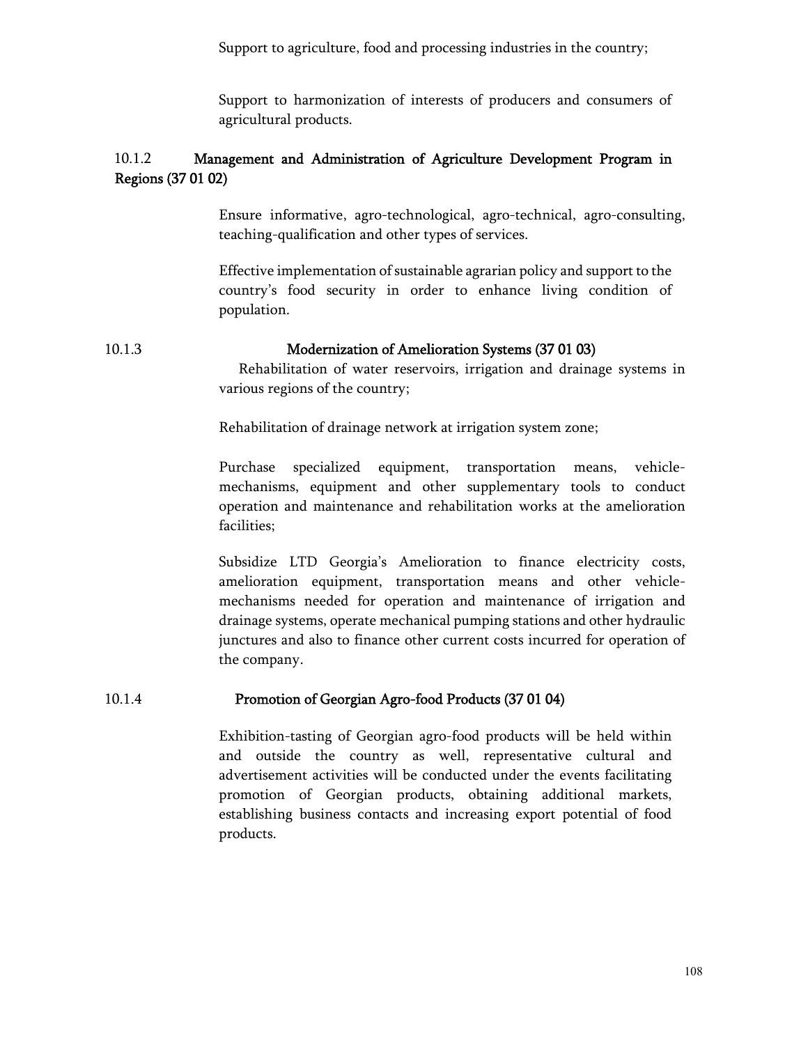Support to agriculture, food and processing industries in the country;

Support to harmonization of interests of producers and consumers of agricultural products.

### 10.1.2 Management and Administration of Agriculture Development Program in Regions (37 01 02)

Ensure informative, agro-technological, agro-technical, agro-consulting, teaching-qualification and other types of services.

Effective implementation of sustainable agrarian policy and support to the country's food security in order to enhance living condition of population.

### 10.1.3 Modernization of Amelioration Systems (37 01 03)

Rehabilitation of water reservoirs, irrigation and drainage systems in various regions of the country;

Rehabilitation of drainage network at irrigation system zone;

Purchase specialized equipment, transportation means, vehicle-mechanisms, equipment and other supplementary tools to conduct operation and maintenance and rehabilitation works at the amelioration facilities;

Subsidize LTD Georgia's Amelioration to finance electricity costs, amelioration equipment, transportation means and other vehicle-mechanisms needed for operation and maintenance of irrigation and drainage systems, operate mechanical pumping stations and other hydraulic junctures and also to finance other current costs incurred for operation of the company.

### 10.1.4 Promotion of Georgian Agro-food Products (37 01 04)

Exhibition-tasting of Georgian agro-food products will be held within and outside the country as well, representative cultural and advertisement activities will be conducted under the events facilitating promotion of Georgian products, obtaining additional markets, establishing business contacts and increasing export potential of food products.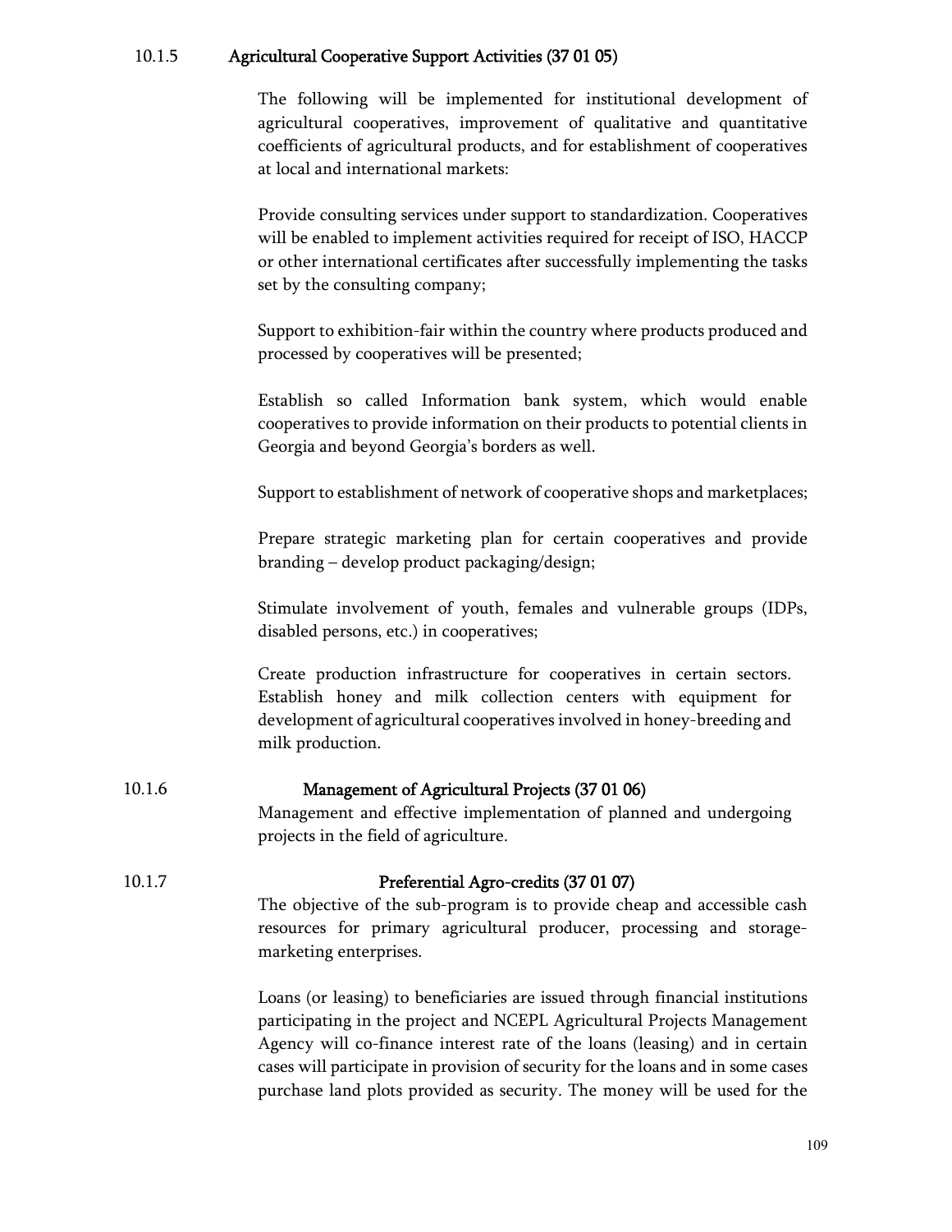#### 10.1.5 Agricultural Cooperative Support Activities (37 01 05)

The following will be implemented for institutional development of agricultural cooperatives, improvement of qualitative and quantitative coefficients of agricultural products, and for establishment of cooperatives at local and international markets:

Provide consulting services under support to standardization. Cooperatives will be enabled to implement activities required for receipt of ISO, HACCP or other international certificates after successfully implementing the tasks set by the consulting company;

Support to exhibition-fair within the country where products produced and processed by cooperatives will be presented;

Establish so called Information bank system, which would enable cooperatives to provide information on their products to potential clients in Georgia and beyond Georgia's borders as well.

Support to establishment of network of cooperative shops and marketplaces;

Prepare strategic marketing plan for certain cooperatives and provide branding – develop product packaging/design;

Stimulate involvement of youth, females and vulnerable groups (IDPs, disabled persons, etc.) in cooperatives;

Create production infrastructure for cooperatives in certain sectors. Establish honey and milk collection centers with equipment for development of agricultural cooperatives involved in honey-breeding and milk production.

#### 10.1.6 Management of Agricultural Projects (37 01 06)

Management and effective implementation of planned and undergoing projects in the field of agriculture.

#### 10.1.7 Preferential Agro-credits (37 01 07)

The objective of the sub-program is to provide cheap and accessible cash resources for primary agricultural producer, processing and storage-marketing enterprises.

Loans (or leasing) to beneficiaries are issued through financial institutions participating in the project and NCEPL Agricultural Projects Management Agency will co-finance interest rate of the loans (leasing) and in certain cases will participate in provision of security for the loans and in some cases purchase land plots provided as security. The money will be used for the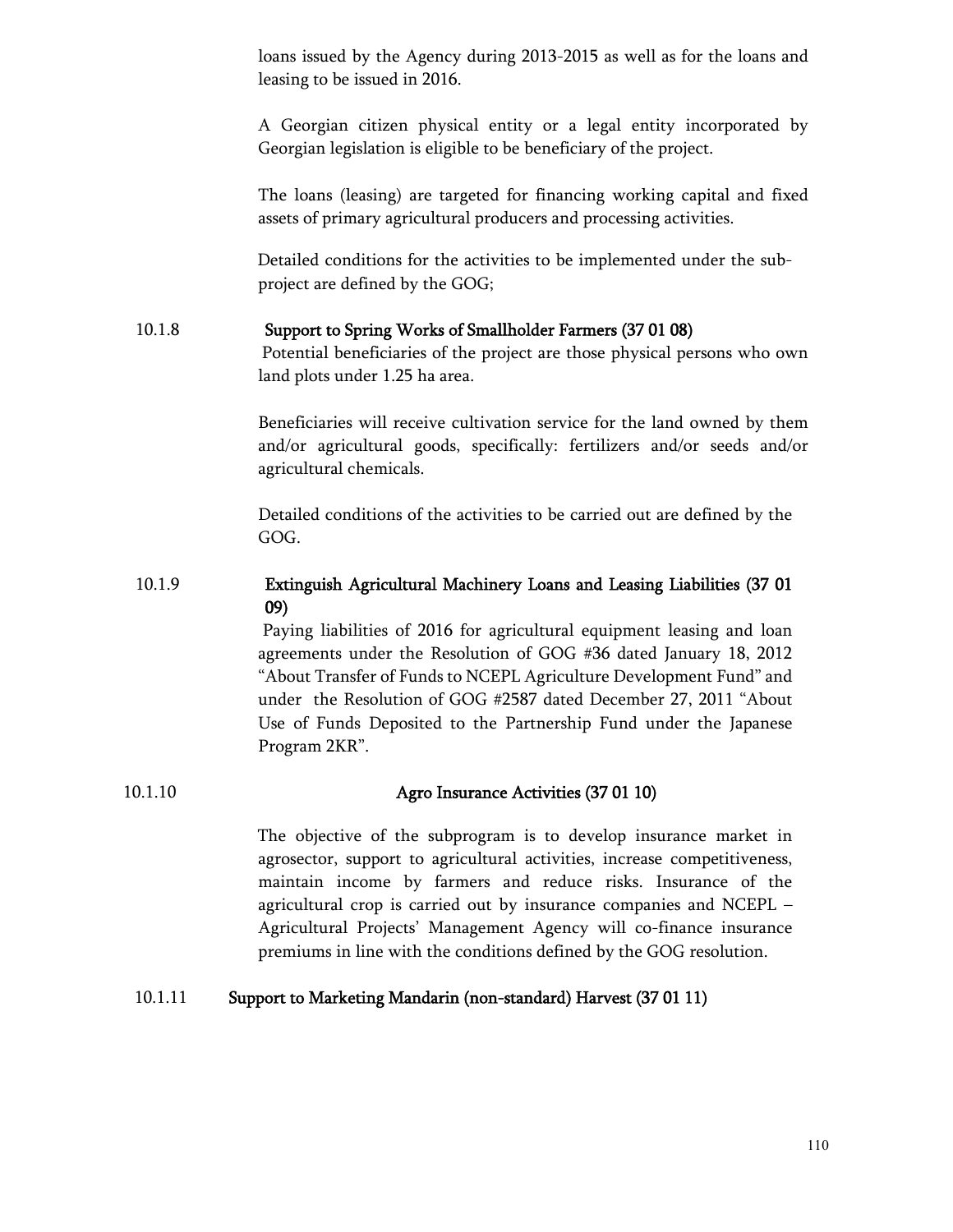loans issued by the Agency during 2013-2015 as well as for the loans and leasing to be issued in 2016.

A Georgian citizen physical entity or a legal entity incorporated by Georgian legislation is eligible to be beneficiary of the project.

The loans (leasing) are targeted for financing working capital and fixed assets of primary agricultural producers and processing activities.

Detailed conditions for the activities to be implemented under the sub-project are defined by the GOG;

#### 10.1.8 Support to Spring Works of Smallholder Farmers (37 01 08)

Potential beneficiaries of the project are those physical persons who own land plots under 1.25 ha area.

Beneficiaries will receive cultivation service for the land owned by them and/or agricultural goods, specifically: fertilizers and/or seeds and/or agricultural chemicals.

Detailed conditions of the activities to be carried out are defined by the GOG.

#### 10.1.9 Extinguish Agricultural Machinery Loans and Leasing Liabilities (37 01 09)

Paying liabilities of 2016 for agricultural equipment leasing and loan agreements under the Resolution of GOG #36 dated January 18, 2012 “About Transfer of Funds to NCEPL Agriculture Development Fund” and under the Resolution of GOG #2587 dated December 27, 2011 “About Use of Funds Deposited to the Partnership Fund under the Japanese Program 2KR”.

#### 10.1.10 Agro Insurance Activities (37 01 10)

The objective of the subprogram is to develop insurance market in agrosector, support to agricultural activities, increase competitiveness, maintain income by farmers and reduce risks. Insurance of the agricultural crop is carried out by insurance companies and NCEPL – Agricultural Projects’ Management Agency will co-finance insurance premiums in line with the conditions defined by the GOG resolution.

#### 10.1.11 Support to Marketing Mandarin (non-standard) Harvest (37 01 11)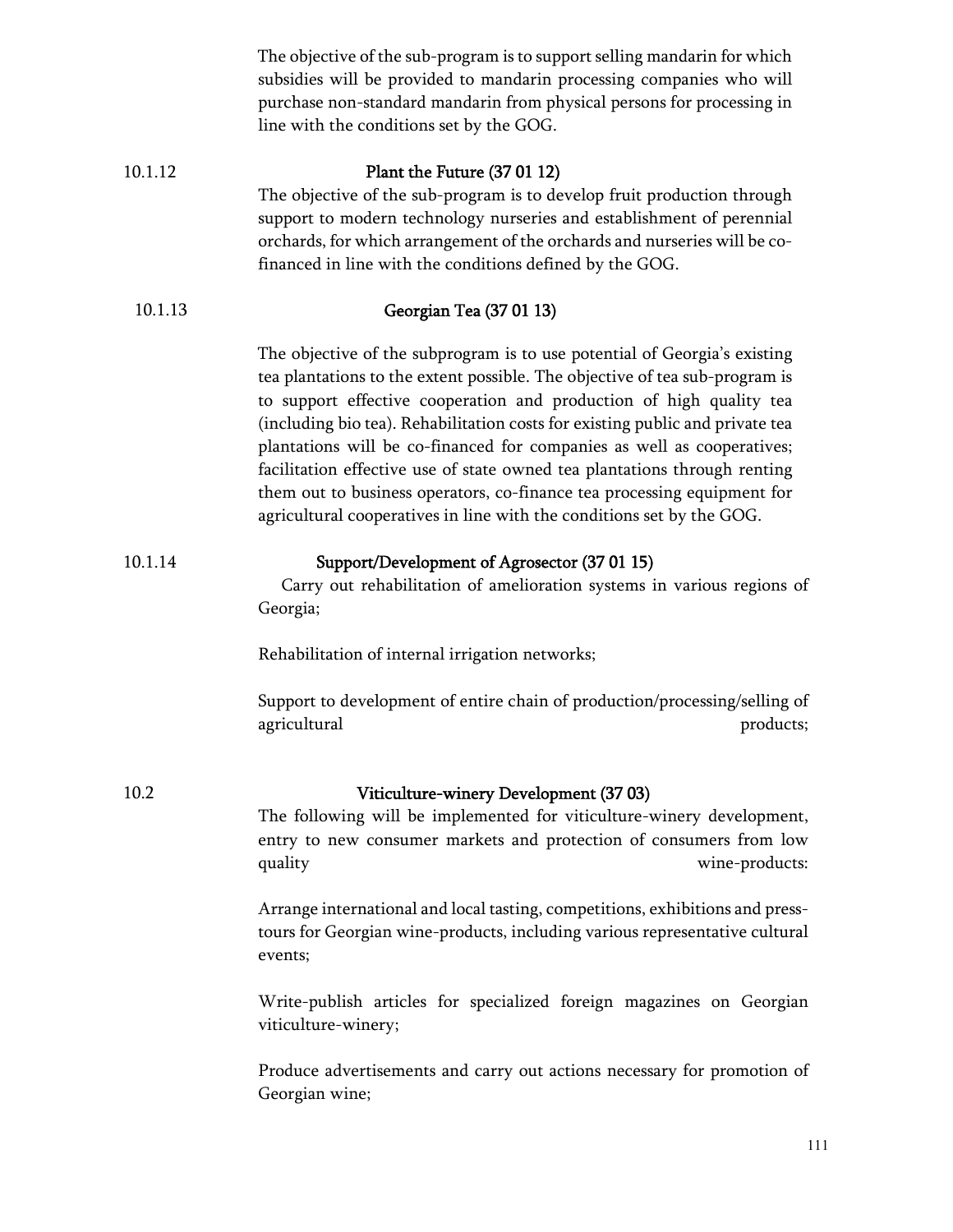The objective of the sub-program is to support selling mandarin for which subsidies will be provided to mandarin processing companies who will purchase non-standard mandarin from physical persons for processing in line with the conditions set by the GOG.

### 10.1.12 Plant the Future (37 01 12)

The objective of the sub-program is to develop fruit production through support to modern technology nurseries and establishment of perennial orchards, for which arrangement of the orchards and nurseries will be co-financed in line with the conditions defined by the GOG.

### 10.1.13 Georgian Tea (37 01 13)

The objective of the subprogram is to use potential of Georgia's existing tea plantations to the extent possible. The objective of tea sub-program is to support effective cooperation and production of high quality tea (including bio tea). Rehabilitation costs for existing public and private tea plantations will be co-financed for companies as well as cooperatives; facilitation effective use of state owned tea plantations through renting them out to business operators, co-finance tea processing equipment for agricultural cooperatives in line with the conditions set by the GOG.

### 10.1.14 Support/Development of Agrosector (37 01 15)

Carry out rehabilitation of amelioration systems in various regions of Georgia;

Rehabilitation of internal irrigation networks;

Support to development of entire chain of production/processing/selling of agricultural products;

## 10.2 Viticulture-winery Development (37 03)

The following will be implemented for viticulture-winery development, entry to new consumer markets and protection of consumers from low quality wine-products:

Arrange international and local tasting, competitions, exhibitions and press-tours for Georgian wine-products, including various representative cultural events;

Write-publish articles for specialized foreign magazines on Georgian viticulture-winery;

Produce advertisements and carry out actions necessary for promotion of Georgian wine;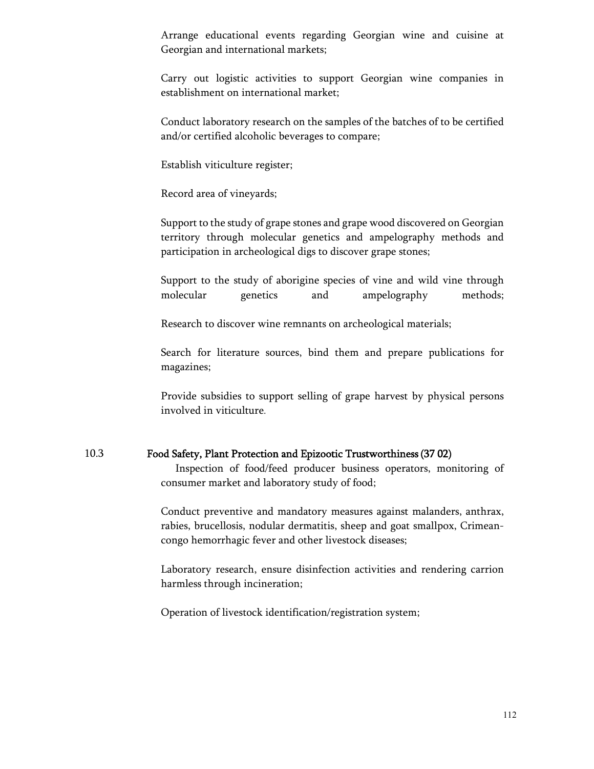Arrange educational events regarding Georgian wine and cuisine at Georgian and international markets;

Carry out logistic activities to support Georgian wine companies in establishment on international market;

Conduct laboratory research on the samples of the batches of to be certified and/or certified alcoholic beverages to compare;

Establish viticulture register;

Record area of vineyards;

Support to the study of grape stones and grape wood discovered on Georgian territory through molecular genetics and ampelography methods and participation in archeological digs to discover grape stones;

Support to the study of aborigine species of vine and wild vine through molecular genetics and ampelography methods;

Research to discover wine remnants on archeological materials;

Search for literature sources, bind them and prepare publications for magazines;

Provide subsidies to support selling of grape harvest by physical persons involved in viticulture.

### 10.3 Food Safety, Plant Protection and Epizootic Trustworthiness (37 02)

Inspection of food/feed producer business operators, monitoring of consumer market and laboratory study of food;

Conduct preventive and mandatory measures against malanders, anthrax, rabies, brucellosis, nodular dermatitis, sheep and goat smallpox, Crimean-congo hemorrhagic fever and other livestock diseases;

Laboratory research, ensure disinfection activities and rendering carrion harmless through incineration;

Operation of livestock identification/registration system;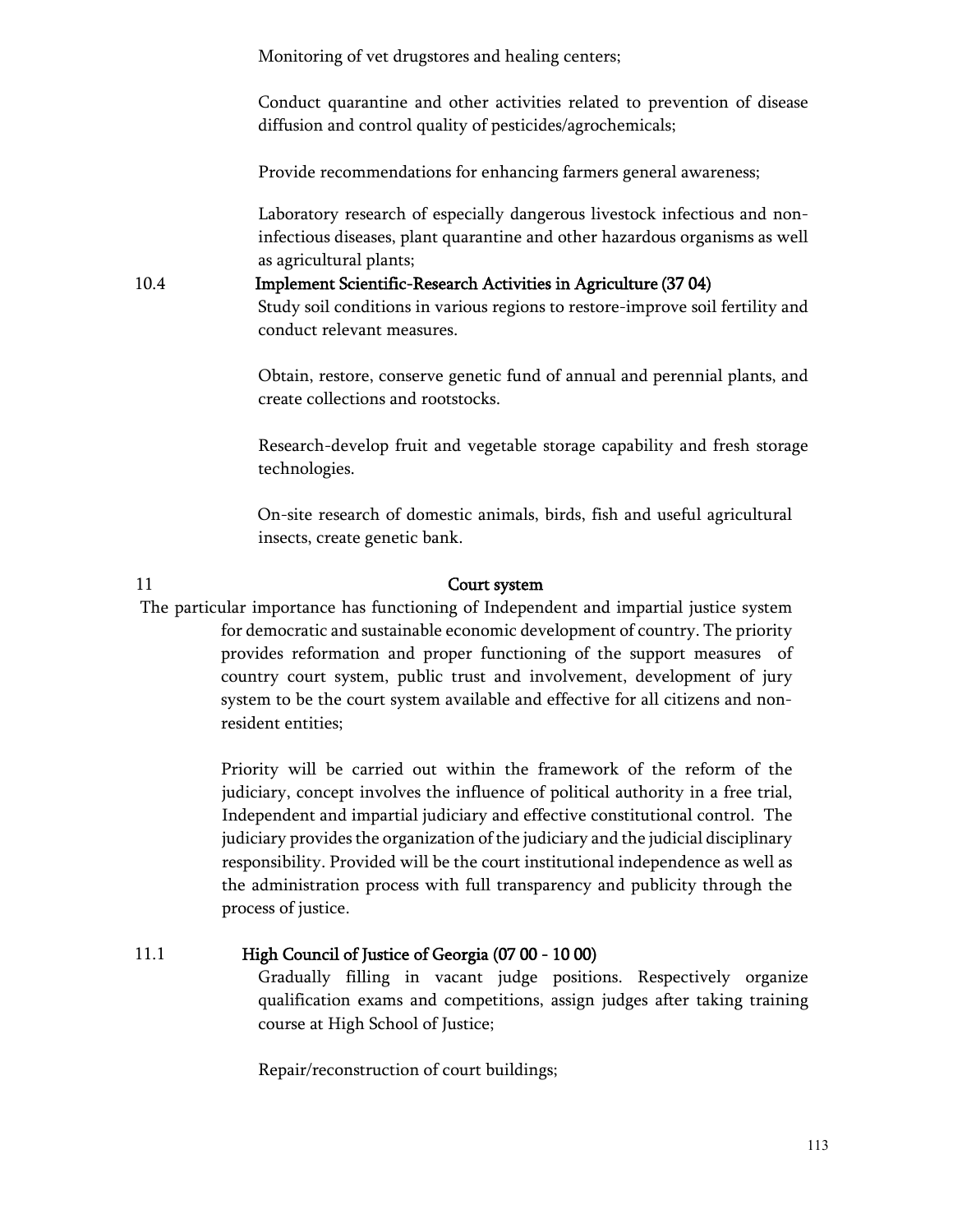Monitoring of vet drugstores and healing centers;

Conduct quarantine and other activities related to prevention of disease diffusion and control quality of pesticides/agrochemicals;

Provide recommendations for enhancing farmers general awareness;

Laboratory research of especially dangerous livestock infectious and non-infectious diseases, plant quarantine and other hazardous organisms as well as agricultural plants;

### 10.4 Implement Scientific-Research Activities in Agriculture (37 04)

Study soil conditions in various regions to restore-improve soil fertility and conduct relevant measures.

Obtain, restore, conserve genetic fund of annual and perennial plants, and create collections and rootstocks.

Research-develop fruit and vegetable storage capability and fresh storage technologies.

On-site research of domestic animals, birds, fish and useful agricultural insects, create genetic bank.

## 11 Court system

The particular importance has functioning of Independent and impartial justice system for democratic and sustainable economic development of country. The priority provides reformation and proper functioning of the support measures of country court system, public trust and involvement, development of jury system to be the court system available and effective for all citizens and non-resident entities;

Priority will be carried out within the framework of the reform of the judiciary, concept involves the influence of political authority in a free trial, Independent and impartial judiciary and effective constitutional control. The judiciary provides the organization of the judiciary and the judicial disciplinary responsibility. Provided will be the court institutional independence as well as the administration process with full transparency and publicity through the process of justice.

### 11.1 High Council of Justice of Georgia (07 00 - 10 00)

Gradually filling in vacant judge positions. Respectively organize qualification exams and competitions, assign judges after taking training course at High School of Justice;

Repair/reconstruction of court buildings;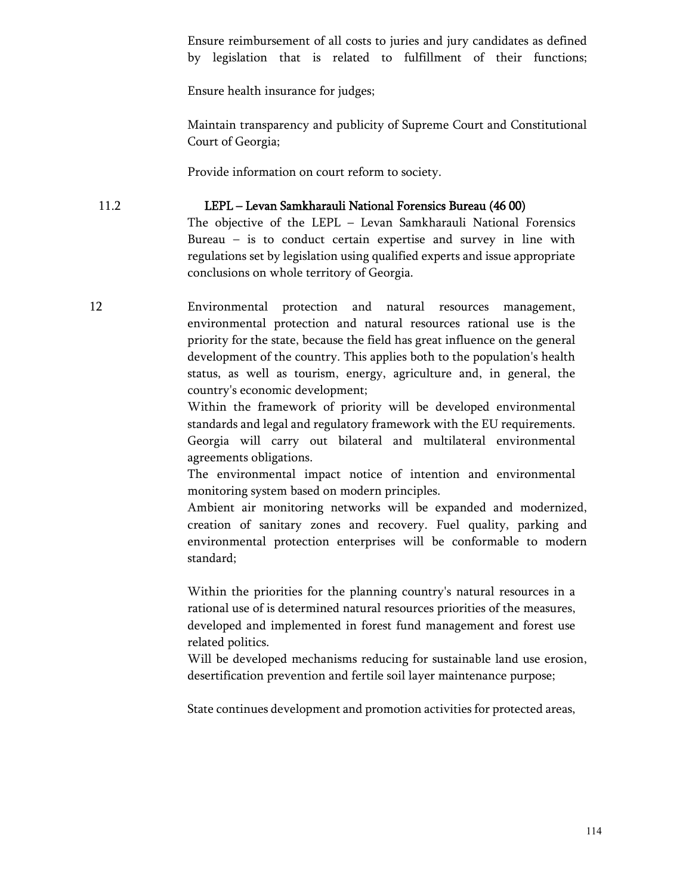Ensure reimbursement of all costs to juries and jury candidates as defined by legislation that is related to fulfillment of their functions;

Ensure health insurance for judges;

Maintain transparency and publicity of Supreme Court and Constitutional Court of Georgia;

Provide information on court reform to society.

11.2 **LEPL – Levan Samkharauli National Forensics Bureau (46 00)**

The objective of the LEPL – Levan Samkharauli National Forensics Bureau – is to conduct certain expertise and survey in line with regulations set by legislation using qualified experts and issue appropriate conclusions on whole territory of Georgia.

12 Environmental protection and natural resources management, environmental protection and natural resources rational use is the priority for the state, because the field has great influence on the general development of the country. This applies both to the population's health status, as well as tourism, energy, agriculture and, in general, the country's economic development;

Within the framework of priority will be developed environmental standards and legal and regulatory framework with the EU requirements. Georgia will carry out bilateral and multilateral environmental agreements obligations.

The environmental impact notice of intention and environmental monitoring system based on modern principles.

Ambient air monitoring networks will be expanded and modernized, creation of sanitary zones and recovery. Fuel quality, parking and environmental protection enterprises will be conformable to modern standard;

Within the priorities for the planning country's natural resources in a rational use of is determined natural resources priorities of the measures, developed and implemented in forest fund management and forest use related politics.

Will be developed mechanisms reducing for sustainable land use erosion, desertification prevention and fertile soil layer maintenance purpose;

State continues development and promotion activities for protected areas,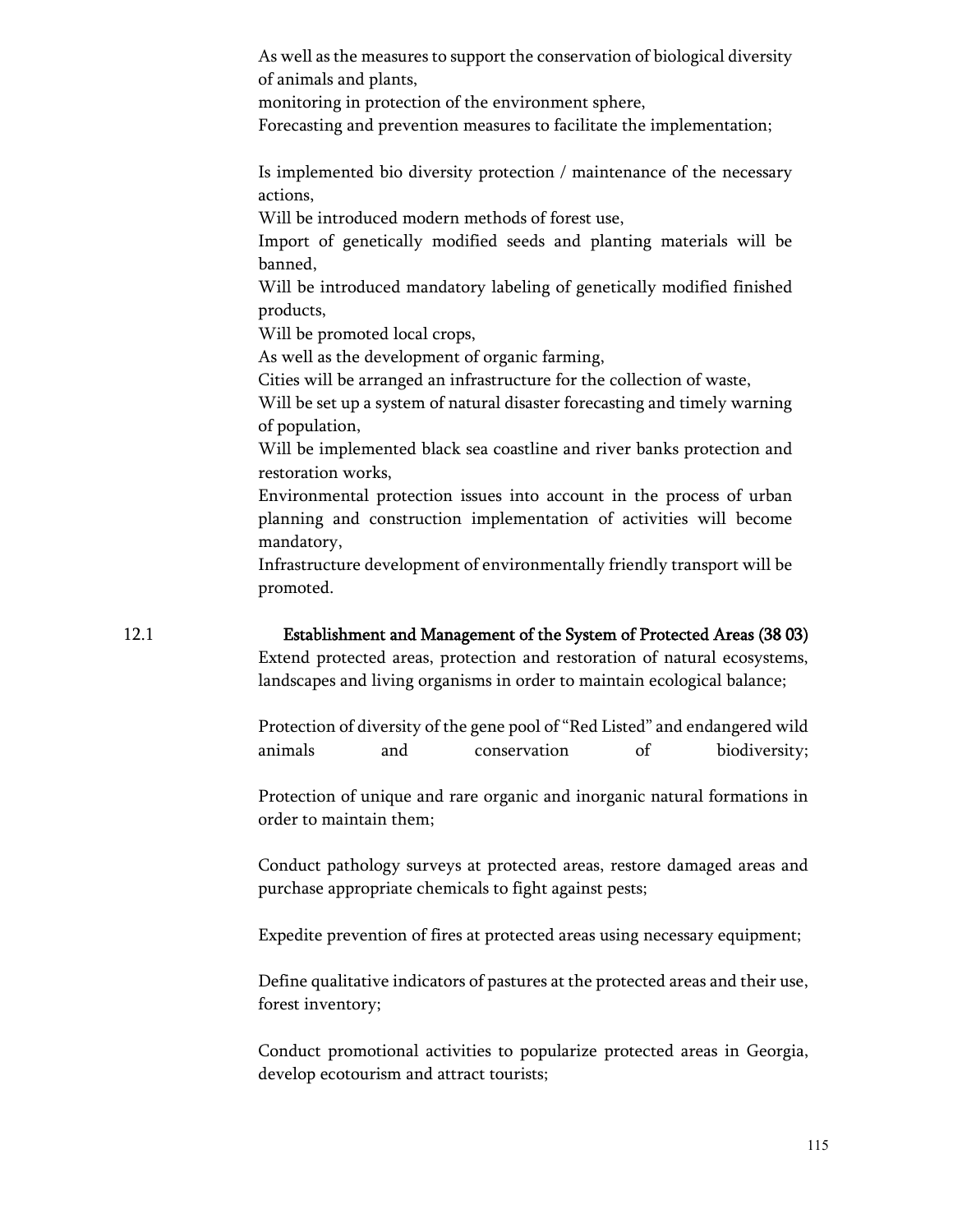As well as the measures to support the conservation of biological diversity of animals and plants,

monitoring in protection of the environment sphere,

Forecasting and prevention measures to facilitate the implementation;

Is implemented bio diversity protection / maintenance of the necessary actions,

Will be introduced modern methods of forest use,

Import of genetically modified seeds and planting materials will be banned,

Will be introduced mandatory labeling of genetically modified finished products,

Will be promoted local crops,

As well as the development of organic farming,

Cities will be arranged an infrastructure for the collection of waste,

Will be set up a system of natural disaster forecasting and timely warning of population,

Will be implemented black sea coastline and river banks protection and restoration works,

Environmental protection issues into account in the process of urban planning and construction implementation of activities will become mandatory,

Infrastructure development of environmentally friendly transport will be promoted.

## 12.1 Establishment and Management of the System of Protected Areas (38 03)

Extend protected areas, protection and restoration of natural ecosystems, landscapes and living organisms in order to maintain ecological balance;

Protection of diversity of the gene pool of "Red Listed" and endangered wild animals and conservation of biodiversity;

Protection of unique and rare organic and inorganic natural formations in order to maintain them;

Conduct pathology surveys at protected areas, restore damaged areas and purchase appropriate chemicals to fight against pests;

Expedite prevention of fires at protected areas using necessary equipment;

Define qualitative indicators of pastures at the protected areas and their use, forest inventory;

Conduct promotional activities to popularize protected areas in Georgia, develop ecotourism and attract tourists;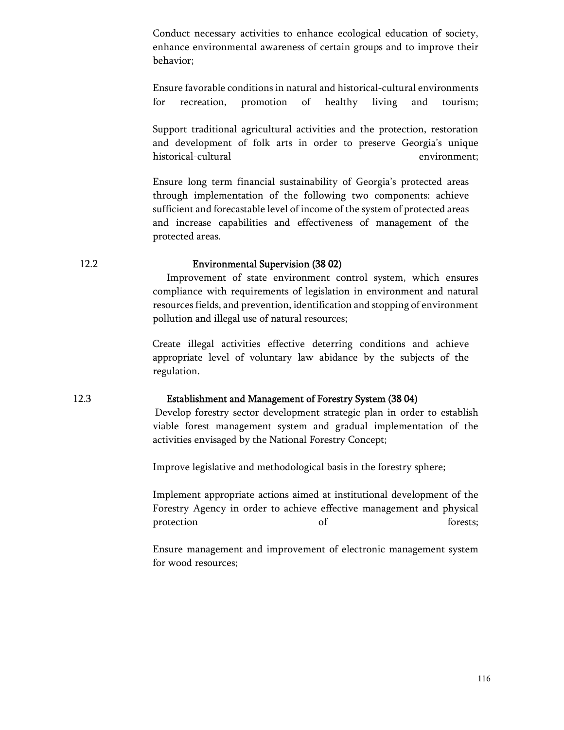Conduct necessary activities to enhance ecological education of society, enhance environmental awareness of certain groups and to improve their behavior;

Ensure favorable conditions in natural and historical-cultural environments for recreation, promotion of healthy living and tourism;

Support traditional agricultural activities and the protection, restoration and development of folk arts in order to preserve Georgia's unique historical-cultural environment;

Ensure long term financial sustainability of Georgia's protected areas through implementation of the following two components: achieve sufficient and forecastable level of income of the system of protected areas and increase capabilities and effectiveness of management of the protected areas.

### 12.2 Environmental Supervision (38 02)

Improvement of state environment control system, which ensures compliance with requirements of legislation in environment and natural resources fields, and prevention, identification and stopping of environment pollution and illegal use of natural resources;

Create illegal activities effective deterring conditions and achieve appropriate level of voluntary law abidance by the subjects of the regulation.

### 12.3 Establishment and Management of Forestry System (38 04)

Develop forestry sector development strategic plan in order to establish viable forest management system and gradual implementation of the activities envisaged by the National Forestry Concept;

Improve legislative and methodological basis in the forestry sphere;

Implement appropriate actions aimed at institutional development of the Forestry Agency in order to achieve effective management and physical protection of forests;

Ensure management and improvement of electronic management system for wood resources;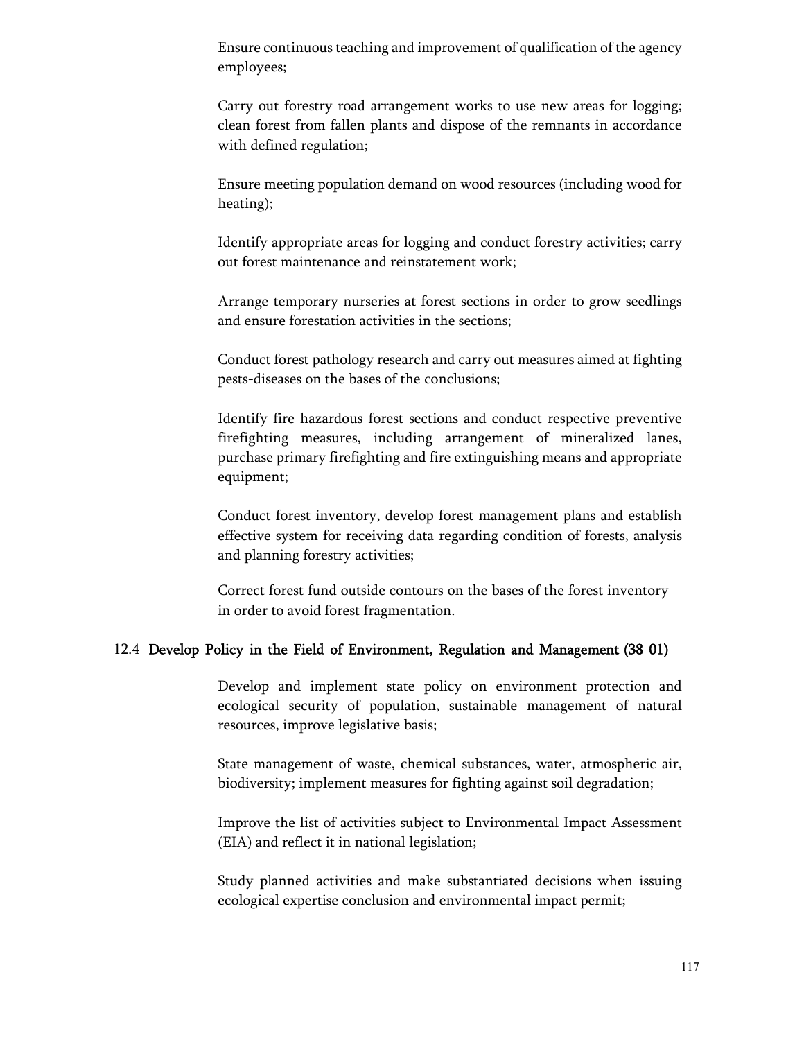Ensure continuous teaching and improvement of qualification of the agency employees;

Carry out forestry road arrangement works to use new areas for logging; clean forest from fallen plants and dispose of the remnants in accordance with defined regulation;

Ensure meeting population demand on wood resources (including wood for heating);

Identify appropriate areas for logging and conduct forestry activities; carry out forest maintenance and reinstatement work;

Arrange temporary nurseries at forest sections in order to grow seedlings and ensure forestation activities in the sections;

Conduct forest pathology research and carry out measures aimed at fighting pests-diseases on the bases of the conclusions;

Identify fire hazardous forest sections and conduct respective preventive firefighting measures, including arrangement of mineralized lanes, purchase primary firefighting and fire extinguishing means and appropriate equipment;

Conduct forest inventory, develop forest management plans and establish effective system for receiving data regarding condition of forests, analysis and planning forestry activities;

Correct forest fund outside contours on the bases of the forest inventory in order to avoid forest fragmentation.

### 12.4 Develop Policy in the Field of Environment, Regulation and Management (38 01)

Develop and implement state policy on environment protection and ecological security of population, sustainable management of natural resources, improve legislative basis;

State management of waste, chemical substances, water, atmospheric air, biodiversity; implement measures for fighting against soil degradation;

Improve the list of activities subject to Environmental Impact Assessment (EIA) and reflect it in national legislation;

Study planned activities and make substantiated decisions when issuing ecological expertise conclusion and environmental impact permit;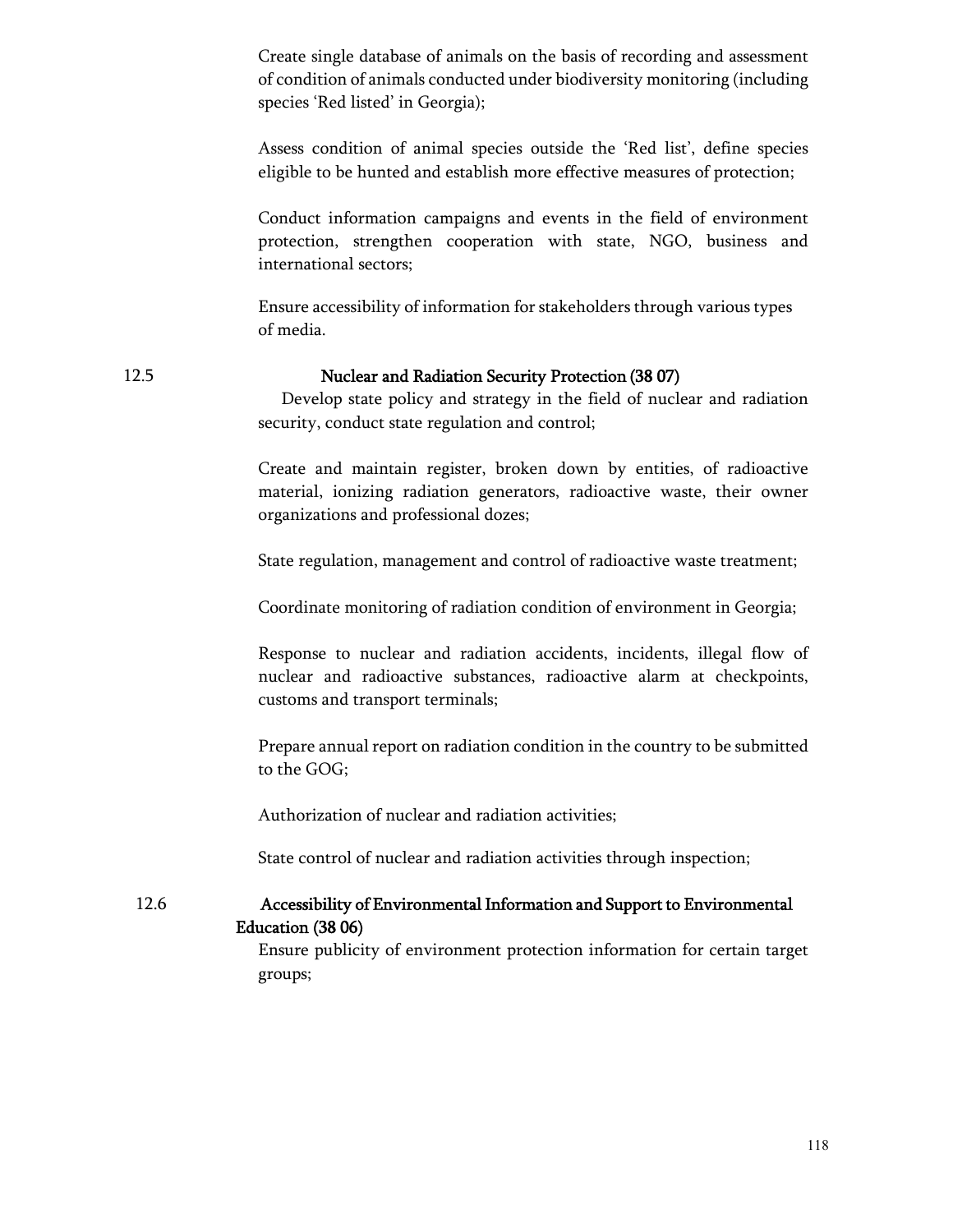Create single database of animals on the basis of recording and assessment of condition of animals conducted under biodiversity monitoring (including species 'Red listed' in Georgia);

Assess condition of animal species outside the 'Red list', define species eligible to be hunted and establish more effective measures of protection;

Conduct information campaigns and events in the field of environment protection, strengthen cooperation with state, NGO, business and international sectors;

Ensure accessibility of information for stakeholders through various types of media.

### 12.5 Nuclear and Radiation Security Protection (38 07)

Develop state policy and strategy in the field of nuclear and radiation security, conduct state regulation and control;

Create and maintain register, broken down by entities, of radioactive material, ionizing radiation generators, radioactive waste, their owner organizations and professional dozes;

State regulation, management and control of radioactive waste treatment;

Coordinate monitoring of radiation condition of environment in Georgia;

Response to nuclear and radiation accidents, incidents, illegal flow of nuclear and radioactive substances, radioactive alarm at checkpoints, customs and transport terminals;

Prepare annual report on radiation condition in the country to be submitted to the GOG;

Authorization of nuclear and radiation activities;

State control of nuclear and radiation activities through inspection;

### 12.6 Accessibility of Environmental Information and Support to Environmental Education (38 06)

Ensure publicity of environment protection information for certain target groups;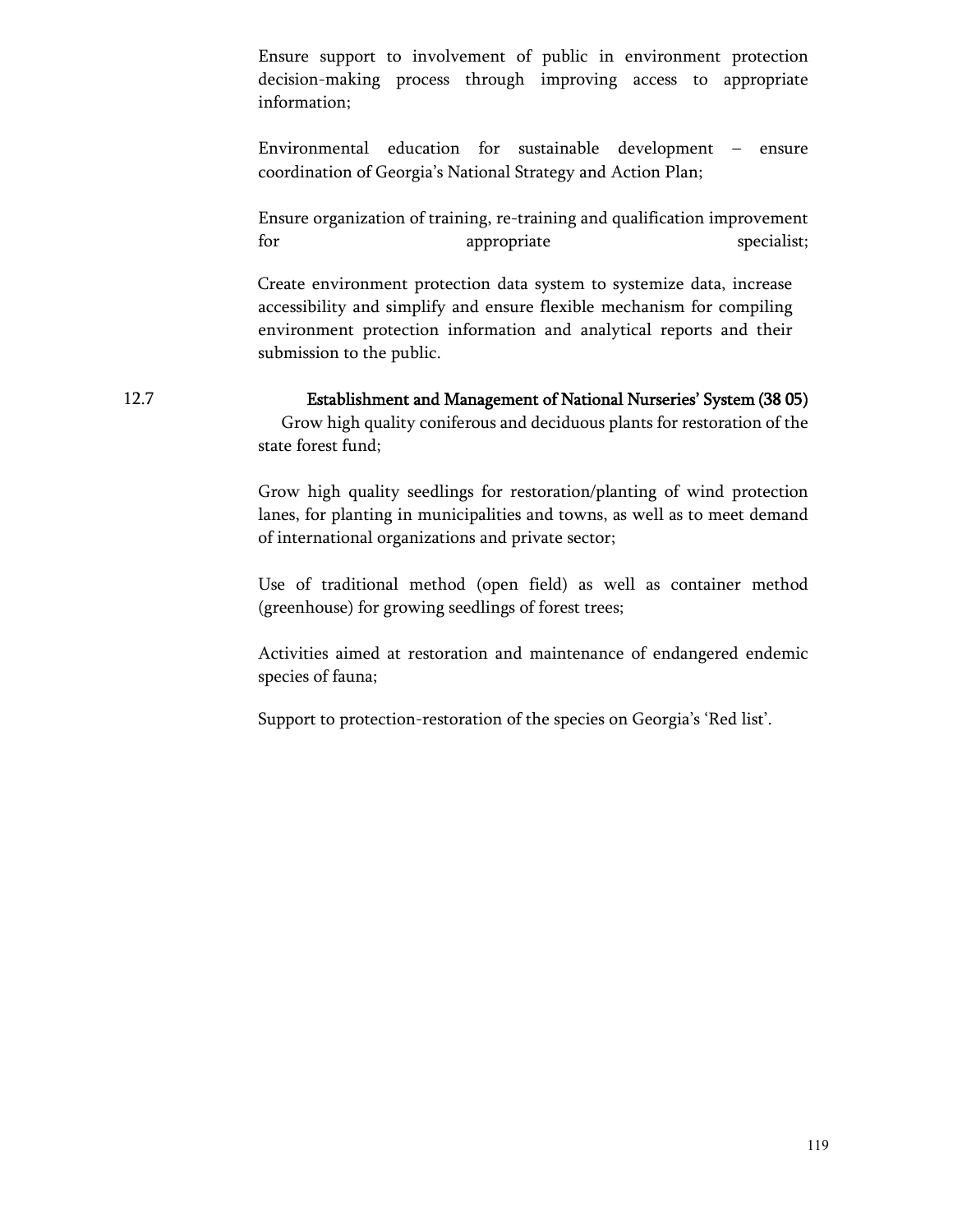Ensure support to involvement of public in environment protection decision-making process through improving access to appropriate information;

Environmental education for sustainable development – ensure coordination of Georgia's National Strategy and Action Plan;

Ensure organization of training, re-training and qualification improvement for appropriate specialist;

Create environment protection data system to systemize data, increase accessibility and simplify and ensure flexible mechanism for compiling environment protection information and analytical reports and their submission to the public.

## 12.7 Establishment and Management of National Nurseries' System (38 05)

Grow high quality coniferous and deciduous plants for restoration of the state forest fund;

Grow high quality seedlings for restoration/planting of wind protection lanes, for planting in municipalities and towns, as well as to meet demand of international organizations and private sector;

Use of traditional method (open field) as well as container method (greenhouse) for growing seedlings of forest trees;

Activities aimed at restoration and maintenance of endangered endemic species of fauna;

Support to protection-restoration of the species on Georgia's 'Red list'.